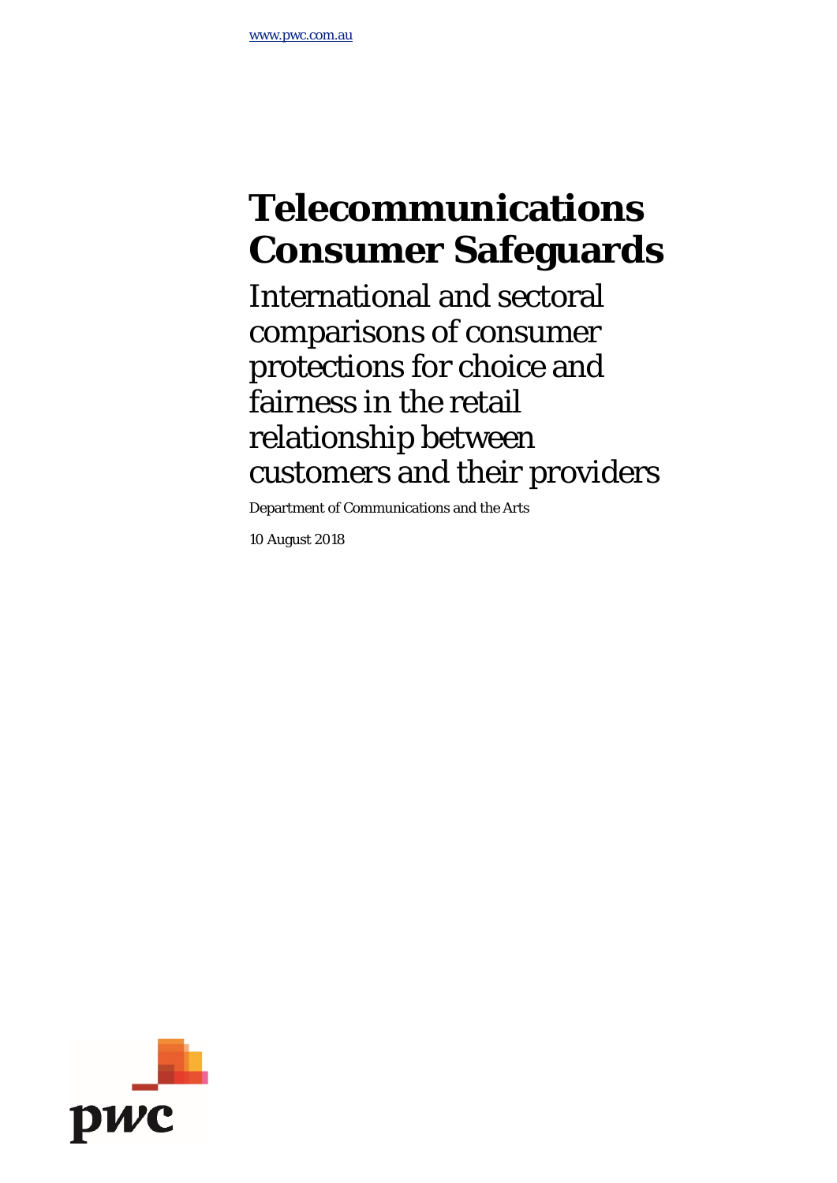www.pwc.com.au

# Telecommunications Consumer Safeguards

## International and sectoral comparisons of consumer protections for choice and fairness in the retail relationship between customers and their providers

Department of Communications and the Arts

10 August 2018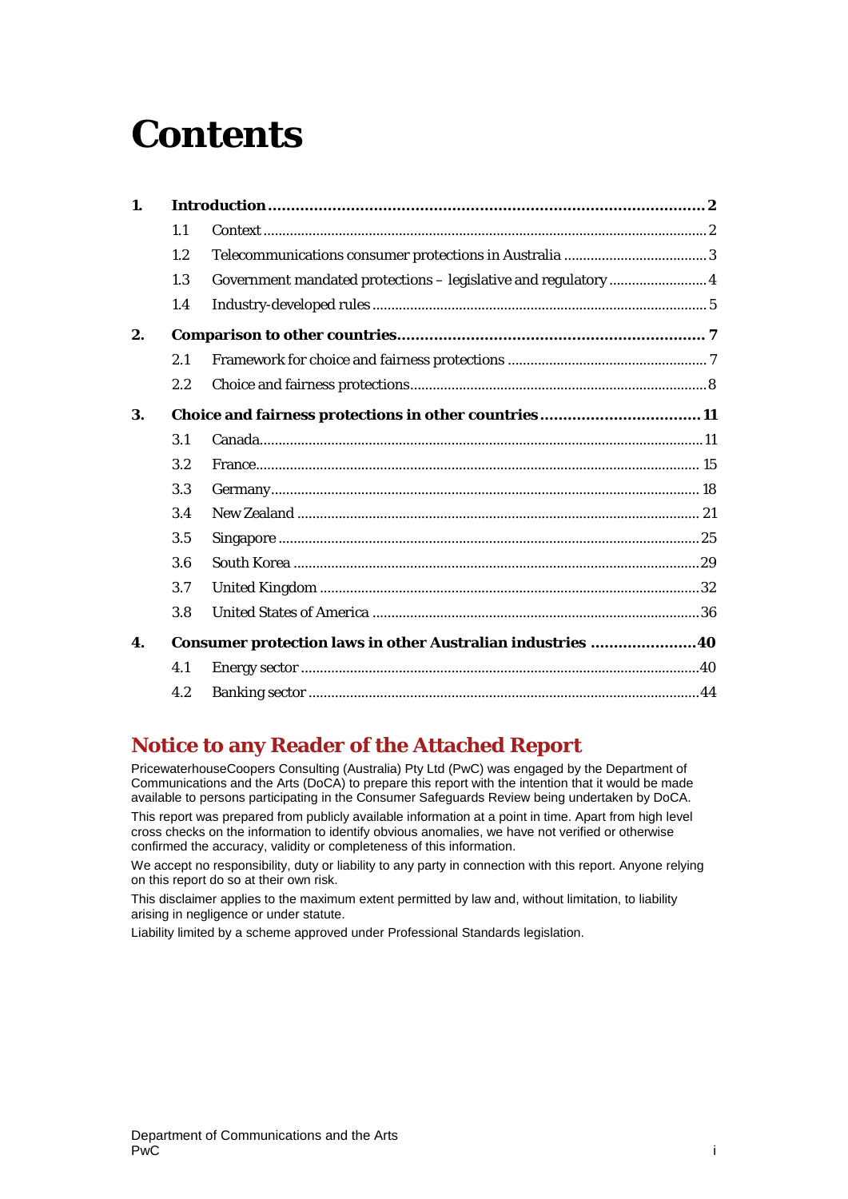# Contents

| | | | |
|---|---|---|---|
| **1.** | **Introduction** | | **2** |
| | 1.1 | Context | 2 |
| | 1.2 | Telecommunications consumer protections in Australia | 3 |
| | 1.3 | Government mandated protections – legislative and regulatory | 4 |
| | 1.4 | Industry-developed rules | 5 |
| **2.** | **Comparison to other countries** | | **7** |
| | 2.1 | Framework for choice and fairness protections | 7 |
| | 2.2 | Choice and fairness protections | 8 |
| **3.** | **Choice and fairness protections in other countries** | | **11** |
| | 3.1 | Canada | 11 |
| | 3.2 | France | 15 |
| | 3.3 | Germany | 18 |
| | 3.4 | New Zealand | 21 |
| | 3.5 | Singapore | 25 |
| | 3.6 | South Korea | 29 |
| | 3.7 | United Kingdom | 32 |
| | 3.8 | United States of America | 36 |
| **4.** | **Consumer protection laws in other Australian industries** | | **40** |
| | 4.1 | Energy sector | 40 |
| | 4.2 | Banking sector | 44 |

## Notice to any Reader of the Attached Report

PricewaterhouseCoopers Consulting (Australia) Pty Ltd (PwC) was engaged by the Department of Communications and the Arts (DoCA) to prepare this report with the intention that it would be made available to persons participating in the Consumer Safeguards Review being undertaken by DoCA.

This report was prepared from publicly available information at a point in time. Apart from high level cross checks on the information to identify obvious anomalies, we have not verified or otherwise confirmed the accuracy, validity or completeness of this information.

We accept no responsibility, duty or liability to any party in connection with this report. Anyone relying on this report do so at their own risk.

This disclaimer applies to the maximum extent permitted by law and, without limitation, to liability arising in negligence or under statute.

Liability limited by a scheme approved under Professional Standards legislation.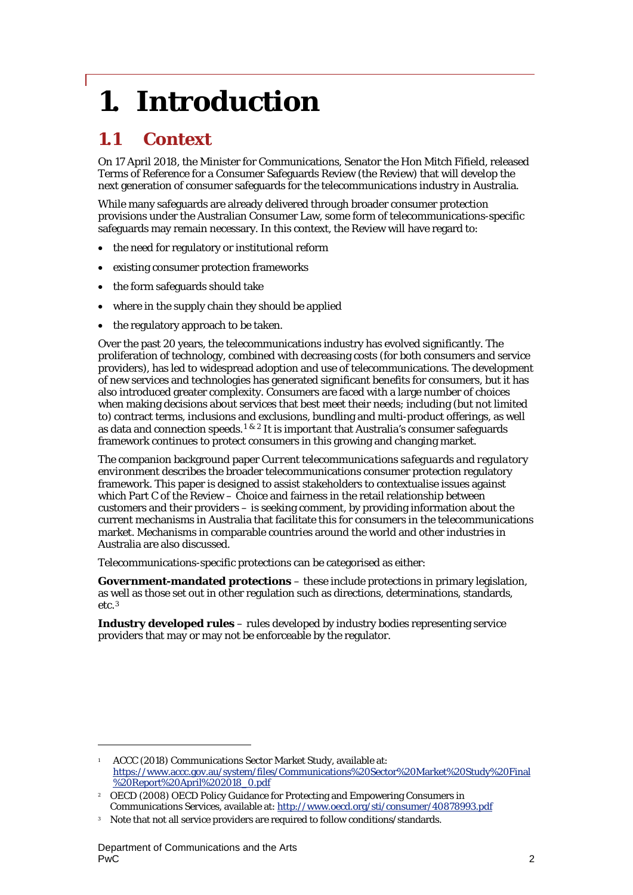# 1. Introduction

## 1.1 Context

On 17 April 2018, the Minister for Communications, Senator the Hon Mitch Fifield, released Terms of Reference for a Consumer Safeguards Review (the Review) that will develop the next generation of consumer safeguards for the telecommunications industry in Australia.

While many safeguards are already delivered through broader consumer protection provisions under the Australian Consumer Law, some form of telecommunications-specific safeguards may remain necessary. In this context, the Review will have regard to:

- the need for regulatory or institutional reform
- existing consumer protection frameworks
- the form safeguards should take
- where in the supply chain they should be applied
- the regulatory approach to be taken.

Over the past 20 years, the telecommunications industry has evolved significantly. The proliferation of technology, combined with decreasing costs (for both consumers and service providers), has led to widespread adoption and use of telecommunications. The development of new services and technologies has generated significant benefits for consumers, but it has also introduced greater complexity. Consumers are faced with a large number of choices when making decisions about services that best meet their needs; including (but not limited to) contract terms, inclusions and exclusions, bundling and multi-product offerings, as well as data and connection speeds.[1 & 2] It is important that Australia's consumer safeguards framework continues to protect consumers in this growing and changing market.

The companion background paper *Current telecommunications safeguards and regulatory environment* describes the broader telecommunications consumer protection regulatory framework. This paper is designed to assist stakeholders to contextualise issues against which Part C of the Review – Choice and fairness in the retail relationship between customers and their providers – is seeking comment, by providing information about the current mechanisms in Australia that facilitate this for consumers in the telecommunications market. Mechanisms in comparable countries around the world and other industries in Australia are also discussed.

Telecommunications-specific protections can be categorised as either:

**Government-mandated protections** – these include protections in primary legislation, as well as those set out in other regulation such as directions, determinations, standards, etc.[3]

**Industry developed rules** – rules developed by industry bodies representing service providers that may or may not be enforceable by the regulator.

---

[1] ACCC (2018) Communications Sector Market Study, available at: https://www.accc.gov.au/system/files/Communications%20Sector%20Market%20Study%20Final%20Report%20April%202018_0.pdf

[2] OECD (2008) OECD Policy Guidance for Protecting and Empowering Consumers in Communications Services, available at: http://www.oecd.org/sti/consumer/40878993.pdf

[3] Note that not all service providers are required to follow conditions/standards.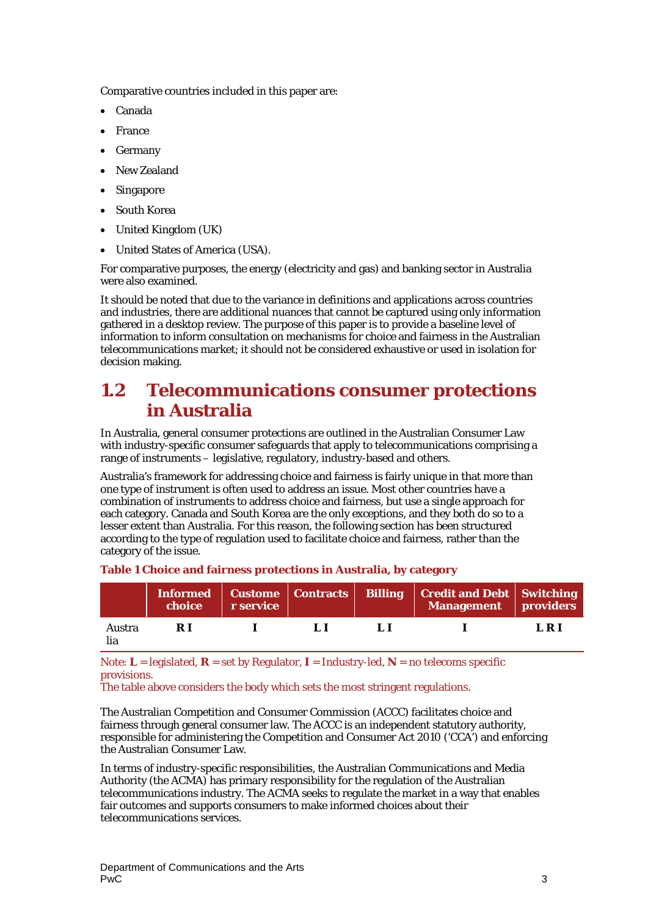Comparative countries included in this paper are:

- Canada
- France
- Germany
- New Zealand
- Singapore
- South Korea
- United Kingdom (UK)
- United States of America (USA).

For comparative purposes, the energy (electricity and gas) and banking sector in Australia were also examined.

It should be noted that due to the variance in definitions and applications across countries and industries, there are additional nuances that cannot be captured using only information gathered in a desktop review. The purpose of this paper is to provide a baseline level of information to inform consultation on mechanisms for choice and fairness in the Australian telecommunications market; it should not be considered exhaustive or used in isolation for decision making.

## 1.2 Telecommunications consumer protections in Australia

In Australia, general consumer protections are outlined in the Australian Consumer Law with industry-specific consumer safeguards that apply to telecommunications comprising a range of instruments – legislative, regulatory, industry-based and others.

Australia's framework for addressing choice and fairness is fairly unique in that more than one type of instrument is often used to address an issue. Most other countries have a combination of instruments to address choice and fairness, but use a single approach for each category. Canada and South Korea are the only exceptions, and they both do so to a lesser extent than Australia. For this reason, the following section has been structured according to the type of regulation used to facilitate choice and fairness, rather than the category of the issue.

**Table 1 Choice and fairness protections in Australia, by category**

| | Informed choice | Customer service | Contracts | Billing | Credit and Debt Management | Switching providers |
|---|---|---|---|---|---|---|
| Australia | **R I** | **I** | **L I** | **L I** | **I** | **L R I** |

Note: **L** = legislated, **R** = set by Regulator, **I** = Industry-led, **N** = no telecoms specific provisions.
The table above considers the body which sets the most stringent regulations.

The Australian Competition and Consumer Commission (ACCC) facilitates choice and fairness through general consumer law. The ACCC is an independent statutory authority, responsible for administering the Competition and Consumer Act 2010 ('CCA') and enforcing the Australian Consumer Law.

In terms of industry-specific responsibilities, the Australian Communications and Media Authority (the ACMA) has primary responsibility for the regulation of the Australian telecommunications industry. The ACMA seeks to regulate the market in a way that enables fair outcomes and supports consumers to make informed choices about their telecommunications services.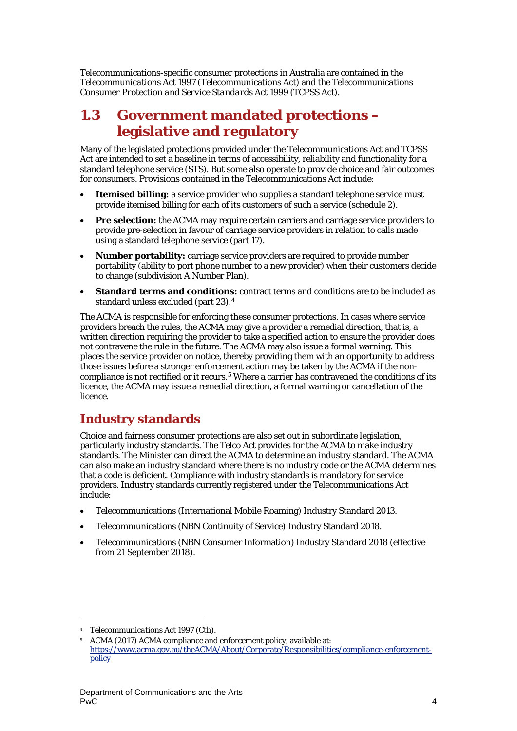Telecommunications-specific consumer protections in Australia are contained in the *Telecommunications Act 1997* (Telecommunications Act) and the *Telecommunications Consumer Protection and Service Standards Act 1999* (TCPSS Act).

## 1.3 Government mandated protections – legislative and regulatory

Many of the legislated protections provided under the Telecommunications Act and TCPSS Act are intended to set a baseline in terms of accessibility, reliability and functionality for a standard telephone service (STS). But some also operate to provide choice and fair outcomes for consumers. Provisions contained in the Telecommunications Act include:

- **Itemised billing:** a service provider who supplies a standard telephone service must provide itemised billing for each of its customers of such a service (schedule 2).
- **Pre selection:** the ACMA may require certain carriers and carriage service providers to provide pre-selection in favour of carriage service providers in relation to calls made using a standard telephone service (part 17).
- **Number portability:** carriage service providers are required to provide number portability (ability to port phone number to a new provider) when their customers decide to change (subdivision A Number Plan).
- **Standard terms and conditions:** contract terms and conditions are to be included as standard unless excluded (part 23).[4]

The ACMA is responsible for enforcing these consumer protections. In cases where service providers breach the rules, the ACMA may give a provider a remedial direction, that is, a written direction requiring the provider to take a specified action to ensure the provider does not contravene the rule in the future. The ACMA may also issue a formal warning. This places the service provider on notice, thereby providing them with an opportunity to address those issues before a stronger enforcement action may be taken by the ACMA if the non-compliance is not rectified or it recurs.[5] Where a carrier has contravened the conditions of its licence, the ACMA may issue a remedial direction, a formal warning or cancellation of the licence.

### Industry standards

Choice and fairness consumer protections are also set out in subordinate legislation, particularly industry standards. The Telco Act provides for the ACMA to make industry standards. The Minister can direct the ACMA to determine an industry standard. The ACMA can also make an industry standard where there is no industry code or the ACMA determines that a code is deficient. Compliance with industry standards is mandatory for service providers. Industry standards currently registered under the Telecommunications Act include:

- Telecommunications (International Mobile Roaming) Industry Standard 2013.
- Telecommunications (NBN Continuity of Service) Industry Standard 2018.
- Telecommunications (NBN Consumer Information) Industry Standard 2018 (effective from 21 September 2018).

---

[4] *Telecommunications Act 1997* (Cth).

[5] ACMA (2017) ACMA compliance and enforcement policy, available at: https://www.acma.gov.au/theACMA/About/Corporate/Responsibilities/compliance-enforcement-policy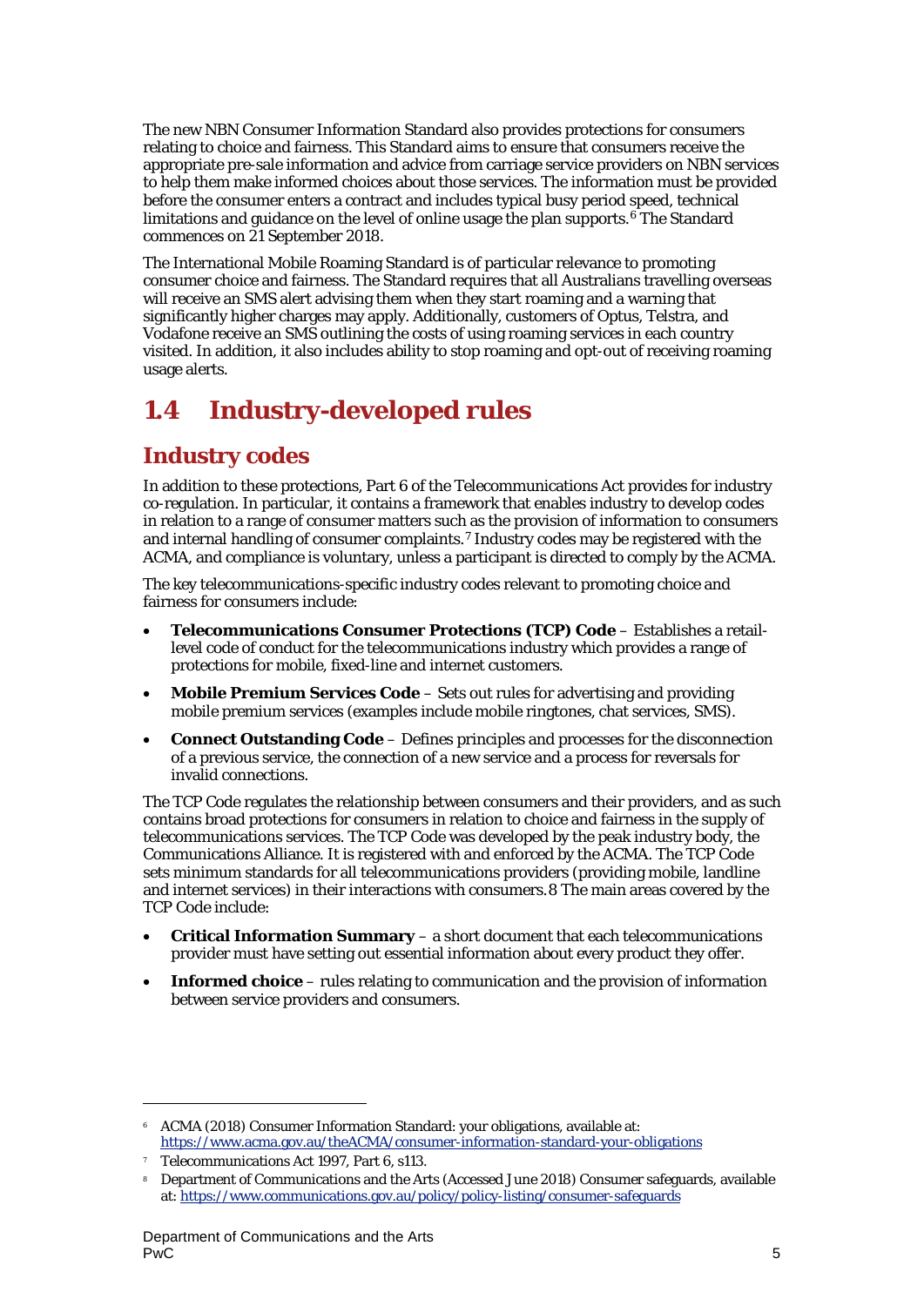The new NBN Consumer Information Standard also provides protections for consumers relating to choice and fairness. This Standard aims to ensure that consumers receive the appropriate pre-sale information and advice from carriage service providers on NBN services to help them make informed choices about those services. The information must be provided before the consumer enters a contract and includes typical busy period speed, technical limitations and guidance on the level of online usage the plan supports.[6] The Standard commences on 21 September 2018.

The International Mobile Roaming Standard is of particular relevance to promoting consumer choice and fairness. The Standard requires that all Australians travelling overseas will receive an SMS alert advising them when they start roaming and a warning that significantly higher charges may apply. Additionally, customers of Optus, Telstra, and Vodafone receive an SMS outlining the costs of using roaming services in each country visited. In addition, it also includes ability to stop roaming and opt-out of receiving roaming usage alerts.

## 1.4 Industry-developed rules

### Industry codes

In addition to these protections, Part 6 of the Telecommunications Act provides for industry co-regulation. In particular, it contains a framework that enables industry to develop codes in relation to a range of consumer matters such as the provision of information to consumers and internal handling of consumer complaints.[7] Industry codes may be registered with the ACMA, and compliance is voluntary, unless a participant is directed to comply by the ACMA.

The key telecommunications-specific industry codes relevant to promoting choice and fairness for consumers include:

- **Telecommunications Consumer Protections (TCP) Code** – Establishes a retail-level code of conduct for the telecommunications industry which provides a range of protections for mobile, fixed-line and internet customers.
- **Mobile Premium Services Code** – Sets out rules for advertising and providing mobile premium services (examples include mobile ringtones, chat services, SMS).
- **Connect Outstanding Code** – Defines principles and processes for the disconnection of a previous service, the connection of a new service and a process for reversals for invalid connections.

The TCP Code regulates the relationship between consumers and their providers, and as such contains broad protections for consumers in relation to choice and fairness in the supply of telecommunications services. The TCP Code was developed by the peak industry body, the Communications Alliance. It is registered with and enforced by the ACMA. The TCP Code sets minimum standards for all telecommunications providers (providing mobile, landline and internet services) in their interactions with consumers.[8] The main areas covered by the TCP Code include:

- **Critical Information Summary** – a short document that each telecommunications provider must have setting out essential information about every product they offer.
- **Informed choice** – rules relating to communication and the provision of information between service providers and consumers.

---

[6] ACMA (2018) Consumer Information Standard: your obligations, available at: https://www.acma.gov.au/theACMA/consumer-information-standard-your-obligations

[7] Telecommunications Act 1997, Part 6, s113.

[8] Department of Communications and the Arts (Accessed June 2018) Consumer safeguards, available at: https://www.communications.gov.au/policy/policy-listing/consumer-safeguards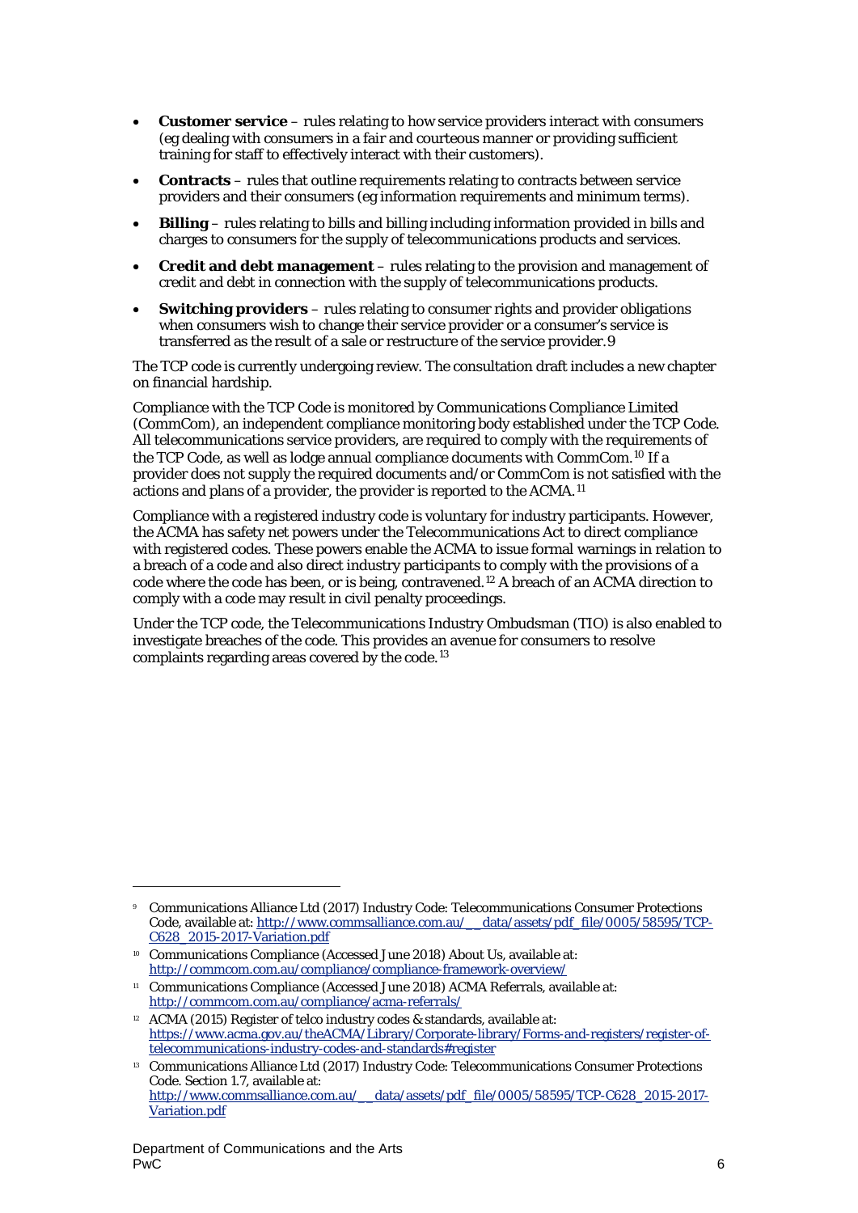- **Customer service** – rules relating to how service providers interact with consumers (eg dealing with consumers in a fair and courteous manner or providing sufficient training for staff to effectively interact with their customers).
- **Contracts** – rules that outline requirements relating to contracts between service providers and their consumers (eg information requirements and minimum terms).
- **Billing** – rules relating to bills and billing including information provided in bills and charges to consumers for the supply of telecommunications products and services.
- **Credit and debt management** – rules relating to the provision and management of credit and debt in connection with the supply of telecommunications products.
- **Switching providers** – rules relating to consumer rights and provider obligations when consumers wish to change their service provider or a consumer's service is transferred as the result of a sale or restructure of the service provider.[9]

The TCP code is currently undergoing review. The consultation draft includes a new chapter on financial hardship.

Compliance with the TCP Code is monitored by Communications Compliance Limited (CommCom), an independent compliance monitoring body established under the TCP Code. All telecommunications service providers, are required to comply with the requirements of the TCP Code, as well as lodge annual compliance documents with CommCom.[10] If a provider does not supply the required documents and/or CommCom is not satisfied with the actions and plans of a provider, the provider is reported to the ACMA.[11]

Compliance with a registered industry code is voluntary for industry participants. However, the ACMA has safety net powers under the Telecommunications Act to direct compliance with registered codes. These powers enable the ACMA to issue formal warnings in relation to a breach of a code and also direct industry participants to comply with the provisions of a code where the code has been, or is being, contravened.[12] A breach of an ACMA direction to comply with a code may result in civil penalty proceedings.

Under the TCP code, the Telecommunications Industry Ombudsman (TIO) is also enabled to investigate breaches of the code. This provides an avenue for consumers to resolve complaints regarding areas covered by the code.[13]

---

[9] Communications Alliance Ltd (2017) Industry Code: Telecommunications Consumer Protections Code, available at: http://www.commsalliance.com.au/__data/assets/pdf_file/0005/58595/TCP-C628_2015-2017-Variation.pdf

[10] Communications Compliance (Accessed June 2018) About Us, available at: http://commcom.com.au/compliance/compliance-framework-overview/

[11] Communications Compliance (Accessed June 2018) ACMA Referrals, available at: http://commcom.com.au/compliance/acma-referrals/

[12] ACMA (2015) Register of telco industry codes & standards, available at: https://www.acma.gov.au/theACMA/Library/Corporate-library/Forms-and-registers/register-of-telecommunications-industry-codes-and-standards#register

[13] Communications Alliance Ltd (2017) Industry Code: Telecommunications Consumer Protections Code. Section 1.7, available at: http://www.commsalliance.com.au/__data/assets/pdf_file/0005/58595/TCP-C628_2015-2017-Variation.pdf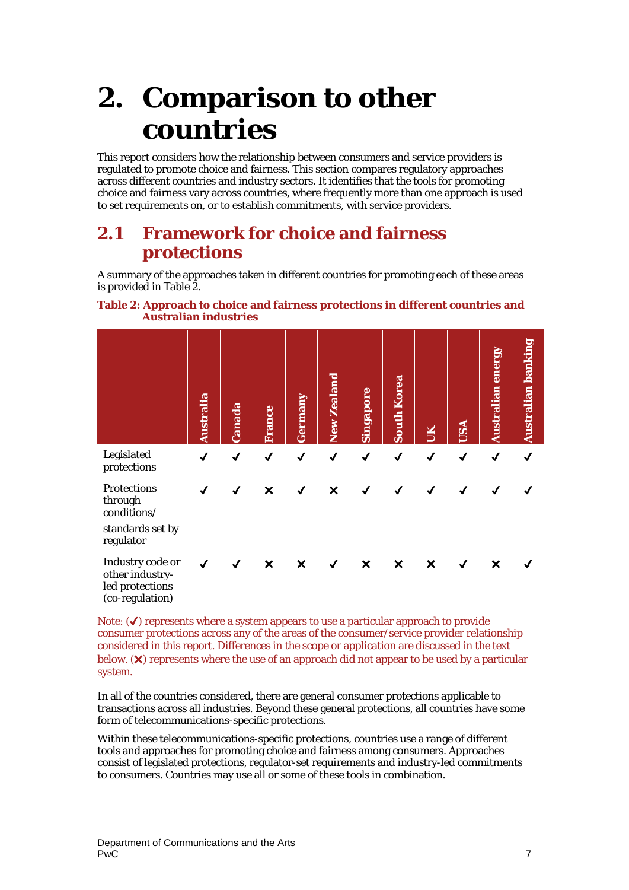# 2. Comparison to other countries

This report considers how the relationship between consumers and service providers is regulated to promote choice and fairness. This section compares regulatory approaches across different countries and industry sectors. It identifies that the tools for promoting choice and fairness vary across countries, where frequently more than one approach is used to set requirements on, or to establish commitments, with service providers.

## 2.1 Framework for choice and fairness protections

A summary of the approaches taken in different countries for promoting each of these areas is provided in Table 2.

**Table 2: Approach to choice and fairness protections in different countries and Australian industries**

| | Australia | Canada | France | Germany | New Zealand | Singapore | South Korea | UK | USA | Australian energy | Australian banking |
|---|---|---|---|---|---|---|---|---|---|---|---|
| Legislated protections | ✓ | ✓ | ✓ | ✓ | ✓ | ✓ | ✓ | ✓ | ✓ | ✓ | ✓ |
| Protections through conditions/ standards set by regulator | ✓ | ✓ | ✗ | ✓ | ✗ | ✓ | ✓ | ✓ | ✓ | ✓ | ✓ |
| Industry code or other industry-led protections (co-regulation) | ✓ | ✓ | ✗ | ✗ | ✓ | ✗ | ✗ | ✗ | ✓ | ✗ | ✓ |

Note: (✓) represents where a system appears to use a particular approach to provide consumer protections across any of the areas of the consumer/service provider relationship considered in this report. Differences in the scope or application are discussed in the text below. (✗) represents where the use of an approach did not appear to be used by a particular system.

In all of the countries considered, there are general consumer protections applicable to transactions across all industries. Beyond these general protections, all countries have some form of telecommunications-specific protections.

Within these telecommunications-specific protections, countries use a range of different tools and approaches for promoting choice and fairness among consumers. Approaches consist of legislated protections, regulator-set requirements and industry-led commitments to consumers. Countries may use all or some of these tools in combination.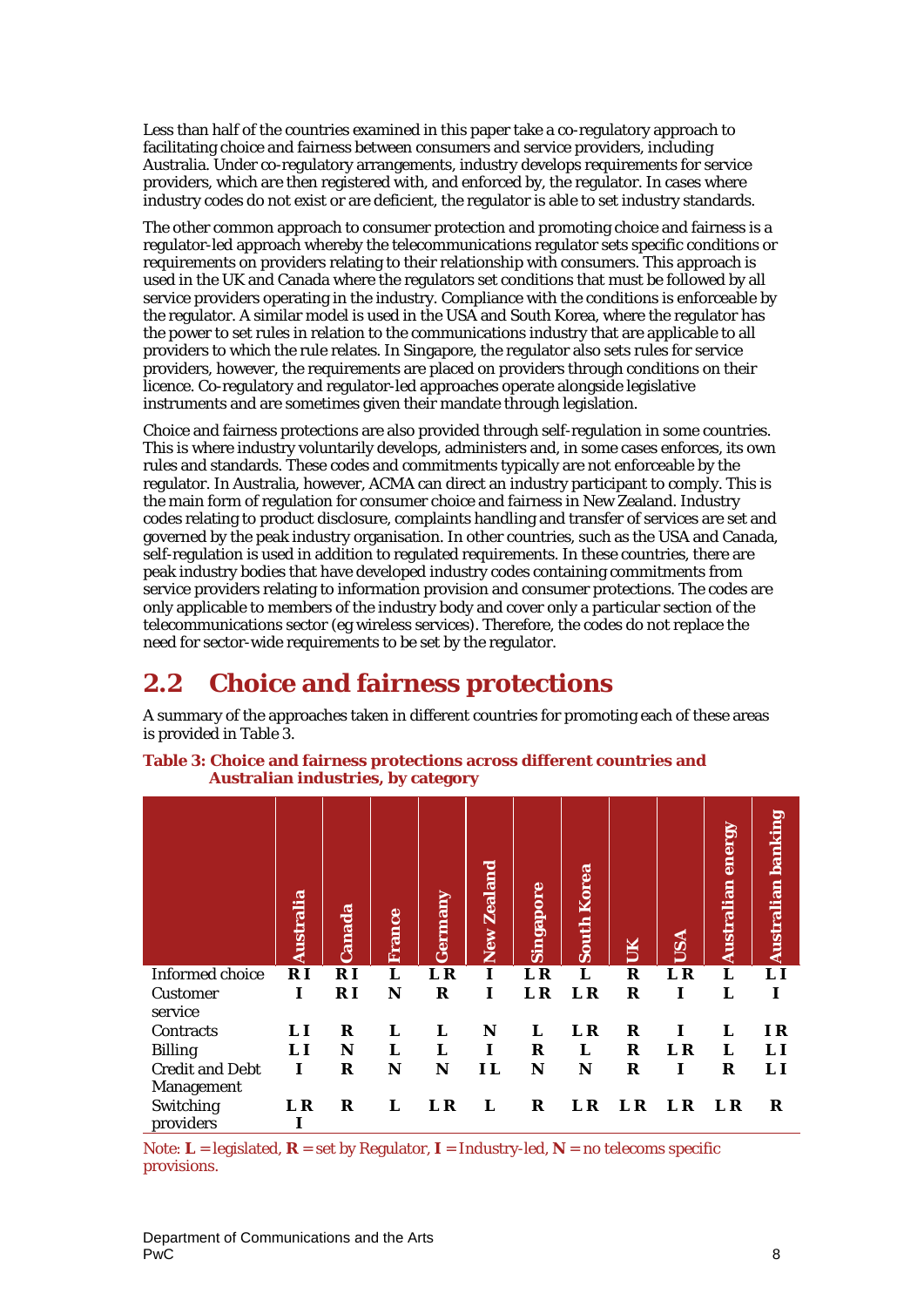Less than half of the countries examined in this paper take a co-regulatory approach to facilitating choice and fairness between consumers and service providers, including Australia. Under co-regulatory arrangements, industry develops requirements for service providers, which are then registered with, and enforced by, the regulator. In cases where industry codes do not exist or are deficient, the regulator is able to set industry standards.

The other common approach to consumer protection and promoting choice and fairness is a regulator-led approach whereby the telecommunications regulator sets specific conditions or requirements on providers relating to their relationship with consumers. This approach is used in the UK and Canada where the regulators set conditions that must be followed by all service providers operating in the industry. Compliance with the conditions is enforceable by the regulator. A similar model is used in the USA and South Korea, where the regulator has the power to set rules in relation to the communications industry that are applicable to all providers to which the rule relates. In Singapore, the regulator also sets rules for service providers, however, the requirements are placed on providers through conditions on their licence. Co-regulatory and regulator-led approaches operate alongside legislative instruments and are sometimes given their mandate through legislation.

Choice and fairness protections are also provided through self-regulation in some countries. This is where industry voluntarily develops, administers and, in some cases enforces, its own rules and standards. These codes and commitments typically are not enforceable by the regulator. In Australia, however, ACMA can direct an industry participant to comply. This is the main form of regulation for consumer choice and fairness in New Zealand. Industry codes relating to product disclosure, complaints handling and transfer of services are set and governed by the peak industry organisation. In other countries, such as the USA and Canada, self-regulation is used in addition to regulated requirements. In these countries, there are peak industry bodies that have developed industry codes containing commitments from service providers relating to information provision and consumer protections. The codes are only applicable to members of the industry body and cover only a particular section of the telecommunications sector (eg wireless services). Therefore, the codes do not replace the need for sector-wide requirements to be set by the regulator.

## 2.2 Choice and fairness protections

A summary of the approaches taken in different countries for promoting each of these areas is provided in Table 3.

**Table 3: Choice and fairness protections across different countries and Australian industries, by category**

| | Australia | Canada | France | Germany | New Zealand | Singapore | South Korea | UK | USA | Australian energy | Australian banking |
|---|---|---|---|---|---|---|---|---|---|---|---|
| Informed choice | **R I** | **R I** | **L** | **L R** | **I** | **L R** | **L** | **R** | **L R** | **L** | **L I** |
| Customer service | **I** | **R I** | **N** | **R** | **I** | **L R** | **L R** | **R** | **I** | **L** | **I** |
| Contracts | **L I** | **R** | **L** | **L** | **N** | **L** | **L R** | **R** | **I** | **L** | **I R** |
| Billing | **L I** | **N** | **L** | **L** | **I** | **R** | **L** | **R** | **L R** | **L** | **L I** |
| Credit and Debt Management | **I** | **R** | **N** | **N** | **I L** | **N** | **N** | **R** | **I** | **R** | **L I** |
| Switching providers | **L R I** | **R** | **L** | **L R** | **L** | **R** | **L R** | **L R** | **L R** | **L R** | **R** |

Note: **L** = legislated, **R** = set by Regulator, **I** = Industry-led, **N** = no telecoms specific provisions.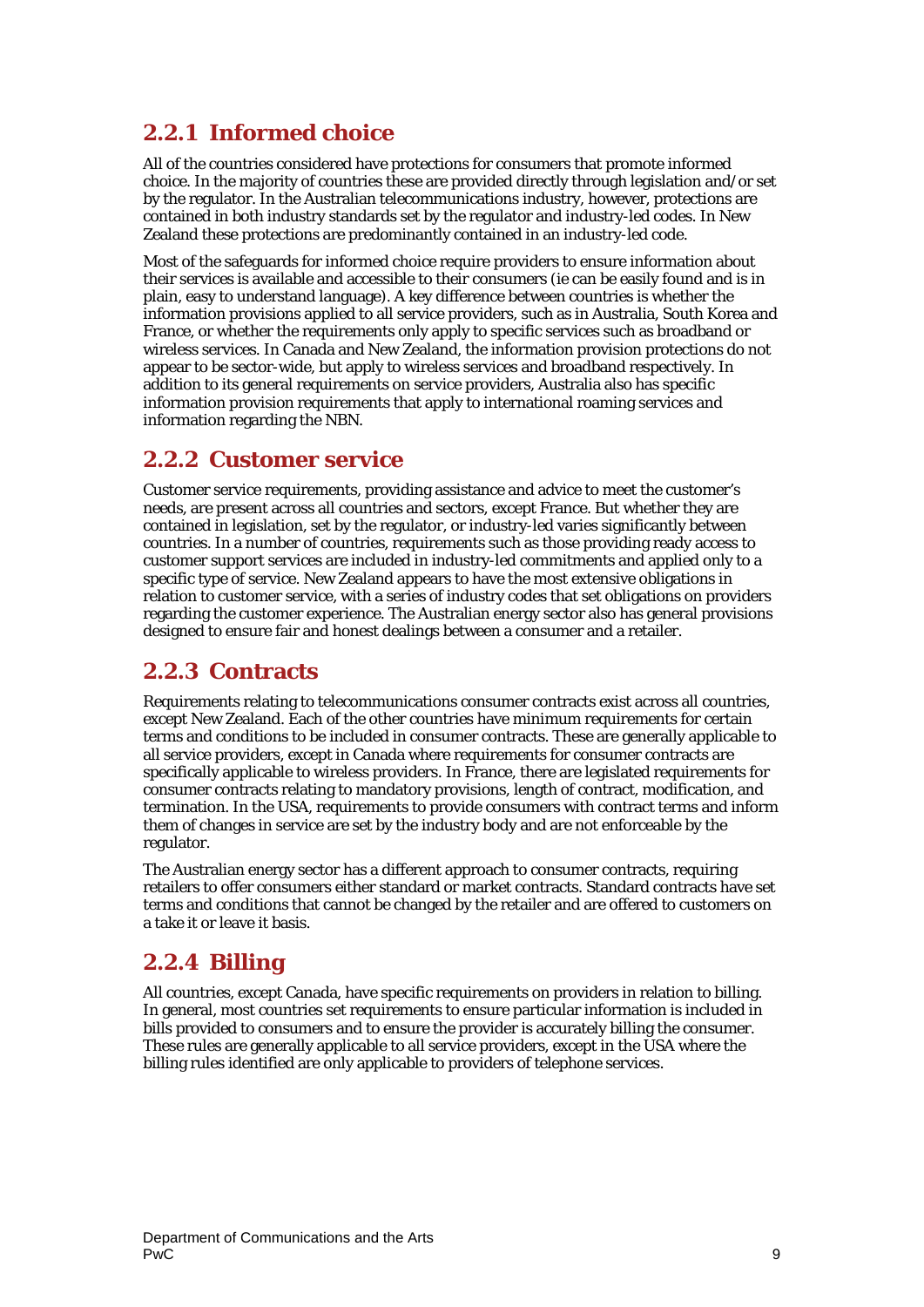### 2.2.1 Informed choice

All of the countries considered have protections for consumers that promote informed choice. In the majority of countries these are provided directly through legislation and/or set by the regulator. In the Australian telecommunications industry, however, protections are contained in both industry standards set by the regulator and industry-led codes. In New Zealand these protections are predominantly contained in an industry-led code.

Most of the safeguards for informed choice require providers to ensure information about their services is available and accessible to their consumers (ie can be easily found and is in plain, easy to understand language). A key difference between countries is whether the information provisions applied to all service providers, such as in Australia, South Korea and France, or whether the requirements only apply to specific services such as broadband or wireless services. In Canada and New Zealand, the information provision protections do not appear to be sector-wide, but apply to wireless services and broadband respectively. In addition to its general requirements on service providers, Australia also has specific information provision requirements that apply to international roaming services and information regarding the NBN.

### 2.2.2 Customer service

Customer service requirements, providing assistance and advice to meet the customer's needs, are present across all countries and sectors, except France. But whether they are contained in legislation, set by the regulator, or industry-led varies significantly between countries. In a number of countries, requirements such as those providing ready access to customer support services are included in industry-led commitments and applied only to a specific type of service. New Zealand appears to have the most extensive obligations in relation to customer service, with a series of industry codes that set obligations on providers regarding the customer experience. The Australian energy sector also has general provisions designed to ensure fair and honest dealings between a consumer and a retailer.

### 2.2.3 Contracts

Requirements relating to telecommunications consumer contracts exist across all countries, except New Zealand. Each of the other countries have minimum requirements for certain terms and conditions to be included in consumer contracts. These are generally applicable to all service providers, except in Canada where requirements for consumer contracts are specifically applicable to wireless providers. In France, there are legislated requirements for consumer contracts relating to mandatory provisions, length of contract, modification, and termination. In the USA, requirements to provide consumers with contract terms and inform them of changes in service are set by the industry body and are not enforceable by the regulator.

The Australian energy sector has a different approach to consumer contracts, requiring retailers to offer consumers either standard or market contracts. Standard contracts have set terms and conditions that cannot be changed by the retailer and are offered to customers on a take it or leave it basis.

### 2.2.4 Billing

All countries, except Canada, have specific requirements on providers in relation to billing. In general, most countries set requirements to ensure particular information is included in bills provided to consumers and to ensure the provider is accurately billing the consumer. These rules are generally applicable to all service providers, except in the USA where the billing rules identified are only applicable to providers of telephone services.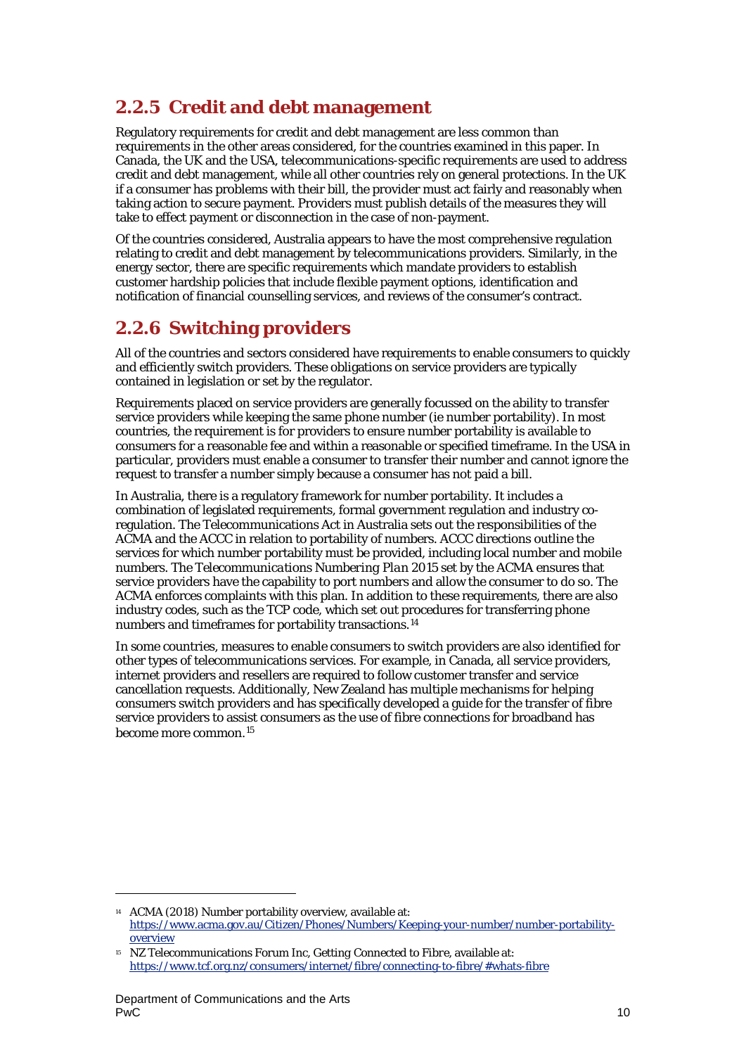### 2.2.5 Credit and debt management

Regulatory requirements for credit and debt management are less common than requirements in the other areas considered, for the countries examined in this paper. In Canada, the UK and the USA, telecommunications-specific requirements are used to address credit and debt management, while all other countries rely on general protections. In the UK if a consumer has problems with their bill, the provider must act fairly and reasonably when taking action to secure payment. Providers must publish details of the measures they will take to effect payment or disconnection in the case of non-payment.

Of the countries considered, Australia appears to have the most comprehensive regulation relating to credit and debt management by telecommunications providers. Similarly, in the energy sector, there are specific requirements which mandate providers to establish customer hardship policies that include flexible payment options, identification and notification of financial counselling services, and reviews of the consumer's contract.

### 2.2.6 Switching providers

All of the countries and sectors considered have requirements to enable consumers to quickly and efficiently switch providers. These obligations on service providers are typically contained in legislation or set by the regulator.

Requirements placed on service providers are generally focussed on the ability to transfer service providers while keeping the same phone number (ie number portability). In most countries, the requirement is for providers to ensure number portability is available to consumers for a reasonable fee and within a reasonable or specified timeframe. In the USA in particular, providers must enable a consumer to transfer their number and cannot ignore the request to transfer a number simply because a consumer has not paid a bill.

In Australia, there is a regulatory framework for number portability. It includes a combination of legislated requirements, formal government regulation and industry co-regulation. The Telecommunications Act in Australia sets out the responsibilities of the ACMA and the ACCC in relation to portability of numbers. ACCC directions outline the services for which number portability must be provided, including local number and mobile numbers. The *Telecommunications Numbering Plan 2015* set by the ACMA ensures that service providers have the capability to port numbers and allow the consumer to do so. The ACMA enforces complaints with this plan. In addition to these requirements, there are also industry codes, such as the TCP code, which set out procedures for transferring phone numbers and timeframes for portability transactions.[14]

In some countries, measures to enable consumers to switch providers are also identified for other types of telecommunications services. For example, in Canada, all service providers, internet providers and resellers are required to follow customer transfer and service cancellation requests. Additionally, New Zealand has multiple mechanisms for helping consumers switch providers and has specifically developed a guide for the transfer of fibre service providers to assist consumers as the use of fibre connections for broadband has become more common.[15]

---

[14] ACMA (2018) Number portability overview, available at: https://www.acma.gov.au/Citizen/Phones/Numbers/Keeping-your-number/number-portability-overview

[15] NZ Telecommunications Forum Inc, Getting Connected to Fibre, available at: https://www.tcf.org.nz/consumers/internet/fibre/connecting-to-fibre/#whats-fibre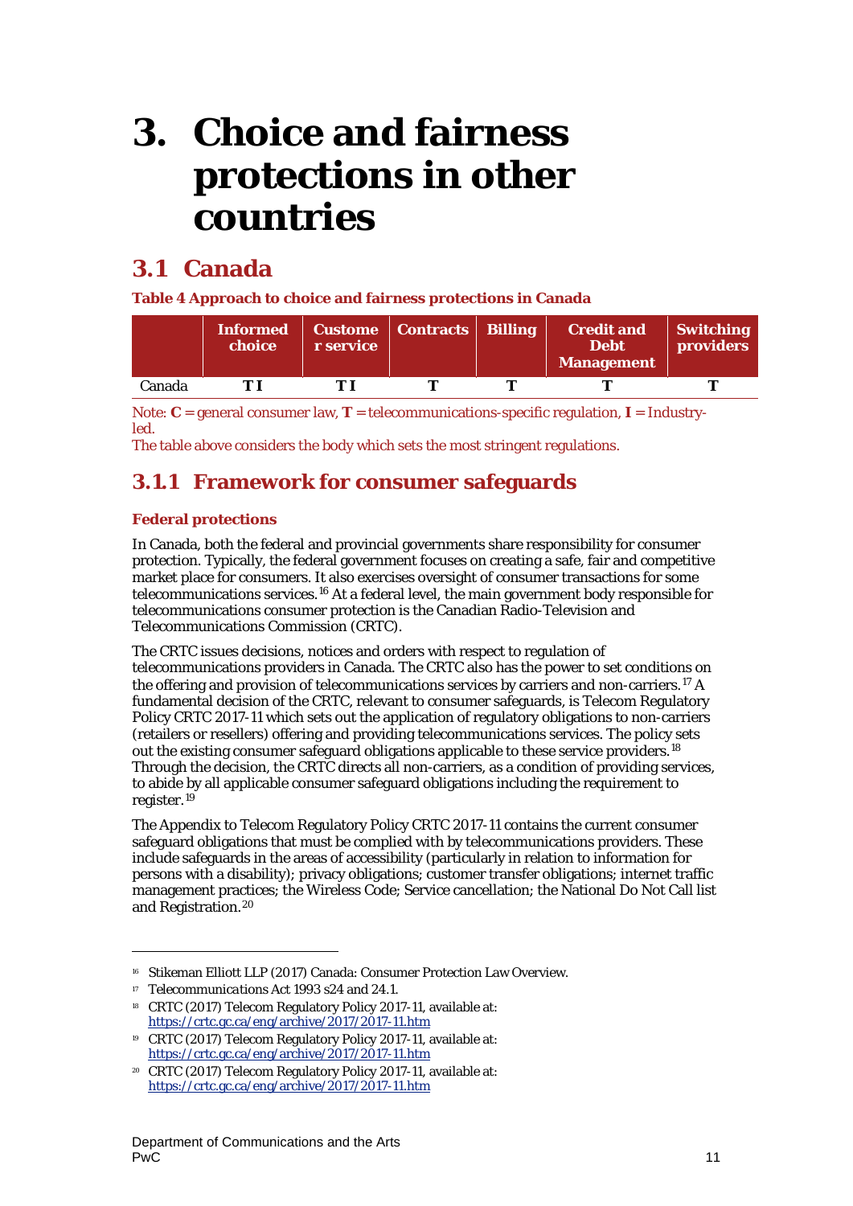# 3. Choice and fairness protections in other countries

## 3.1 Canada

**Table 4 Approach to choice and fairness protections in Canada**

| | Informed choice | Customer service | Contracts | Billing | Credit and Debt Management | Switching providers |
|---|---|---|---|---|---|---|
| Canada | **T I** | **T I** | **T** | **T** | **T** | **T** |

Note: **C** = general consumer law, **T** = telecommunications-specific regulation, **I** = Industry-led.

The table above considers the body which sets the most stringent regulations.

### 3.1.1 Framework for consumer safeguards

**Federal protections**

In Canada, both the federal and provincial governments share responsibility for consumer protection. Typically, the federal government focuses on creating a safe, fair and competitive market place for consumers. It also exercises oversight of consumer transactions for some telecommunications services.[16] At a federal level, the main government body responsible for telecommunications consumer protection is the Canadian Radio-Television and Telecommunications Commission (CRTC).

The CRTC issues decisions, notices and orders with respect to regulation of telecommunications providers in Canada. The CRTC also has the power to set conditions on the offering and provision of telecommunications services by carriers and non-carriers.[17] A fundamental decision of the CRTC, relevant to consumer safeguards, is Telecom Regulatory Policy CRTC 2017-11 which sets out the application of regulatory obligations to non-carriers (retailers or resellers) offering and providing telecommunications services. The policy sets out the existing consumer safeguard obligations applicable to these service providers.[18] Through the decision, the CRTC directs all non-carriers, as a condition of providing services, to abide by all applicable consumer safeguard obligations including the requirement to register.[19]

The Appendix to Telecom Regulatory Policy CRTC 2017-11 contains the current consumer safeguard obligations that must be complied with by telecommunications providers. These include safeguards in the areas of accessibility (particularly in relation to information for persons with a disability); privacy obligations; customer transfer obligations; internet traffic management practices; the Wireless Code; Service cancellation; the National Do Not Call list and Registration.[20]

---

[16] Stikeman Elliott LLP (2017) Canada: Consumer Protection Law Overview.

[17] *Telecommunications Act 1993* s24 and 24.1.

[18] CRTC (2017) Telecom Regulatory Policy 2017-11, available at: https://crtc.gc.ca/eng/archive/2017/2017-11.htm

[19] CRTC (2017) Telecom Regulatory Policy 2017-11, available at: https://crtc.gc.ca/eng/archive/2017/2017-11.htm

[20] CRTC (2017) Telecom Regulatory Policy 2017-11, available at: https://crtc.gc.ca/eng/archive/2017/2017-11.htm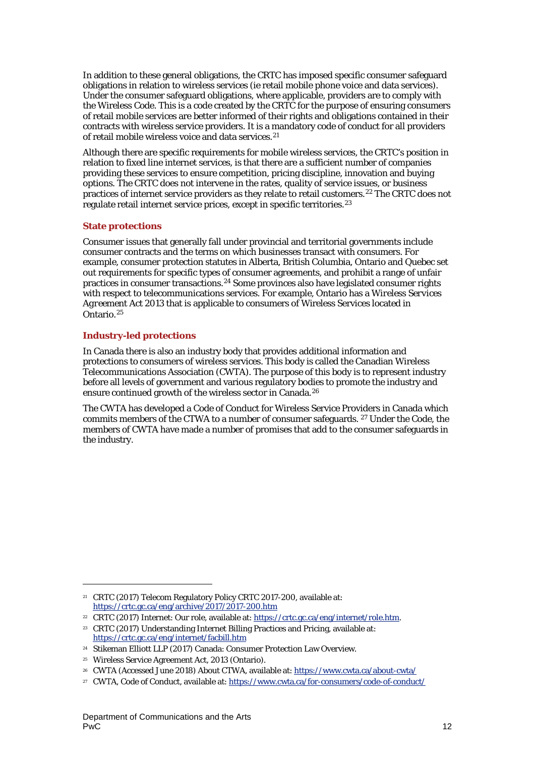In addition to these general obligations, the CRTC has imposed specific consumer safeguard obligations in relation to wireless services (ie retail mobile phone voice and data services). Under the consumer safeguard obligations, where applicable, providers are to comply with the Wireless Code. This is a code created by the CRTC for the purpose of ensuring consumers of retail mobile services are better informed of their rights and obligations contained in their contracts with wireless service providers. It is a mandatory code of conduct for all providers of retail mobile wireless voice and data services.[21]

Although there are specific requirements for mobile wireless services, the CRTC's position in relation to fixed line internet services, is that there are a sufficient number of companies providing these services to ensure competition, pricing discipline, innovation and buying options. The CRTC does not intervene in the rates, quality of service issues, or business practices of internet service providers as they relate to retail customers.[22] The CRTC does not regulate retail internet service prices, except in specific territories.[23]

### State protections

Consumer issues that generally fall under provincial and territorial governments include consumer contracts and the terms on which businesses transact with consumers. For example, consumer protection statutes in Alberta, British Columbia, Ontario and Quebec set out requirements for specific types of consumer agreements, and prohibit a range of unfair practices in consumer transactions.[24] Some provinces also have legislated consumer rights with respect to telecommunications services. For example, Ontario has a *Wireless Services Agreement Act 2013* that is applicable to consumers of Wireless Services located in Ontario.[25]

### Industry-led protections

In Canada there is also an industry body that provides additional information and protections to consumers of wireless services. This body is called the Canadian Wireless Telecommunications Association (CWTA). The purpose of this body is to represent industry before all levels of government and various regulatory bodies to promote the industry and ensure continued growth of the wireless sector in Canada.[26]

The CWTA has developed a Code of Conduct for Wireless Service Providers in Canada which commits members of the CTWA to a number of consumer safeguards. [27] Under the Code, the members of CWTA have made a number of promises that add to the consumer safeguards in the industry.

---

[21] CRTC (2017) Telecom Regulatory Policy CRTC 2017-200, available at: https://crtc.gc.ca/eng/archive/2017/2017-200.htm

[22] CRTC (2017) Internet: Our role, available at: https://crtc.gc.ca/eng/internet/role.htm.

[23] CRTC (2017) Understanding Internet Billing Practices and Pricing, available at: https://crtc.gc.ca/eng/internet/facbill.htm

[24] Stikeman Elliott LLP (2017) Canada: Consumer Protection Law Overview.

[25] Wireless Service Agreement Act, 2013 (Ontario).

[26] CWTA (Accessed June 2018) About CTWA, available at: https://www.cwta.ca/about-cwta/

[27] CWTA, Code of Conduct, available at: https://www.cwta.ca/for-consumers/code-of-conduct/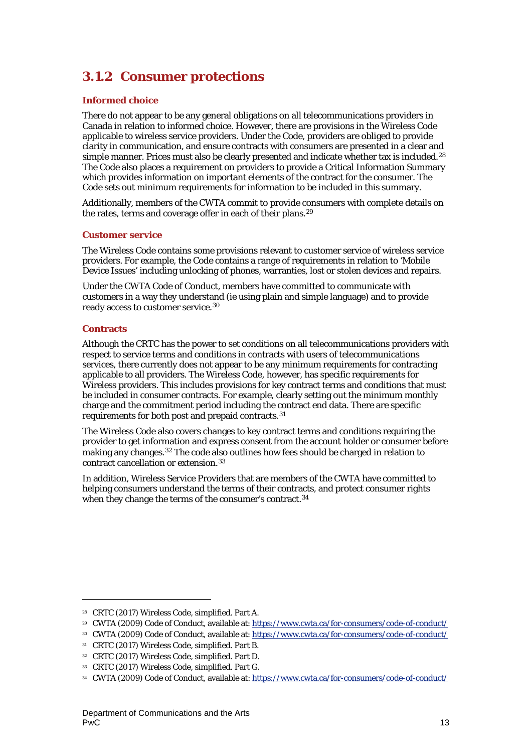### 3.1.2 Consumer protections

#### Informed choice

There do not appear to be any general obligations on all telecommunications providers in Canada in relation to informed choice. However, there are provisions in the Wireless Code applicable to wireless service providers. Under the Code, providers are obliged to provide clarity in communication, and ensure contracts with consumers are presented in a clear and simple manner. Prices must also be clearly presented and indicate whether tax is included.[28] The Code also places a requirement on providers to provide a Critical Information Summary which provides information on important elements of the contract for the consumer. The Code sets out minimum requirements for information to be included in this summary.

Additionally, members of the CWTA commit to provide consumers with complete details on the rates, terms and coverage offer in each of their plans.[29]

#### Customer service

The Wireless Code contains some provisions relevant to customer service of wireless service providers. For example, the Code contains a range of requirements in relation to 'Mobile Device Issues' including unlocking of phones, warranties, lost or stolen devices and repairs.

Under the CWTA Code of Conduct, members have committed to communicate with customers in a way they understand (ie using plain and simple language) and to provide ready access to customer service.[30]

#### Contracts

Although the CRTC has the power to set conditions on all telecommunications providers with respect to service terms and conditions in contracts with users of telecommunications services, there currently does not appear to be any minimum requirements for contracting applicable to all providers. The Wireless Code, however, has specific requirements for Wireless providers. This includes provisions for key contract terms and conditions that must be included in consumer contracts. For example, clearly setting out the minimum monthly charge and the commitment period including the contract end data. There are specific requirements for both post and prepaid contracts.[31]

The Wireless Code also covers changes to key contract terms and conditions requiring the provider to get information and express consent from the account holder or consumer before making any changes.[32] The code also outlines how fees should be charged in relation to contract cancellation or extension.[33]

In addition, Wireless Service Providers that are members of the CWTA have committed to helping consumers understand the terms of their contracts, and protect consumer rights when they change the terms of the consumer's contract.[34]

---

[28] CRTC (2017) Wireless Code, simplified. Part A.

[29] CWTA (2009) Code of Conduct, available at: https://www.cwta.ca/for-consumers/code-of-conduct/

[30] CWTA (2009) Code of Conduct, available at: https://www.cwta.ca/for-consumers/code-of-conduct/

[31] CRTC (2017) Wireless Code, simplified. Part B.

[32] CRTC (2017) Wireless Code, simplified. Part D.

[33] CRTC (2017) Wireless Code, simplified. Part G.

[34] CWTA (2009) Code of Conduct, available at: https://www.cwta.ca/for-consumers/code-of-conduct/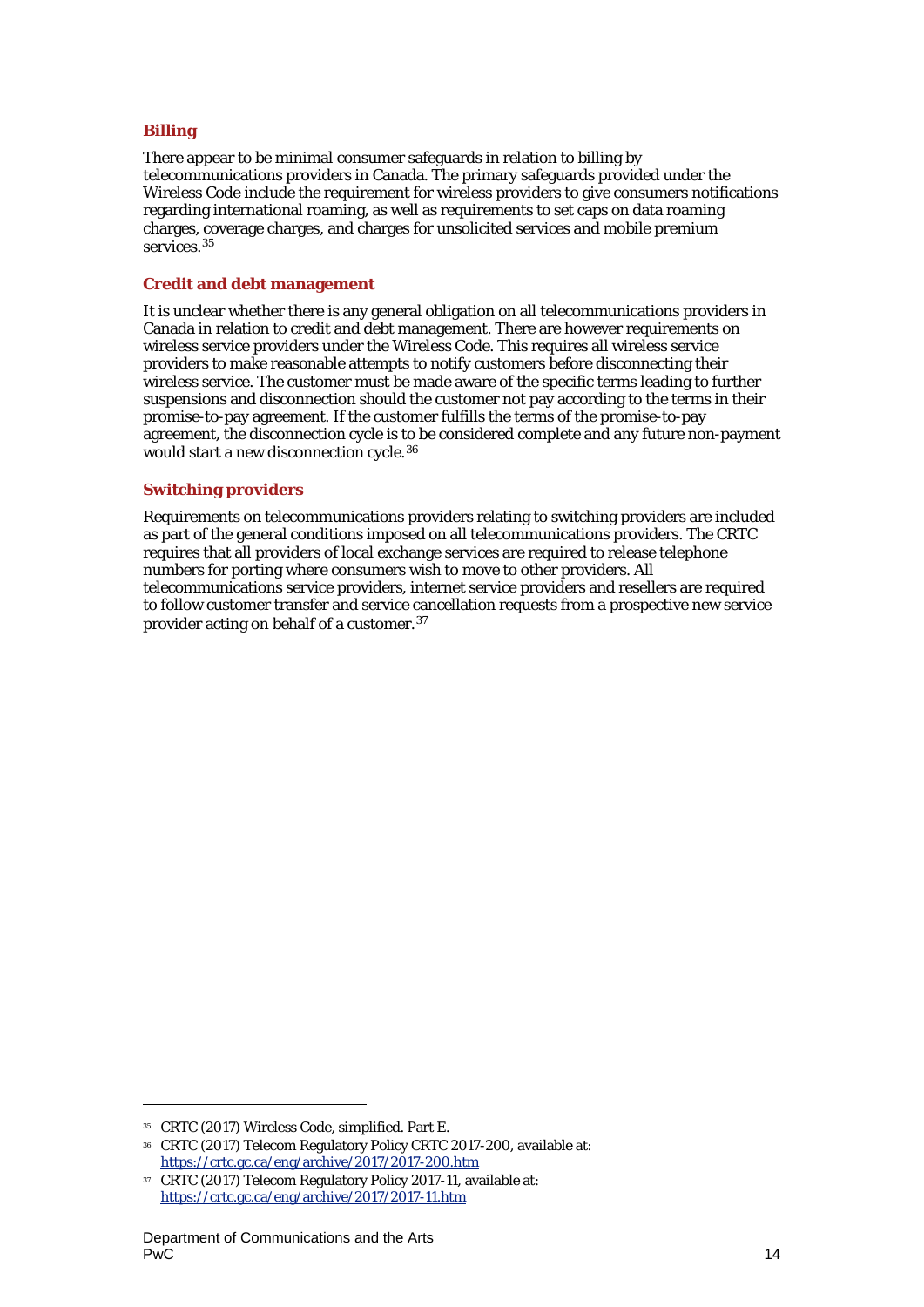### Billing

There appear to be minimal consumer safeguards in relation to billing by telecommunications providers in Canada. The primary safeguards provided under the Wireless Code include the requirement for wireless providers to give consumers notifications regarding international roaming, as well as requirements to set caps on data roaming charges, coverage charges, and charges for unsolicited services and mobile premium services.[35]

### Credit and debt management

It is unclear whether there is any general obligation on all telecommunications providers in Canada in relation to credit and debt management. There are however requirements on wireless service providers under the Wireless Code. This requires all wireless service providers to make reasonable attempts to notify customers before disconnecting their wireless service. The customer must be made aware of the specific terms leading to further suspensions and disconnection should the customer not pay according to the terms in their promise-to-pay agreement. If the customer fulfills the terms of the promise-to-pay agreement, the disconnection cycle is to be considered complete and any future non-payment would start a new disconnection cycle.[36]

### Switching providers

Requirements on telecommunications providers relating to switching providers are included as part of the general conditions imposed on all telecommunications providers. The CRTC requires that all providers of local exchange services are required to release telephone numbers for porting where consumers wish to move to other providers. All telecommunications service providers, internet service providers and resellers are required to follow customer transfer and service cancellation requests from a prospective new service provider acting on behalf of a customer.[37]

---

[35] CRTC (2017) Wireless Code, simplified. Part E.

[36] CRTC (2017) Telecom Regulatory Policy CRTC 2017-200, available at: https://crtc.gc.ca/eng/archive/2017/2017-200.htm

[37] CRTC (2017) Telecom Regulatory Policy 2017-11, available at: https://crtc.gc.ca/eng/archive/2017/2017-11.htm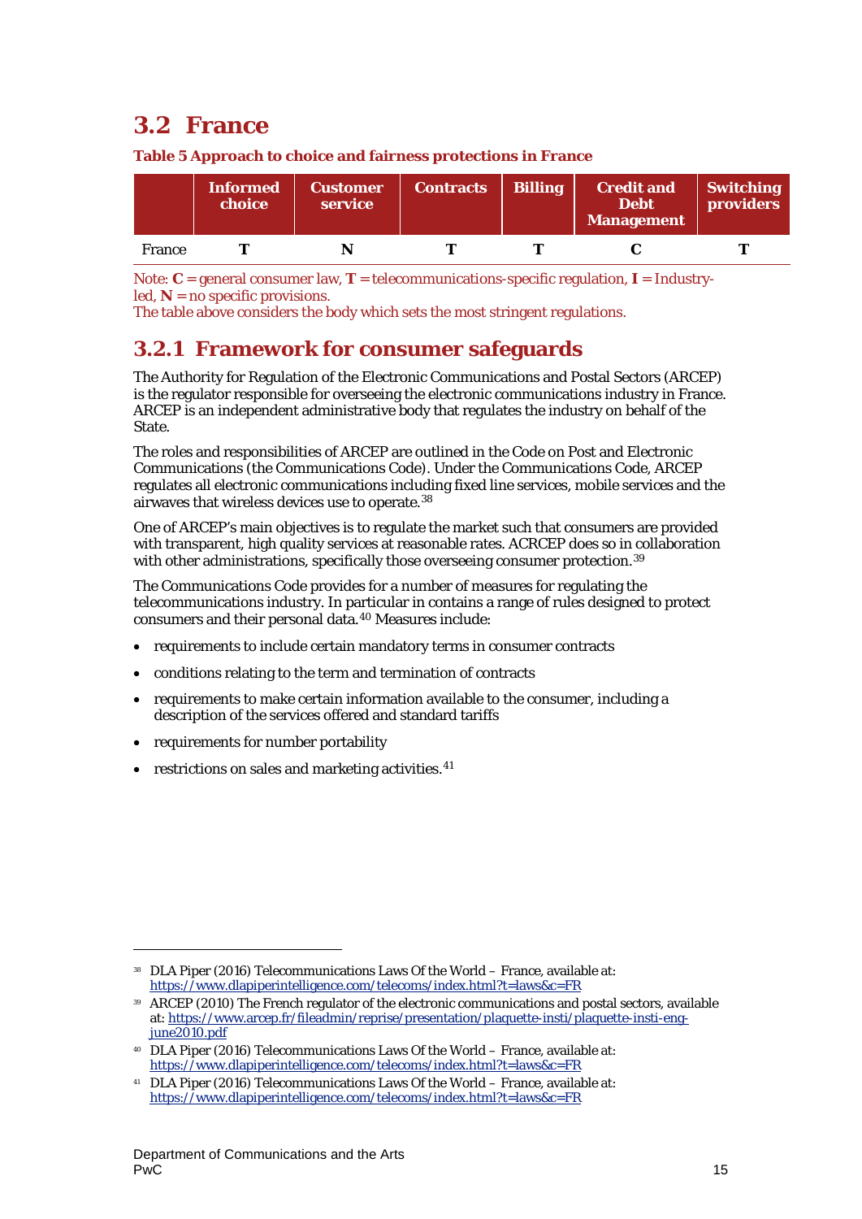## 3.2 France

**Table 5 Approach to choice and fairness protections in France**

| | Informed choice | Customer service | Contracts | Billing | Credit and Debt Management | Switching providers |
|---|---|---|---|---|---|---|
| France | **T** | **N** | **T** | **T** | **C** | **T** |

Note: **C** = general consumer law, **T** = telecommunications-specific regulation, **I** = Industry-led, **N** = no specific provisions.
The table above considers the body which sets the most stringent regulations.

### 3.2.1 Framework for consumer safeguards

The Authority for Regulation of the Electronic Communications and Postal Sectors (ARCEP) is the regulator responsible for overseeing the electronic communications industry in France. ARCEP is an independent administrative body that regulates the industry on behalf of the State.

The roles and responsibilities of ARCEP are outlined in the Code on Post and Electronic Communications (the Communications Code). Under the Communications Code, ARCEP regulates all electronic communications including fixed line services, mobile services and the airwaves that wireless devices use to operate.[38]

One of ARCEP's main objectives is to regulate the market such that consumers are provided with transparent, high quality services at reasonable rates. ACRCEP does so in collaboration with other administrations, specifically those overseeing consumer protection.[39]

The Communications Code provides for a number of measures for regulating the telecommunications industry. In particular in contains a range of rules designed to protect consumers and their personal data.[40] Measures include:

- requirements to include certain mandatory terms in consumer contracts
- conditions relating to the term and termination of contracts
- requirements to make certain information available to the consumer, including a description of the services offered and standard tariffs
- requirements for number portability
- restrictions on sales and marketing activities.[41]

---

[38] DLA Piper (2016) Telecommunications Laws Of the World – France, available at: https://www.dlapiperintelligence.com/telecoms/index.html?t=laws&c=FR

[39] ARCEP (2010) The French regulator of the electronic communications and postal sectors, available at: https://www.arcep.fr/fileadmin/reprise/presentation/plaquette-insti/plaquette-insti-eng-june2010.pdf

[40] DLA Piper (2016) Telecommunications Laws Of the World – France, available at: https://www.dlapiperintelligence.com/telecoms/index.html?t=laws&c=FR

[41] DLA Piper (2016) Telecommunications Laws Of the World – France, available at: https://www.dlapiperintelligence.com/telecoms/index.html?t=laws&c=FR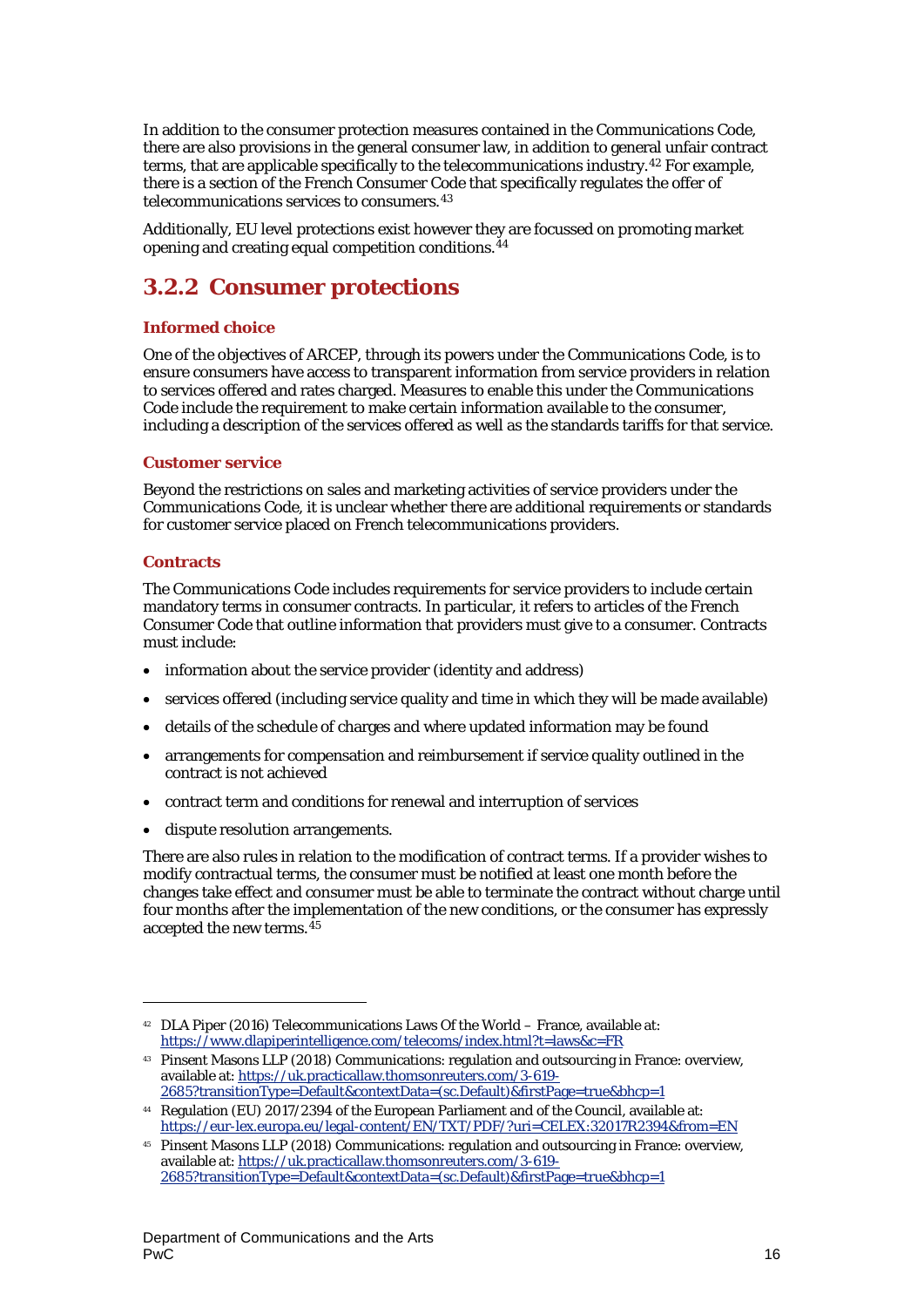In addition to the consumer protection measures contained in the Communications Code, there are also provisions in the general consumer law, in addition to general unfair contract terms, that are applicable specifically to the telecommunications industry.[42] For example, there is a section of the French Consumer Code that specifically regulates the offer of telecommunications services to consumers.[43]

Additionally, EU level protections exist however they are focussed on promoting market opening and creating equal competition conditions.[44]

### 3.2.2 Consumer protections

#### Informed choice

One of the objectives of ARCEP, through its powers under the Communications Code, is to ensure consumers have access to transparent information from service providers in relation to services offered and rates charged. Measures to enable this under the Communications Code include the requirement to make certain information available to the consumer, including a description of the services offered as well as the standards tariffs for that service.

#### Customer service

Beyond the restrictions on sales and marketing activities of service providers under the Communications Code, it is unclear whether there are additional requirements or standards for customer service placed on French telecommunications providers.

#### Contracts

The Communications Code includes requirements for service providers to include certain mandatory terms in consumer contracts. In particular, it refers to articles of the French Consumer Code that outline information that providers must give to a consumer. Contracts must include:

- information about the service provider (identity and address)
- services offered (including service quality and time in which they will be made available)
- details of the schedule of charges and where updated information may be found
- arrangements for compensation and reimbursement if service quality outlined in the contract is not achieved
- contract term and conditions for renewal and interruption of services
- dispute resolution arrangements.

There are also rules in relation to the modification of contract terms. If a provider wishes to modify contractual terms, the consumer must be notified at least one month before the changes take effect and consumer must be able to terminate the contract without charge until four months after the implementation of the new conditions, or the consumer has expressly accepted the new terms.[45]

---

[42] DLA Piper (2016) Telecommunications Laws Of the World – France, available at: https://www.dlapiperintelligence.com/telecoms/index.html?t=laws&c=FR

[43] Pinsent Masons LLP (2018) Communications: regulation and outsourcing in France: overview, available at: https://uk.practicallaw.thomsonreuters.com/3-619-2685?transitionType=Default&contextData=(sc.Default)&firstPage=true&bhcp=1

[44] Regulation (EU) 2017/2394 of the European Parliament and of the Council, available at: https://eur-lex.europa.eu/legal-content/EN/TXT/PDF/?uri=CELEX:32017R2394&from=EN

[45] Pinsent Masons LLP (2018) Communications: regulation and outsourcing in France: overview, available at: https://uk.practicallaw.thomsonreuters.com/3-619-2685?transitionType=Default&contextData=(sc.Default)&firstPage=true&bhcp=1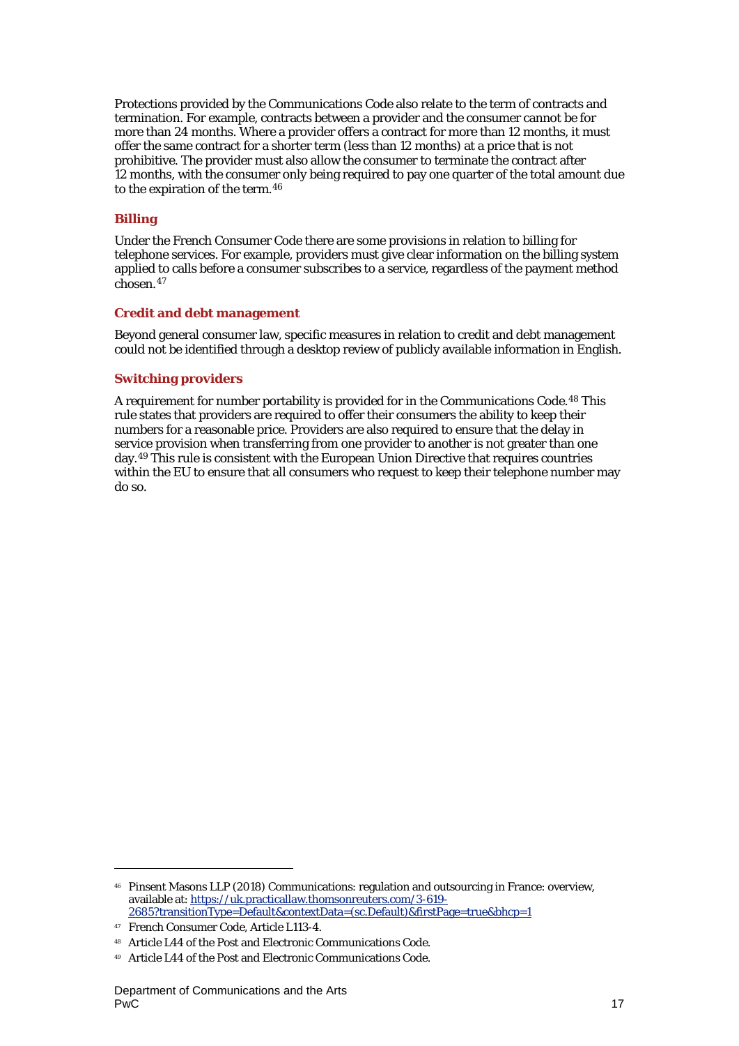Protections provided by the Communications Code also relate to the term of contracts and termination. For example, contracts between a provider and the consumer cannot be for more than 24 months. Where a provider offers a contract for more than 12 months, it must offer the same contract for a shorter term (less than 12 months) at a price that is not prohibitive. The provider must also allow the consumer to terminate the contract after 12 months, with the consumer only being required to pay one quarter of the total amount due to the expiration of the term.[46]

### Billing

Under the French Consumer Code there are some provisions in relation to billing for telephone services. For example, providers must give clear information on the billing system applied to calls before a consumer subscribes to a service, regardless of the payment method chosen.[47]

### Credit and debt management

Beyond general consumer law, specific measures in relation to credit and debt management could not be identified through a desktop review of publicly available information in English.

### Switching providers

A requirement for number portability is provided for in the Communications Code.[48] This rule states that providers are required to offer their consumers the ability to keep their numbers for a reasonable price. Providers are also required to ensure that the delay in service provision when transferring from one provider to another is not greater than one day.[49] This rule is consistent with the European Union Directive that requires countries within the EU to ensure that all consumers who request to keep their telephone number may do so.

---

[46] Pinsent Masons LLP (2018) Communications: regulation and outsourcing in France: overview, available at: [https://uk.practicallaw.thomsonreuters.com/3-619-2685?transitionType=Default&contextData=(sc.Default)&firstPage=true&bhcp=1](https://uk.practicallaw.thomsonreuters.com/3-619-2685?transitionType=Default&contextData=(sc.Default)&firstPage=true&bhcp=1)

[47] French Consumer Code, Article L113-4.

[48] Article L44 of the Post and Electronic Communications Code.

[49] Article L44 of the Post and Electronic Communications Code.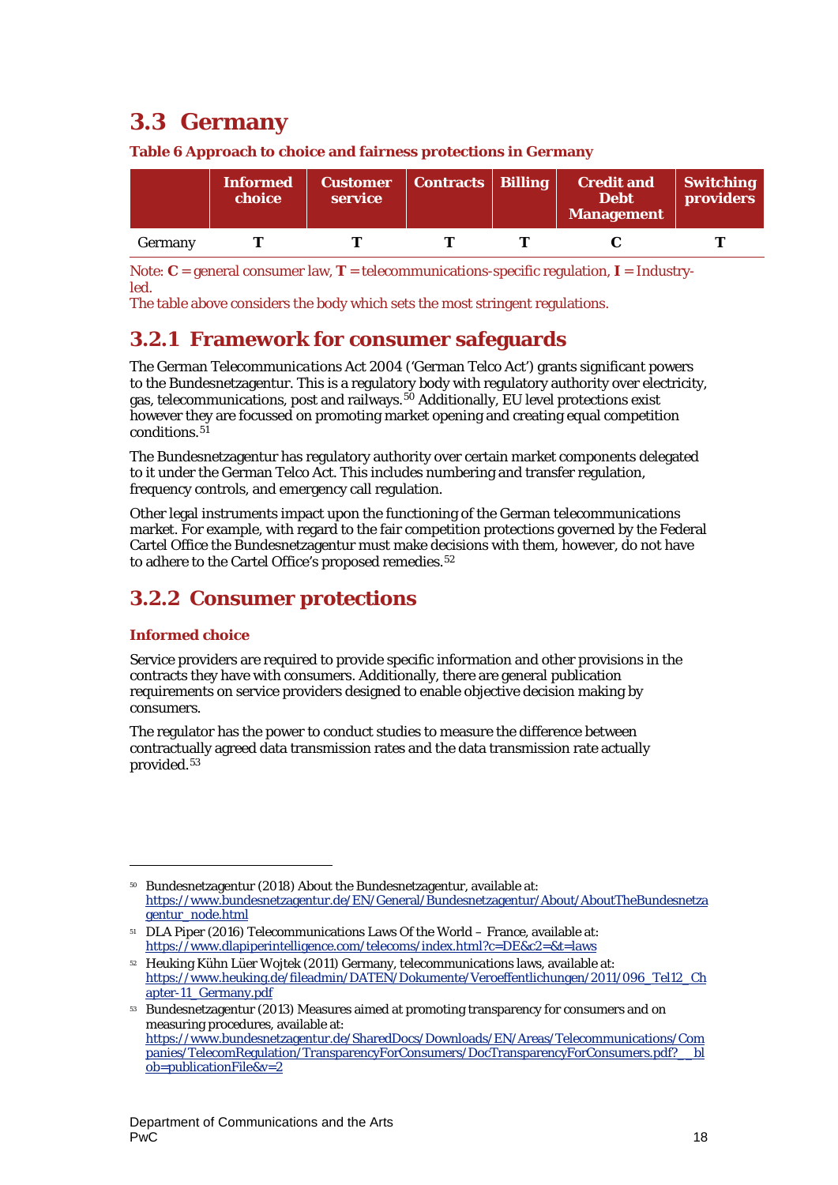## 3.3 Germany

**Table 6 Approach to choice and fairness protections in Germany**

| | Informed choice | Customer service | Contracts | Billing | Credit and Debt Management | Switching providers |
|---|---|---|---|---|---|---|
| Germany | T | T | T | T | C | T |

Note: **C** = general consumer law, **T** = telecommunications-specific regulation, **I** = Industry-led.
The table above considers the body which sets the most stringent regulations.

### 3.2.1 Framework for consumer safeguards

The German Telecommunications Act 2004 ('German Telco Act') grants significant powers to the Bundesnetzagentur. This is a regulatory body with regulatory authority over electricity, gas, telecommunications, post and railways.[50] Additionally, EU level protections exist however they are focussed on promoting market opening and creating equal competition conditions.[51]

The Bundesnetzagentur has regulatory authority over certain market components delegated to it under the German Telco Act. This includes numbering and transfer regulation, frequency controls, and emergency call regulation.

Other legal instruments impact upon the functioning of the German telecommunications market. For example, with regard to the fair competition protections governed by the Federal Cartel Office the Bundesnetzagentur must make decisions with them, however, do not have to adhere to the Cartel Office's proposed remedies.[52]

### 3.2.2 Consumer protections

#### Informed choice

Service providers are required to provide specific information and other provisions in the contracts they have with consumers. Additionally, there are general publication requirements on service providers designed to enable objective decision making by consumers.

The regulator has the power to conduct studies to measure the difference between contractually agreed data transmission rates and the data transmission rate actually provided.[53]

---

[50] Bundesnetzagentur (2018) About the Bundesnetzagentur, available at: https://www.bundesnetzagentur.de/EN/General/Bundesnetzagentur/About/AboutTheBundesnetzagentur_node.html

[51] DLA Piper (2016) Telecommunications Laws Of the World – France, available at: https://www.dlapiperintelligence.com/telecoms/index.html?c=DE&c2=&t=laws

[52] Heuking Kühn Lüer Wojtek (2011) Germany, telecommunications laws, available at: https://www.heuking.de/fileadmin/DATEN/Dokumente/Veroeffentlichungen/2011/096_Tel12_Chapter-11_Germany.pdf

[53] Bundesnetzagentur (2013) Measures aimed at promoting transparency for consumers and on measuring procedures, available at: https://www.bundesnetzagentur.de/SharedDocs/Downloads/EN/Areas/Telecommunications/Companies/TelecomRegulation/TransparencyForConsumers/DocTransparencyForConsumers.pdf?__blob=publicationFile&v=2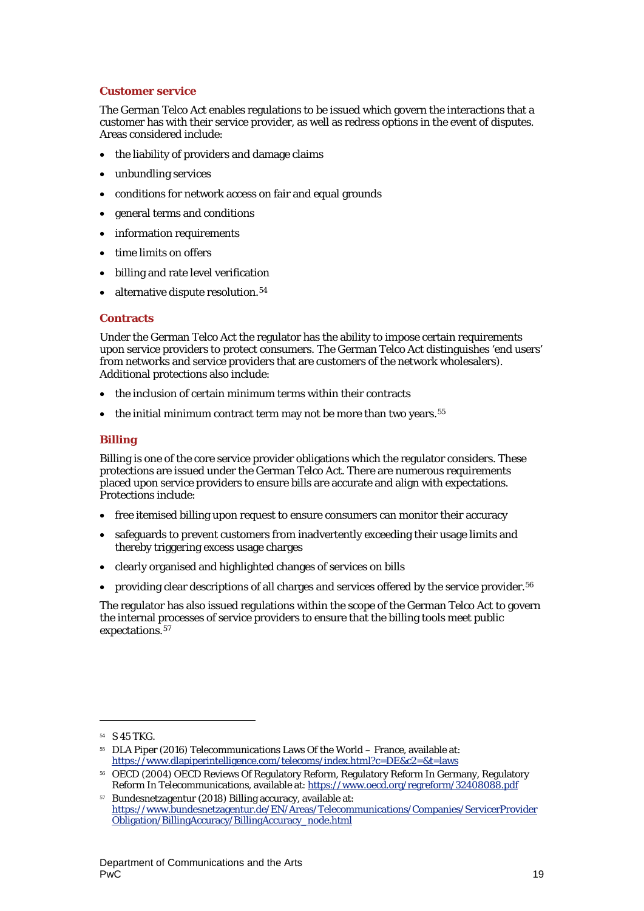### Customer service

The German Telco Act enables regulations to be issued which govern the interactions that a customer has with their service provider, as well as redress options in the event of disputes. Areas considered include:

- the liability of providers and damage claims
- unbundling services
- conditions for network access on fair and equal grounds
- general terms and conditions
- information requirements
- time limits on offers
- billing and rate level verification
- alternative dispute resolution.[54]

### Contracts

Under the German Telco Act the regulator has the ability to impose certain requirements upon service providers to protect consumers. The German Telco Act distinguishes 'end users' from networks and service providers that are customers of the network wholesalers). Additional protections also include:

- the inclusion of certain minimum terms within their contracts
- the initial minimum contract term may not be more than two years.[55]

### Billing

Billing is one of the core service provider obligations which the regulator considers. These protections are issued under the German Telco Act. There are numerous requirements placed upon service providers to ensure bills are accurate and align with expectations. Protections include:

- free itemised billing upon request to ensure consumers can monitor their accuracy
- safeguards to prevent customers from inadvertently exceeding their usage limits and thereby triggering excess usage charges
- clearly organised and highlighted changes of services on bills
- providing clear descriptions of all charges and services offered by the service provider.[56]

The regulator has also issued regulations within the scope of the German Telco Act to govern the internal processes of service providers to ensure that the billing tools meet public expectations.[57]

---

[54] S 45 TKG.

[55] DLA Piper (2016) Telecommunications Laws Of the World – France, available at: https://www.dlapiperintelligence.com/telecoms/index.html?c=DE&c2=&t=laws

[56] OECD (2004) OECD Reviews Of Regulatory Reform, Regulatory Reform In Germany, Regulatory Reform In Telecommunications, available at: https://www.oecd.org/regreform/32408088.pdf

[57] Bundesnetzagentur (2018) Billing accuracy, available at: https://www.bundesnetzagentur.de/EN/Areas/Telecommunications/Companies/ServicerProviderObligation/BillingAccuracy/BillingAccuracy_node.html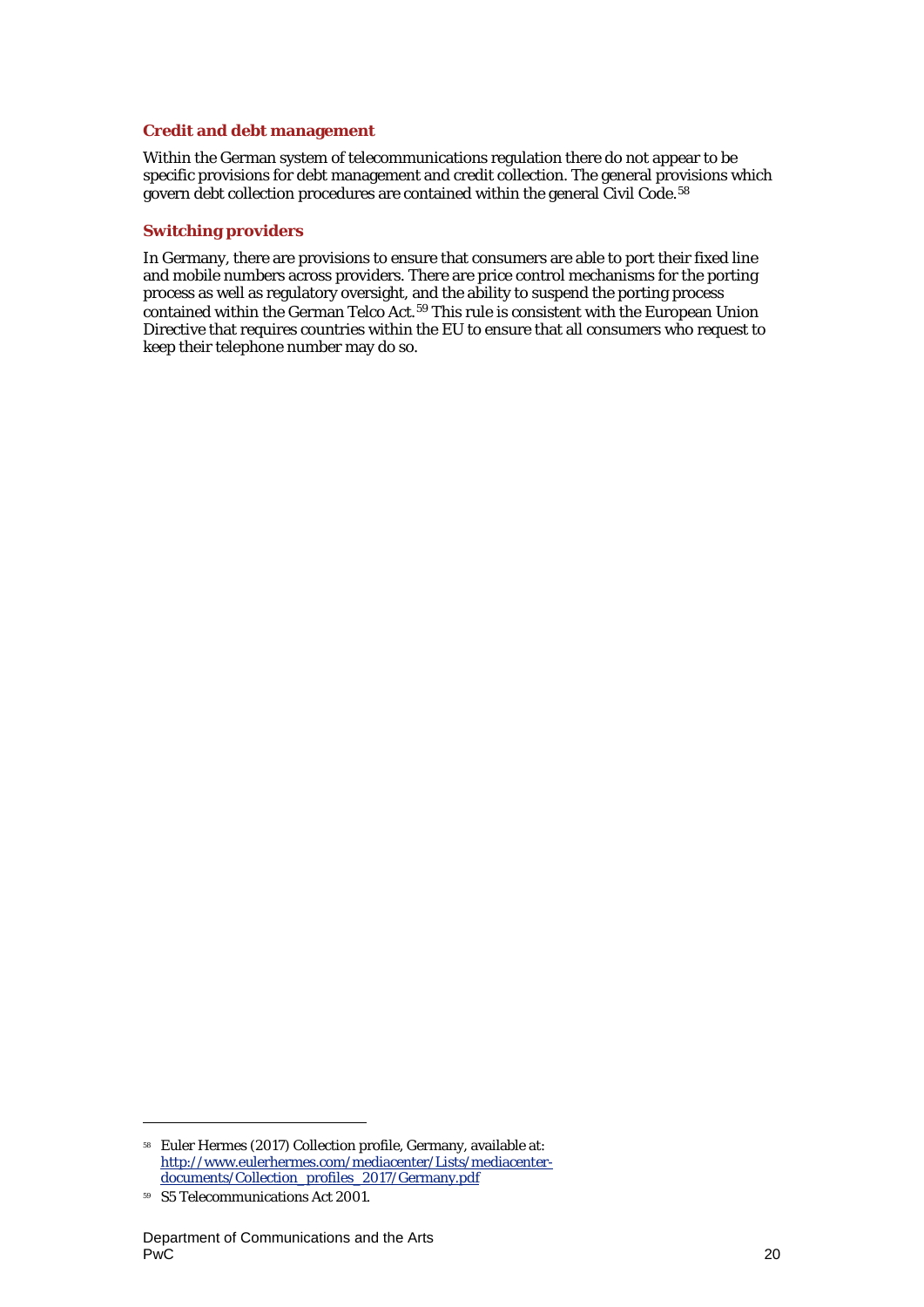### Credit and debt management

Within the German system of telecommunications regulation there do not appear to be specific provisions for debt management and credit collection. The general provisions which govern debt collection procedures are contained within the general Civil Code.[58]

### Switching providers

In Germany, there are provisions to ensure that consumers are able to port their fixed line and mobile numbers across providers. There are price control mechanisms for the porting process as well as regulatory oversight, and the ability to suspend the porting process contained within the German Telco Act.[59] This rule is consistent with the European Union Directive that requires countries within the EU to ensure that all consumers who request to keep their telephone number may do so.

---

[58] Euler Hermes (2017) Collection profile, Germany, available at: http://www.eulerhermes.com/mediacenter/Lists/mediacenter-documents/Collection_profiles_2017/Germany.pdf

[59] S5 Telecommunications Act 2001.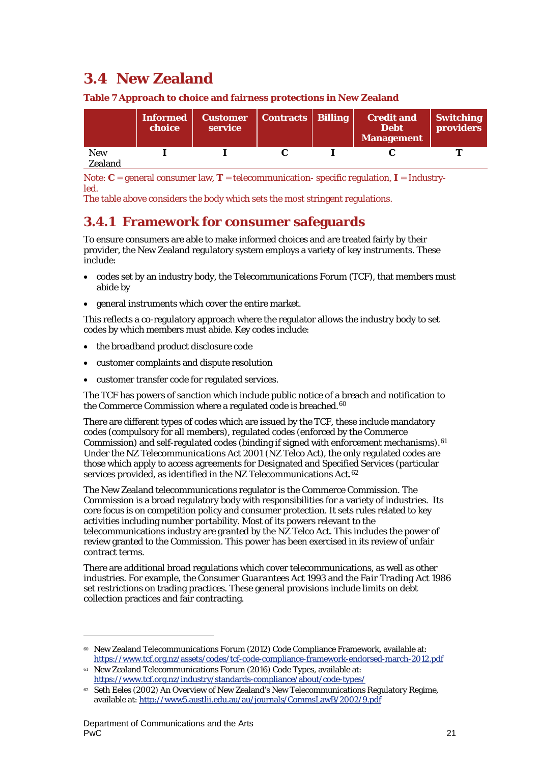## 3.4 New Zealand

**Table 7 Approach to choice and fairness protections in New Zealand**

| | Informed choice | Customer service | Contracts | Billing | Credit and Debt Management | Switching providers |
|---|---|---|---|---|---|---|
| New Zealand | I | I | C | I | C | T |

Note: **C** = general consumer law, **T** = telecommunication- specific regulation, **I** = Industry-led.
The table above considers the body which sets the most stringent regulations.

### 3.4.1 Framework for consumer safeguards

To ensure consumers are able to make informed choices and are treated fairly by their provider, the New Zealand regulatory system employs a variety of key instruments. These include:

- codes set by an industry body, the Telecommunications Forum (TCF), that members must abide by
- general instruments which cover the entire market.

This reflects a co-regulatory approach where the regulator allows the industry body to set codes by which members must abide. Key codes include:

- the broadband product disclosure code
- customer complaints and dispute resolution
- customer transfer code for regulated services.

The TCF has powers of sanction which include public notice of a breach and notification to the Commerce Commission where a regulated code is breached.[60]

There are different types of codes which are issued by the TCF, these include mandatory codes (compulsory for all members), regulated codes (enforced by the Commerce Commission) and self-regulated codes (binding if signed with enforcement mechanisms).[61] Under the NZ Telecommunications Act 2001 (NZ Telco Act), the only regulated codes are those which apply to access agreements for Designated and Specified Services (particular services provided, as identified in the NZ Telecommunications Act.[62]

The New Zealand telecommunications regulator is the Commerce Commission. The Commission is a broad regulatory body with responsibilities for a variety of industries. Its core focus is on competition policy and consumer protection. It sets rules related to key activities including number portability. Most of its powers relevant to the telecommunications industry are granted by the NZ Telco Act. This includes the power of review granted to the Commission. This power has been exercised in its review of unfair contract terms.

There are additional broad regulations which cover telecommunications, as well as other industries. For example, the Consumer *Guarantees* Act 1993 and the *Fair Trading* Act 1986 set restrictions on trading practices. These general provisions include limits on debt collection practices and fair contracting.

---

[60] New Zealand Telecommunications Forum (2012) Code Compliance Framework, available at: https://www.tcf.org.nz/assets/codes/tcf-code-compliance-framework-endorsed-march-2012.pdf

[61] New Zealand Telecommunications Forum (2016) Code Types, available at: https://www.tcf.org.nz/industry/standards-compliance/about/code-types/

[62] Seth Eeles (2002) An Overview of New Zealand's New Telecommunications Regulatory Regime, available at: http://www5.austlii.edu.au/au/journals/CommsLawB/2002/9.pdf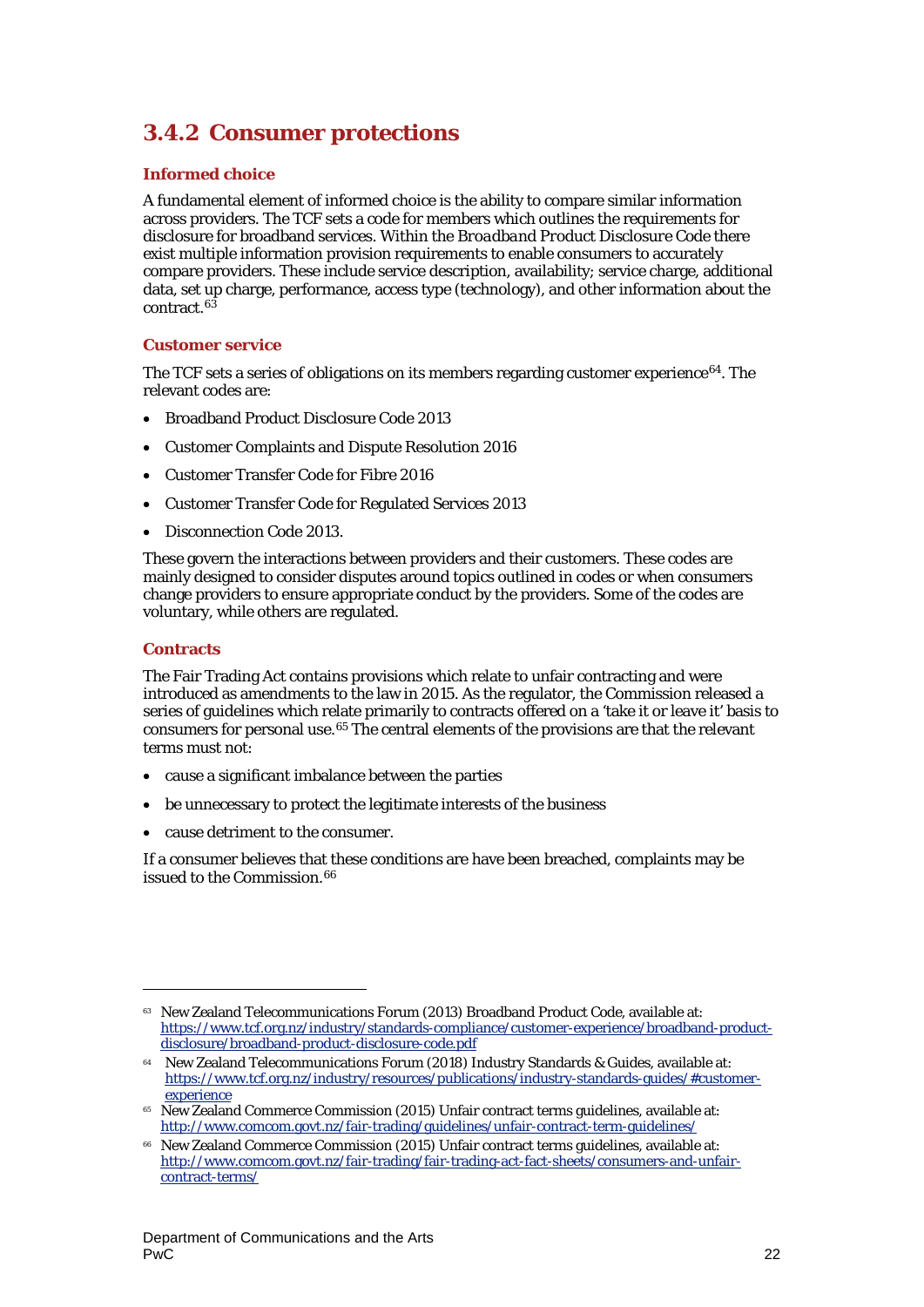### 3.4.2 Consumer protections

#### Informed choice

A fundamental element of informed choice is the ability to compare similar information across providers. The TCF sets a code for members which outlines the requirements for disclosure for broadband services. Within the *Broadband Product Disclosure Code* there exist multiple information provision requirements to enable consumers to accurately compare providers. These include service description, availability; service charge, additional data, set up charge, performance, access type (technology), and other information about the contract.[63]

#### Customer service

The TCF sets a series of obligations on its members regarding customer experience[64]. The relevant codes are:

- Broadband Product Disclosure Code 2013
- Customer Complaints and Dispute Resolution 2016
- Customer Transfer Code for Fibre 2016
- Customer Transfer Code for Regulated Services 2013
- Disconnection Code 2013.

These govern the interactions between providers and their customers. These codes are mainly designed to consider disputes around topics outlined in codes or when consumers change providers to ensure appropriate conduct by the providers. Some of the codes are voluntary, while others are regulated.

#### Contracts

The Fair Trading Act contains provisions which relate to unfair contracting and were introduced as amendments to the law in 2015. As the regulator, the Commission released a series of guidelines which relate primarily to contracts offered on a 'take it or leave it' basis to consumers for personal use.[65] The central elements of the provisions are that the relevant terms must not:

- cause a significant imbalance between the parties
- be unnecessary to protect the legitimate interests of the business
- cause detriment to the consumer.

If a consumer believes that these conditions are have been breached, complaints may be issued to the Commission.[66]

---

[63] New Zealand Telecommunications Forum (2013) Broadband Product Code, available at: https://www.tcf.org.nz/industry/standards-compliance/customer-experience/broadband-product-disclosure/broadband-product-disclosure-code.pdf

[64] New Zealand Telecommunications Forum (2018) Industry Standards & Guides, available at: https://www.tcf.org.nz/industry/resources/publications/industry-standards-guides/#customer-experience

[65] New Zealand Commerce Commission (2015) Unfair contract terms guidelines, available at: http://www.comcom.govt.nz/fair-trading/guidelines/unfair-contract-term-guidelines/

[66] New Zealand Commerce Commission (2015) Unfair contract terms guidelines, available at: http://www.comcom.govt.nz/fair-trading/fair-trading-act-fact-sheets/consumers-and-unfair-contract-terms/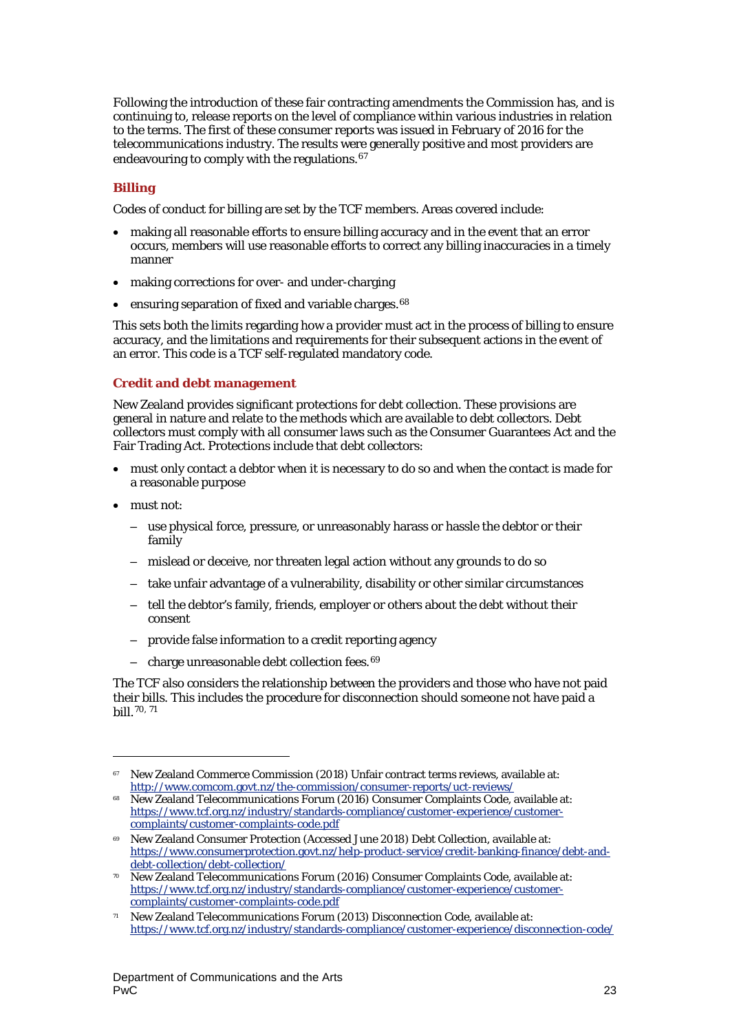Following the introduction of these fair contracting amendments the Commission has, and is continuing to, release reports on the level of compliance within various industries in relation to the terms. The first of these consumer reports was issued in February of 2016 for the telecommunications industry. The results were generally positive and most providers are endeavouring to comply with the regulations.[67]

### Billing

Codes of conduct for billing are set by the TCF members. Areas covered include:

- making all reasonable efforts to ensure billing accuracy and in the event that an error occurs, members will use reasonable efforts to correct any billing inaccuracies in a timely manner
- making corrections for over- and under-charging
- ensuring separation of fixed and variable charges.[68]

This sets both the limits regarding how a provider must act in the process of billing to ensure accuracy, and the limitations and requirements for their subsequent actions in the event of an error. This code is a TCF self-regulated mandatory code.

### Credit and debt management

New Zealand provides significant protections for debt collection. These provisions are general in nature and relate to the methods which are available to debt collectors. Debt collectors must comply with all consumer laws such as the Consumer Guarantees Act and the Fair Trading Act. Protections include that debt collectors:

- must only contact a debtor when it is necessary to do so and when the contact is made for a reasonable purpose
- must not:
  - use physical force, pressure, or unreasonably harass or hassle the debtor or their family
  - mislead or deceive, nor threaten legal action without any grounds to do so
  - take unfair advantage of a vulnerability, disability or other similar circumstances
  - tell the debtor's family, friends, employer or others about the debt without their consent
  - provide false information to a credit reporting agency
  - charge unreasonable debt collection fees.[69]

The TCF also considers the relationship between the providers and those who have not paid their bills. This includes the procedure for disconnection should someone not have paid a bill.[70, 71]

---

[67] New Zealand Commerce Commission (2018) Unfair contract terms reviews, available at: http://www.comcom.govt.nz/the-commission/consumer-reports/uct-reviews/

[68] New Zealand Telecommunications Forum (2016) Consumer Complaints Code, available at: https://www.tcf.org.nz/industry/standards-compliance/customer-experience/customer-complaints/customer-complaints-code.pdf

[69] New Zealand Consumer Protection (Accessed June 2018) Debt Collection, available at: https://www.consumerprotection.govt.nz/help-product-service/credit-banking-finance/debt-and-debt-collection/debt-collection/

[70] New Zealand Telecommunications Forum (2016) Consumer Complaints Code, available at: https://www.tcf.org.nz/industry/standards-compliance/customer-experience/customer-complaints/customer-complaints-code.pdf

[71] New Zealand Telecommunications Forum (2013) Disconnection Code, available at: https://www.tcf.org.nz/industry/standards-compliance/customer-experience/disconnection-code/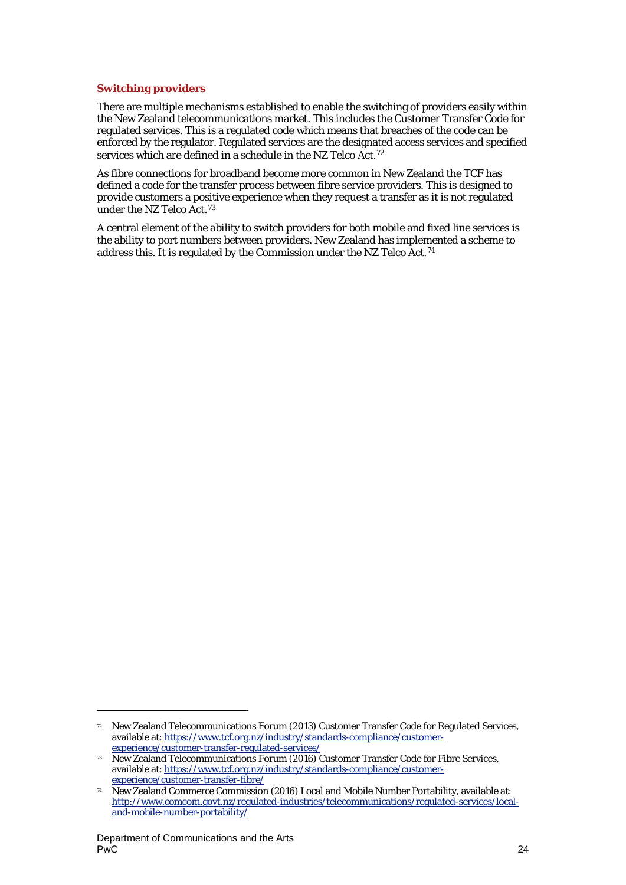### Switching providers

There are multiple mechanisms established to enable the switching of providers easily within the New Zealand telecommunications market. This includes the Customer Transfer Code for regulated services. This is a regulated code which means that breaches of the code can be enforced by the regulator. Regulated services are the designated access services and specified services which are defined in a schedule in the NZ Telco Act.[72]

As fibre connections for broadband become more common in New Zealand the TCF has defined a code for the transfer process between fibre service providers. This is designed to provide customers a positive experience when they request a transfer as it is not regulated under the NZ Telco Act.[73]

A central element of the ability to switch providers for both mobile and fixed line services is the ability to port numbers between providers. New Zealand has implemented a scheme to address this. It is regulated by the Commission under the NZ Telco Act.[74]

---

[72] New Zealand Telecommunications Forum (2013) Customer Transfer Code for Regulated Services, available at: https://www.tcf.org.nz/industry/standards-compliance/customer-experience/customer-transfer-regulated-services/

[73] New Zealand Telecommunications Forum (2016) Customer Transfer Code for Fibre Services, available at: https://www.tcf.org.nz/industry/standards-compliance/customer-experience/customer-transfer-fibre/

[74] New Zealand Commerce Commission (2016) Local and Mobile Number Portability, available at: http://www.comcom.govt.nz/regulated-industries/telecommunications/regulated-services/local-and-mobile-number-portability/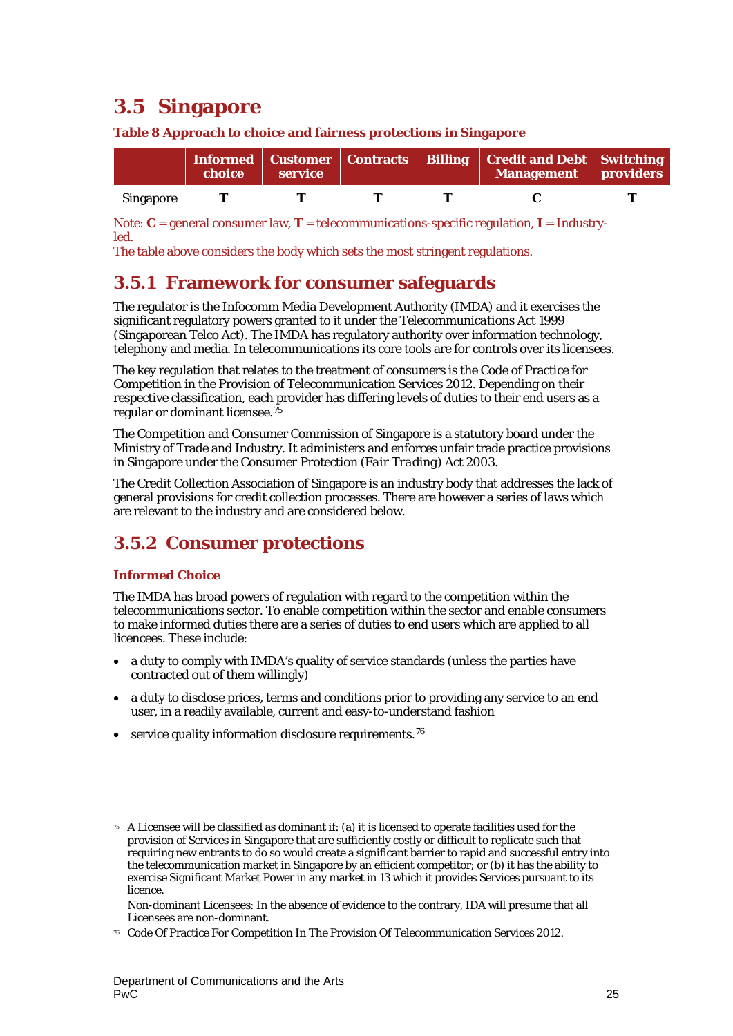## 3.5 Singapore

**Table 8 Approach to choice and fairness protections in Singapore**

| | Informed choice | Customer service | Contracts | Billing | Credit and Debt Management | Switching providers |
|---|---|---|---|---|---|---|
| Singapore | **T** | **T** | **T** | **T** | **C** | **T** |

Note: **C** = general consumer law, **T** = telecommunications-specific regulation, **I** = Industry-led.
The table above considers the body which sets the most stringent regulations.

### 3.5.1 Framework for consumer safeguards

The regulator is the Infocomm Media Development Authority (IMDA) and it exercises the significant regulatory powers granted to it under the Telecommunications Act 1999 (Singaporean Telco Act). The IMDA has regulatory authority over information technology, telephony and media. In telecommunications its core tools are for controls over its licensees.

The key regulation that relates to the treatment of consumers is the Code of Practice for Competition in the Provision of Telecommunication Services 2012. Depending on their respective classification, each provider has differing levels of duties to their end users as a regular or dominant licensee.[75]

The Competition and Consumer Commission of Singapore is a statutory board under the Ministry of Trade and Industry. It administers and enforces unfair trade practice provisions in Singapore under the Consumer Protection (*Fair Trading*) Act 2003.

The Credit Collection Association of Singapore is an industry body that addresses the lack of general provisions for credit collection processes. There are however a series of laws which are relevant to the industry and are considered below.

### 3.5.2 Consumer protections

**Informed Choice**

The IMDA has broad powers of regulation with regard to the competition within the telecommunications sector. To enable competition within the sector and enable consumers to make informed duties there are a series of duties to end users which are applied to all licencees. These include:

- a duty to comply with IMDA's quality of service standards (unless the parties have contracted out of them willingly)
- a duty to disclose prices, terms and conditions prior to providing any service to an end user, in a readily available, current and easy-to-understand fashion
- service quality information disclosure requirements.[76]

---

[75] A Licensee will be classified as dominant if: (a) it is licensed to operate facilities used for the provision of Services in Singapore that are sufficiently costly or difficult to replicate such that requiring new entrants to do so would create a significant barrier to rapid and successful entry into the telecommunication market in Singapore by an efficient competitor; or (b) it has the ability to exercise Significant Market Power in any market in 13 which it provides Services pursuant to its licence.

Non-dominant Licensees: In the absence of evidence to the contrary, IDA will presume that all Licensees are non-dominant.

[76] Code Of Practice For Competition In The Provision Of Telecommunication Services 2012.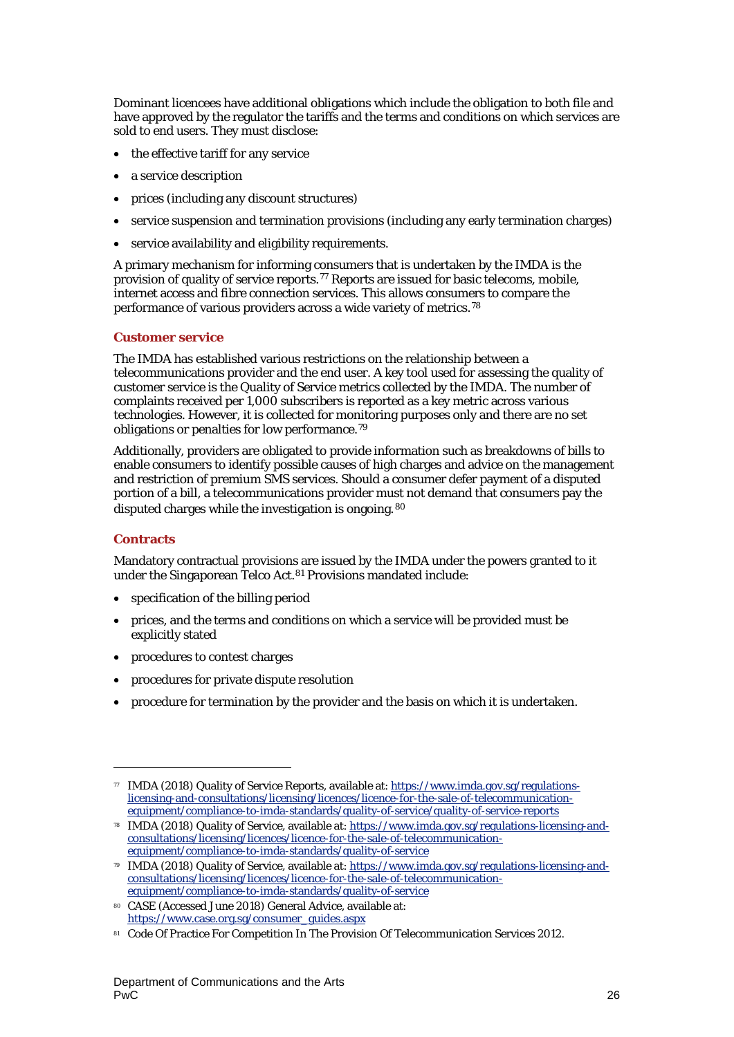Dominant licencees have additional obligations which include the obligation to both file and have approved by the regulator the tariffs and the terms and conditions on which services are sold to end users. They must disclose:

- the effective tariff for any service
- a service description
- prices (including any discount structures)
- service suspension and termination provisions (including any early termination charges)
- service availability and eligibility requirements.

A primary mechanism for informing consumers that is undertaken by the IMDA is the provision of quality of service reports.[77] Reports are issued for basic telecoms, mobile, internet access and fibre connection services. This allows consumers to compare the performance of various providers across a wide variety of metrics.[78]

### Customer service

The IMDA has established various restrictions on the relationship between a telecommunications provider and the end user. A key tool used for assessing the quality of customer service is the Quality of Service metrics collected by the IMDA. The number of complaints received per 1,000 subscribers is reported as a key metric across various technologies. However, it is collected for monitoring purposes only and there are no set obligations or penalties for low performance.[79]

Additionally, providers are obligated to provide information such as breakdowns of bills to enable consumers to identify possible causes of high charges and advice on the management and restriction of premium SMS services. Should a consumer defer payment of a disputed portion of a bill, a telecommunications provider must not demand that consumers pay the disputed charges while the investigation is ongoing.[80]

### Contracts

Mandatory contractual provisions are issued by the IMDA under the powers granted to it under the Singaporean Telco Act.[81] Provisions mandated include:

- specification of the billing period
- prices, and the terms and conditions on which a service will be provided must be explicitly stated
- procedures to contest charges
- procedures for private dispute resolution
- procedure for termination by the provider and the basis on which it is undertaken.

---

[77] IMDA (2018) Quality of Service Reports, available at: https://www.imda.gov.sg/regulations-licensing-and-consultations/licensing/licences/licence-for-the-sale-of-telecommunication-equipment/compliance-to-imda-standards/quality-of-service/quality-of-service-reports

[78] IMDA (2018) Quality of Service, available at: https://www.imda.gov.sg/regulations-licensing-and-consultations/licensing/licences/licence-for-the-sale-of-telecommunication-equipment/compliance-to-imda-standards/quality-of-service

[79] IMDA (2018) Quality of Service, available at: https://www.imda.gov.sg/regulations-licensing-and-consultations/licensing/licences/licence-for-the-sale-of-telecommunication-equipment/compliance-to-imda-standards/quality-of-service

[80] CASE (Accessed June 2018) General Advice, available at: https://www.case.org.sg/consumer_guides.aspx

[81] Code Of Practice For Competition In The Provision Of Telecommunication Services 2012.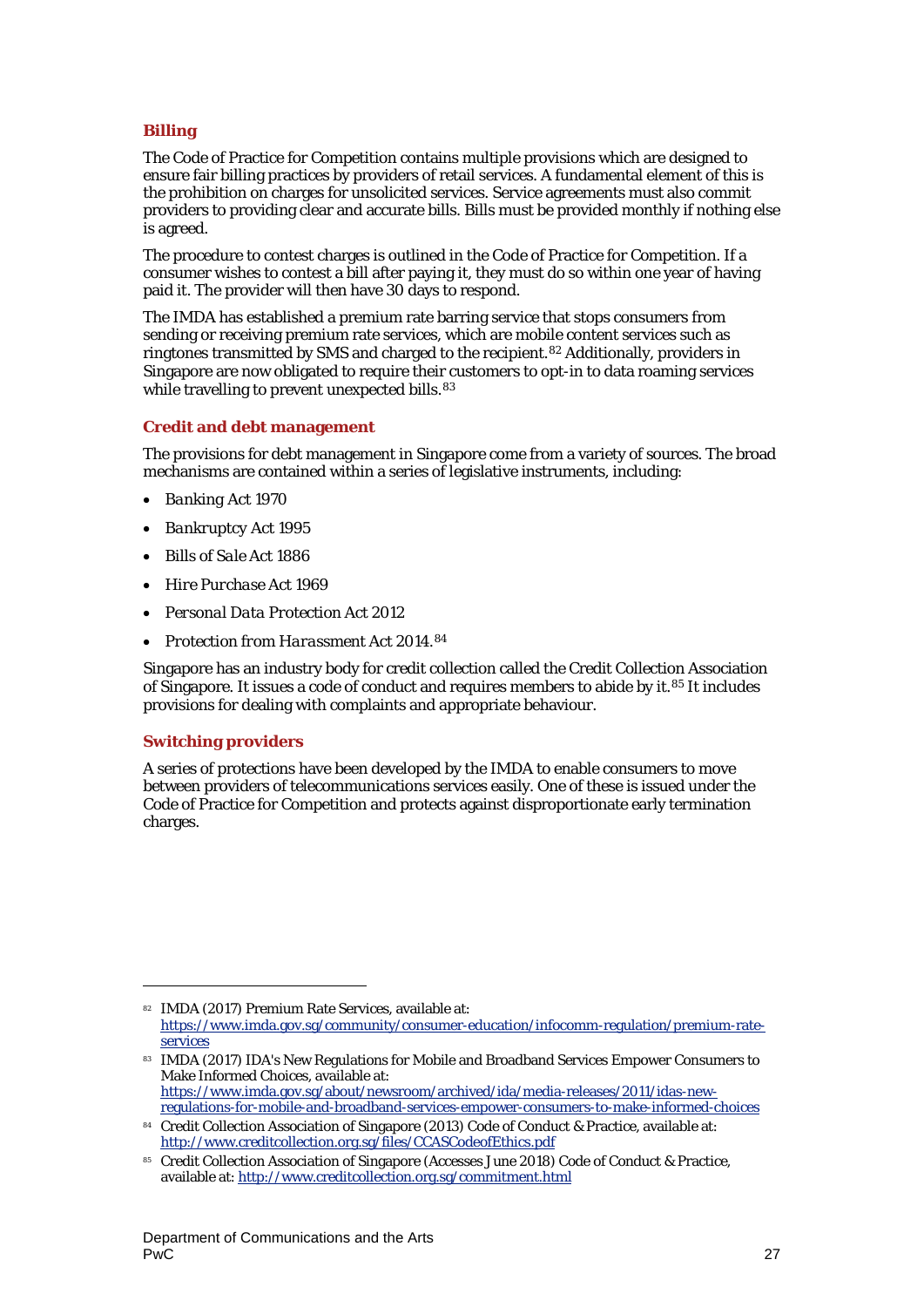### Billing

The Code of Practice for Competition contains multiple provisions which are designed to ensure fair billing practices by providers of retail services. A fundamental element of this is the prohibition on charges for unsolicited services. Service agreements must also commit providers to providing clear and accurate bills. Bills must be provided monthly if nothing else is agreed.

The procedure to contest charges is outlined in the Code of Practice for Competition. If a consumer wishes to contest a bill after paying it, they must do so within one year of having paid it. The provider will then have 30 days to respond.

The IMDA has established a premium rate barring service that stops consumers from sending or receiving premium rate services, which are mobile content services such as ringtones transmitted by SMS and charged to the recipient.[82] Additionally, providers in Singapore are now obligated to require their customers to opt-in to data roaming services while travelling to prevent unexpected bills.[83]

### Credit and debt management

The provisions for debt management in Singapore come from a variety of sources. The broad mechanisms are contained within a series of legislative instruments, including:

- *Banking Act 1970*
- *Bankruptcy Act 1995*
- *Bills of Sale Act 1886*
- *Hire Purchase Act 1969*
- *Personal Data Protection Act 2012*
- *Protection from Harassment Act 2014*.[84]

Singapore has an industry body for credit collection called the Credit Collection Association of Singapore. It issues a code of conduct and requires members to abide by it.[85] It includes provisions for dealing with complaints and appropriate behaviour.

### Switching providers

A series of protections have been developed by the IMDA to enable consumers to move between providers of telecommunications services easily. One of these is issued under the Code of Practice for Competition and protects against disproportionate early termination charges.

---

[82] IMDA (2017) Premium Rate Services, available at: https://www.imda.gov.sg/community/consumer-education/infocomm-regulation/premium-rate-services

[83] IMDA (2017) IDA's New Regulations for Mobile and Broadband Services Empower Consumers to Make Informed Choices, available at: https://www.imda.gov.sg/about/newsroom/archived/ida/media-releases/2011/idas-new-regulations-for-mobile-and-broadband-services-empower-consumers-to-make-informed-choices

[84] Credit Collection Association of Singapore (2013) Code of Conduct & Practice, available at: http://www.creditcollection.org.sg/files/CCASCodeofEthics.pdf

[85] Credit Collection Association of Singapore (Accesses June 2018) Code of Conduct & Practice, available at: http://www.creditcollection.org.sg/commitment.html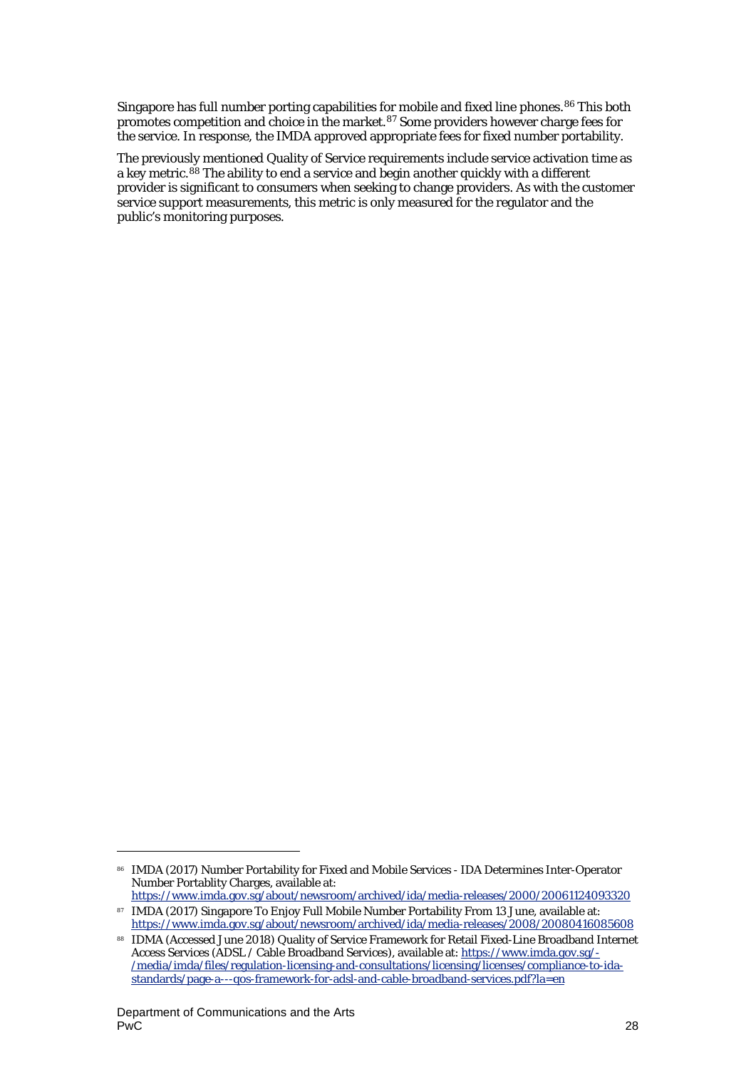Singapore has full number porting capabilities for mobile and fixed line phones.[86] This both promotes competition and choice in the market.[87] Some providers however charge fees for the service. In response, the IMDA approved appropriate fees for fixed number portability.

The previously mentioned Quality of Service requirements include service activation time as a key metric.[88] The ability to end a service and begin another quickly with a different provider is significant to consumers when seeking to change providers. As with the customer service support measurements, this metric is only measured for the regulator and the public's monitoring purposes.

---

[86] IMDA (2017) Number Portability for Fixed and Mobile Services - IDA Determines Inter-Operator Number Portablity Charges, available at: https://www.imda.gov.sg/about/newsroom/archived/ida/media-releases/2000/20061124093320

[87] IMDA (2017) Singapore To Enjoy Full Mobile Number Portability From 13 June, available at: https://www.imda.gov.sg/about/newsroom/archived/ida/media-releases/2008/20080416085608

[88] IDMA (Accessed June 2018) Quality of Service Framework for Retail Fixed-Line Broadband Internet Access Services (ADSL / Cable Broadband Services), available at: https://www.imda.gov.sg/-/media/imda/files/regulation-licensing-and-consultations/licensing/licenses/compliance-to-ida-standards/page-a---qos-framework-for-adsl-and-cable-broadband-services.pdf?la=en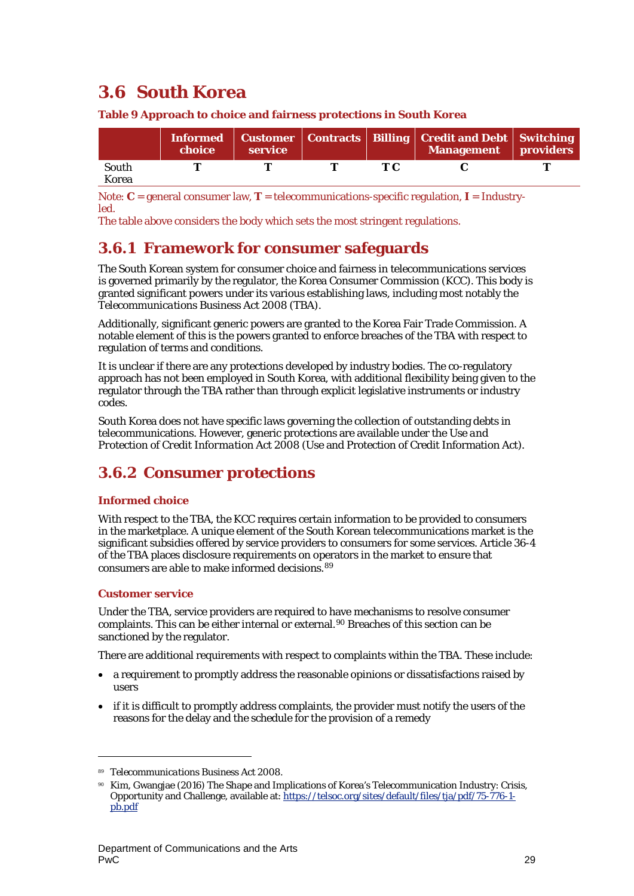# 3.6 South Korea

**Table 9 Approach to choice and fairness protections in South Korea**

| | Informed choice | Customer service | Contracts | Billing | Credit and Debt Management | Switching providers |
|---|---|---|---|---|---|---|
| South Korea | **T** | **T** | **T** | **T C** | **C** | **T** |

Note: **C** = general consumer law, **T** = telecommunications-specific regulation, **I** = Industry-led.

The table above considers the body which sets the most stringent regulations.

## 3.6.1 Framework for consumer safeguards

The South Korean system for consumer choice and fairness in telecommunications services is governed primarily by the regulator, the Korea Consumer Commission (KCC). This body is granted significant powers under its various establishing laws, including most notably the *Telecommunications Business Act 2008* (TBA).

Additionally, significant generic powers are granted to the Korea Fair Trade Commission. A notable element of this is the powers granted to enforce breaches of the TBA with respect to regulation of terms and conditions.

It is unclear if there are any protections developed by industry bodies. The co-regulatory approach has not been employed in South Korea, with additional flexibility being given to the regulator through the TBA rather than through explicit legislative instruments or industry codes.

South Korea does not have specific laws governing the collection of outstanding debts in telecommunications. However, generic protections are available under the *Use and Protection of Credit Information Act 2008* (Use and Protection of Credit Information Act).

## 3.6.2 Consumer protections

### Informed choice

With respect to the TBA, the KCC requires certain information to be provided to consumers in the marketplace. A unique element of the South Korean telecommunications market is the significant subsidies offered by service providers to consumers for some services. Article 36-4 of the TBA places disclosure requirements on operators in the market to ensure that consumers are able to make informed decisions.[89]

### Customer service

Under the TBA, service providers are required to have mechanisms to resolve consumer complaints. This can be either internal or external.[90] Breaches of this section can be sanctioned by the regulator.

There are additional requirements with respect to complaints within the TBA. These include:

- a requirement to promptly address the reasonable opinions or dissatisfactions raised by users
- if it is difficult to promptly address complaints, the provider must notify the users of the reasons for the delay and the schedule for the provision of a remedy

---

[89] *Telecommunications Business Act 2008*.

[90] Kim, Gwangjae (2016) The Shape and Implications of Korea's Telecommunication Industry: Crisis, Opportunity and Challenge, available at: https://telsoc.org/sites/default/files/tja/pdf/75-776-1-pb.pdf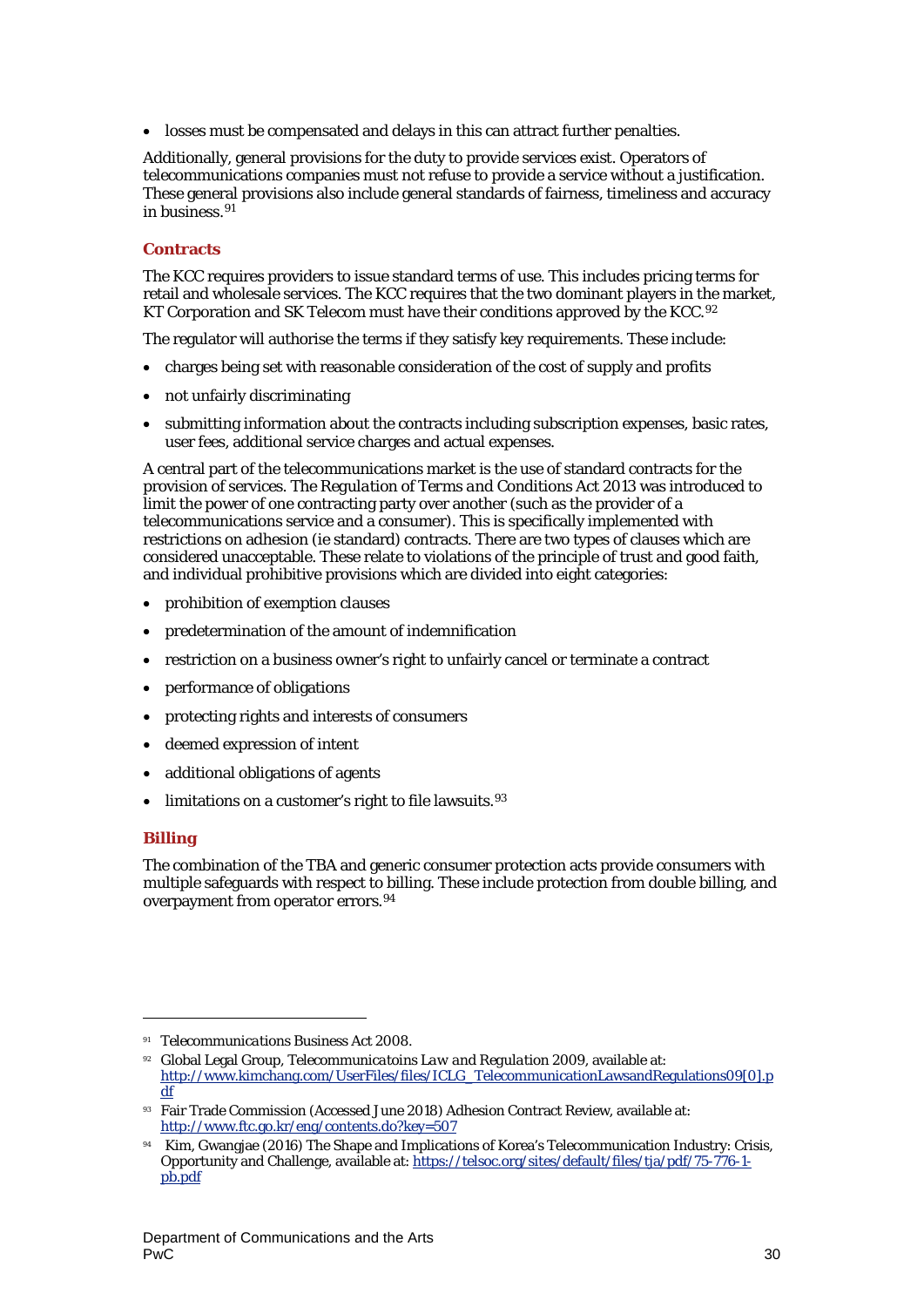- losses must be compensated and delays in this can attract further penalties.

Additionally, general provisions for the duty to provide services exist. Operators of telecommunications companies must not refuse to provide a service without a justification. These general provisions also include general standards of fairness, timeliness and accuracy in business.[91]

### Contracts

The KCC requires providers to issue standard terms of use. This includes pricing terms for retail and wholesale services. The KCC requires that the two dominant players in the market, KT Corporation and SK Telecom must have their conditions approved by the KCC.[92]

The regulator will authorise the terms if they satisfy key requirements. These include:

- charges being set with reasonable consideration of the cost of supply and profits
- not unfairly discriminating
- submitting information about the contracts including subscription expenses, basic rates, user fees, additional service charges and actual expenses.

A central part of the telecommunications market is the use of standard contracts for the provision of services. The *Regulation of Terms and Conditions Act 2013* was introduced to limit the power of one contracting party over another (such as the provider of a telecommunications service and a consumer). This is specifically implemented with restrictions on adhesion (ie standard) contracts. There are two types of clauses which are considered unacceptable. These relate to violations of the principle of trust and good faith, and individual prohibitive provisions which are divided into eight categories:

- prohibition of exemption clauses
- predetermination of the amount of indemnification
- restriction on a business owner's right to unfairly cancel or terminate a contract
- performance of obligations
- protecting rights and interests of consumers
- deemed expression of intent
- additional obligations of agents
- limitations on a customer's right to file lawsuits.[93]

### Billing

The combination of the TBA and generic consumer protection acts provide consumers with multiple safeguards with respect to billing. These include protection from double billing, and overpayment from operator errors.[94]

---

[91] *Telecommunications Business Act 2008*.

[92] Global Legal Group, *Telecommunicatoins Law and Regulation 2009*, available at: http://www.kimchang.com/UserFiles/files/ICLG_TelecommunicationLawsandRegulations09[0].pdf

[93] Fair Trade Commission (Accessed June 2018) Adhesion Contract Review, available at: http://www.ftc.go.kr/eng/contents.do?key=507

[94] Kim, Gwangjae (2016) The Shape and Implications of Korea's Telecommunication Industry: Crisis, Opportunity and Challenge, available at: https://telsoc.org/sites/default/files/tja/pdf/75-776-1-pb.pdf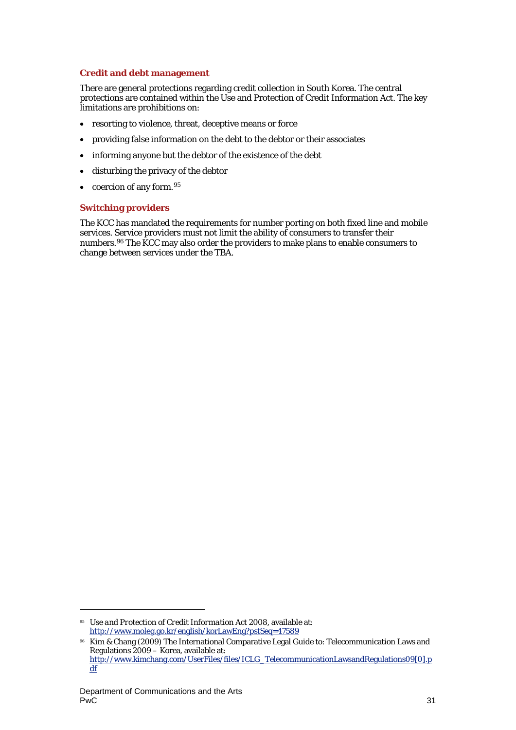### Credit and debt management

There are general protections regarding credit collection in South Korea. The central protections are contained within the Use and Protection of Credit Information Act. The key limitations are prohibitions on:

- resorting to violence, threat, deceptive means or force
- providing false information on the debt to the debtor or their associates
- informing anyone but the debtor of the existence of the debt
- disturbing the privacy of the debtor
- coercion of any form.[95]

### Switching providers

The KCC has mandated the requirements for number porting on both fixed line and mobile services. Service providers must not limit the ability of consumers to transfer their numbers.[96] The KCC may also order the providers to make plans to enable consumers to change between services under the TBA.

---

[95] *Use and Protection of Credit Information Act 2008*, available at: http://www.moleg.go.kr/english/korLawEng?pstSeq=47589

[96] Kim & Chang (2009) The International Comparative Legal Guide to: Telecommunication Laws and Regulations 2009 – Korea, available at: http://www.kimchang.com/UserFiles/files/ICLG_TelecommunicationLawsandRegulations09[0].pdf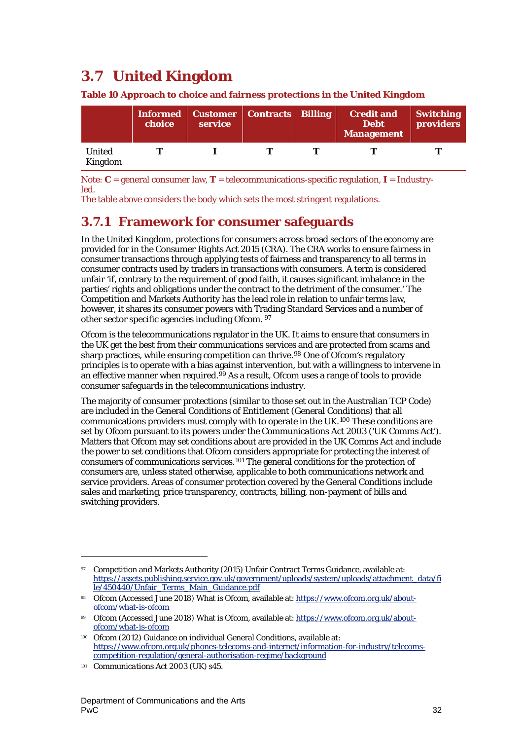## 3.7 United Kingdom

**Table 10 Approach to choice and fairness protections in the United Kingdom**

| | Informed choice | Customer service | Contracts | Billing | Credit and Debt Management | Switching providers |
|---|---|---|---|---|---|---|
| United Kingdom | **T** | **I** | **T** | **T** | **T** | **T** |

Note: **C** = general consumer law, **T** = telecommunications-specific regulation, **I** = Industry-led.
The table above considers the body which sets the most stringent regulations.

### 3.7.1 Framework for consumer safeguards

In the United Kingdom, protections for consumers across broad sectors of the economy are provided for in the Consumer Rights Act 2015 (CRA). The CRA works to ensure fairness in consumer transactions through applying tests of fairness and transparency to all terms in consumer contracts used by traders in transactions with consumers. A term is considered unfair 'if, contrary to the requirement of good faith, it causes significant imbalance in the parties' rights and obligations under the contract to the detriment of the consumer.' The Competition and Markets Authority has the lead role in relation to unfair terms law, however, it shares its consumer powers with Trading Standard Services and a number of other sector specific agencies including Ofcom. [97]

Ofcom is the telecommunications regulator in the UK. It aims to ensure that consumers in the UK get the best from their communications services and are protected from scams and sharp practices, while ensuring competition can thrive.[98] One of Ofcom's regulatory principles is to operate with a bias against intervention, but with a willingness to intervene in an effective manner when required.[99] As a result, Ofcom uses a range of tools to provide consumer safeguards in the telecommunications industry.

The majority of consumer protections (similar to those set out in the Australian TCP Code) are included in the General Conditions of Entitlement (General Conditions) that all communications providers must comply with to operate in the UK.[100] These conditions are set by Ofcom pursuant to its powers under the *Communications Act 2003* ('UK Comms Act'). Matters that Ofcom may set conditions about are provided in the UK Comms Act and include the power to set conditions that Ofcom considers appropriate for protecting the interest of consumers of communications services.[101] The general conditions for the protection of consumers are, unless stated otherwise, applicable to both communications network and service providers. Areas of consumer protection covered by the General Conditions include sales and marketing, price transparency, contracts, billing, non-payment of bills and switching providers.

---

[97] Competition and Markets Authority (2015) Unfair Contract Terms Guidance, available at: https://assets.publishing.service.gov.uk/government/uploads/system/uploads/attachment_data/file/450440/Unfair_Terms_Main_Guidance.pdf

[98] Ofcom (Accessed June 2018) What is Ofcom, available at: https://www.ofcom.org.uk/about-ofcom/what-is-ofcom

[99] Ofcom (Accessed June 2018) What is Ofcom, available at: https://www.ofcom.org.uk/about-ofcom/what-is-ofcom

[100] Ofcom (2012) Guidance on individual General Conditions, available at: https://www.ofcom.org.uk/phones-telecoms-and-internet/information-for-industry/telecoms-competition-regulation/general-authorisation-regime/background

[101] *Communications Act 2003* (UK) s45.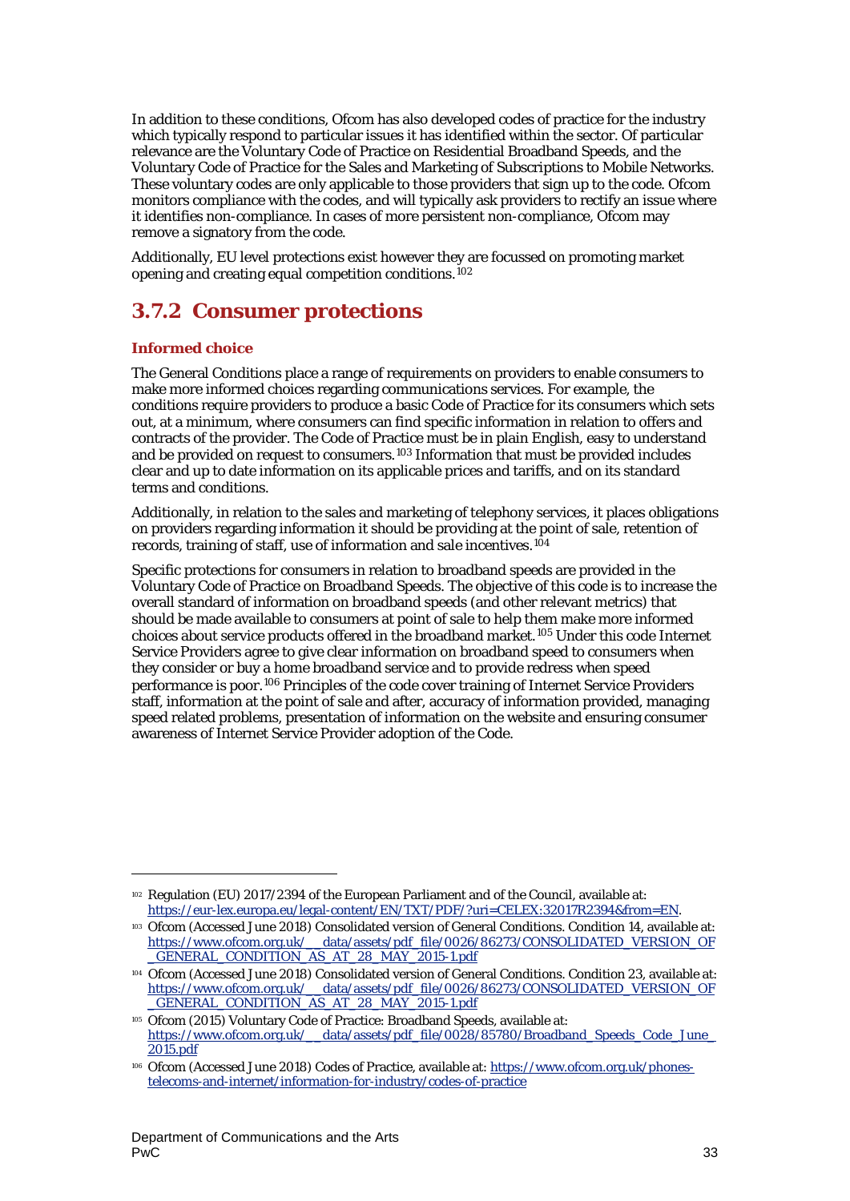In addition to these conditions, Ofcom has also developed codes of practice for the industry which typically respond to particular issues it has identified within the sector. Of particular relevance are the Voluntary Code of Practice on Residential Broadband Speeds, and the Voluntary Code of Practice for the Sales and Marketing of Subscriptions to Mobile Networks. These voluntary codes are only applicable to those providers that sign up to the code. Ofcom monitors compliance with the codes, and will typically ask providers to rectify an issue where it identifies non-compliance. In cases of more persistent non-compliance, Ofcom may remove a signatory from the code.

Additionally, EU level protections exist however they are focussed on promoting market opening and creating equal competition conditions.[102]

## 3.7.2 Consumer protections

### Informed choice

The General Conditions place a range of requirements on providers to enable consumers to make more informed choices regarding communications services. For example, the conditions require providers to produce a basic Code of Practice for its consumers which sets out, at a minimum, where consumers can find specific information in relation to offers and contracts of the provider. The Code of Practice must be in plain English, easy to understand and be provided on request to consumers.[103] Information that must be provided includes clear and up to date information on its applicable prices and tariffs, and on its standard terms and conditions.

Additionally, in relation to the sales and marketing of telephony services, it places obligations on providers regarding information it should be providing at the point of sale, retention of records, training of staff, use of information and sale incentives.[104]

Specific protections for consumers in relation to broadband speeds are provided in the Voluntary Code of Practice on Broadband Speeds. The objective of this code is to increase the overall standard of information on broadband speeds (and other relevant metrics) that should be made available to consumers at point of sale to help them make more informed choices about service products offered in the broadband market.[105] Under this code Internet Service Providers agree to give clear information on broadband speed to consumers when they consider or buy a home broadband service and to provide redress when speed performance is poor.[106] Principles of the code cover training of Internet Service Providers staff, information at the point of sale and after, accuracy of information provided, managing speed related problems, presentation of information on the website and ensuring consumer awareness of Internet Service Provider adoption of the Code.

---

[102] Regulation (EU) 2017/2394 of the European Parliament and of the Council, available at: https://eur-lex.europa.eu/legal-content/EN/TXT/PDF/?uri=CELEX:32017R2394&from=EN.

[103] Ofcom (Accessed June 2018) Consolidated version of General Conditions. Condition 14, available at: https://www.ofcom.org.uk/__data/assets/pdf_file/0026/86273/CONSOLIDATED_VERSION_OF_GENERAL_CONDITION_AS_AT_28_MAY_2015-1.pdf

[104] Ofcom (Accessed June 2018) Consolidated version of General Conditions. Condition 23, available at: https://www.ofcom.org.uk/__data/assets/pdf_file/0026/86273/CONSOLIDATED_VERSION_OF_GENERAL_CONDITION_AS_AT_28_MAY_2015-1.pdf

[105] Ofcom (2015) Voluntary Code of Practice: Broadband Speeds, available at: https://www.ofcom.org.uk/__data/assets/pdf_file/0028/85780/Broadband_Speeds_Code_June_2015.pdf

[106] Ofcom (Accessed June 2018) Codes of Practice, available at: https://www.ofcom.org.uk/phones-telecoms-and-internet/information-for-industry/codes-of-practice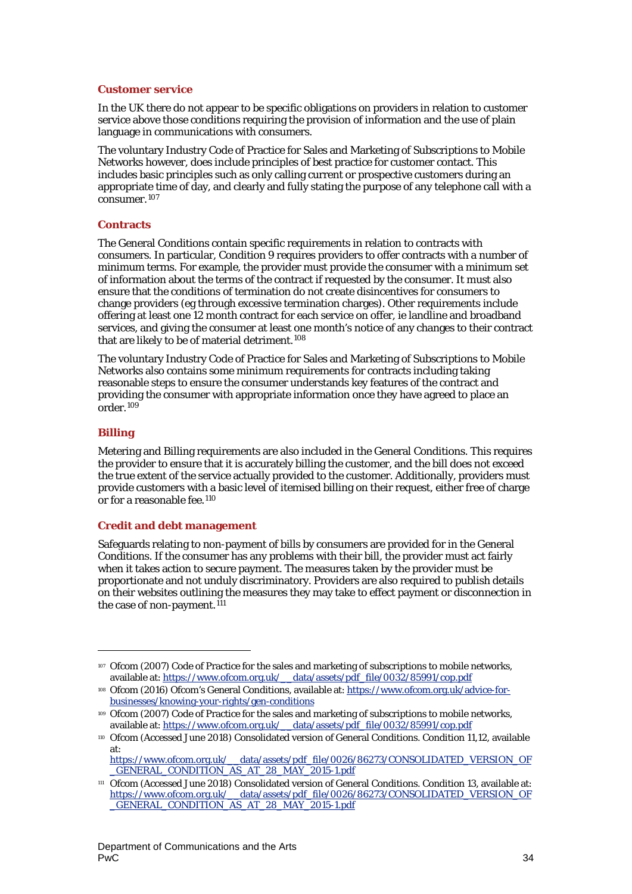### Customer service

In the UK there do not appear to be specific obligations on providers in relation to customer service above those conditions requiring the provision of information and the use of plain language in communications with consumers.

The voluntary Industry Code of Practice for Sales and Marketing of Subscriptions to Mobile Networks however, does include principles of best practice for customer contact. This includes basic principles such as only calling current or prospective customers during an appropriate time of day, and clearly and fully stating the purpose of any telephone call with a consumer.[107]

### Contracts

The General Conditions contain specific requirements in relation to contracts with consumers. In particular, Condition 9 requires providers to offer contracts with a number of minimum terms. For example, the provider must provide the consumer with a minimum set of information about the terms of the contract if requested by the consumer. It must also ensure that the conditions of termination do not create disincentives for consumers to change providers (eg through excessive termination charges). Other requirements include offering at least one 12 month contract for each service on offer, ie landline and broadband services, and giving the consumer at least one month's notice of any changes to their contract that are likely to be of material detriment.[108]

The voluntary Industry Code of Practice for Sales and Marketing of Subscriptions to Mobile Networks also contains some minimum requirements for contracts including taking reasonable steps to ensure the consumer understands key features of the contract and providing the consumer with appropriate information once they have agreed to place an order.[109]

### Billing

Metering and Billing requirements are also included in the General Conditions. This requires the provider to ensure that it is accurately billing the customer, and the bill does not exceed the true extent of the service actually provided to the customer. Additionally, providers must provide customers with a basic level of itemised billing on their request, either free of charge or for a reasonable fee.[110]

### Credit and debt management

Safeguards relating to non-payment of bills by consumers are provided for in the General Conditions. If the consumer has any problems with their bill, the provider must act fairly when it takes action to secure payment. The measures taken by the provider must be proportionate and not unduly discriminatory. Providers are also required to publish details on their websites outlining the measures they may take to effect payment or disconnection in the case of non-payment.[111]

---

[107] Ofcom (2007) Code of Practice for the sales and marketing of subscriptions to mobile networks, available at: https://www.ofcom.org.uk/__data/assets/pdf_file/0032/85991/cop.pdf

[108] Ofcom (2016) Ofcom's General Conditions, available at: https://www.ofcom.org.uk/advice-for-businesses/knowing-your-rights/gen-conditions

[109] Ofcom (2007) Code of Practice for the sales and marketing of subscriptions to mobile networks, available at: https://www.ofcom.org.uk/__data/assets/pdf_file/0032/85991/cop.pdf

[110] Ofcom (Accessed June 2018) Consolidated version of General Conditions. Condition 11,12, available at: https://www.ofcom.org.uk/__data/assets/pdf_file/0026/86273/CONSOLIDATED_VERSION_OF_GENERAL_CONDITION_AS_AT_28_MAY_2015-1.pdf

[111] Ofcom (Accessed June 2018) Consolidated version of General Conditions. Condition 13, available at: https://www.ofcom.org.uk/__data/assets/pdf_file/0026/86273/CONSOLIDATED_VERSION_OF_GENERAL_CONDITION_AS_AT_28_MAY_2015-1.pdf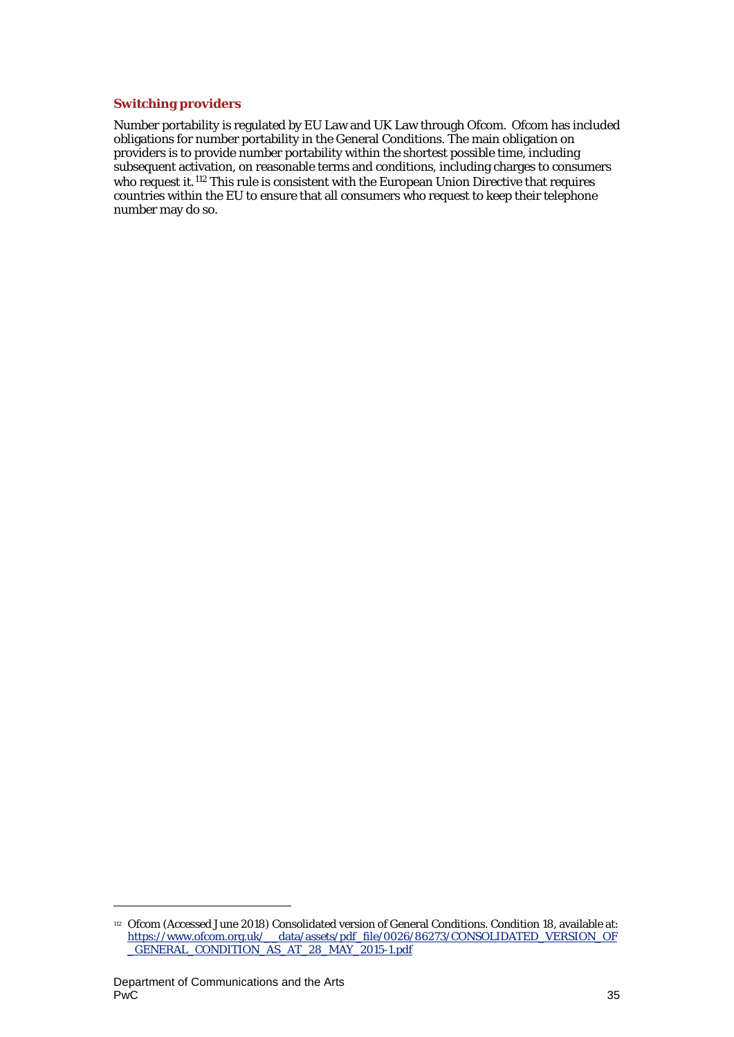### Switching providers

Number portability is regulated by EU Law and UK Law through Ofcom. Ofcom has included obligations for number portability in the General Conditions. The main obligation on providers is to provide number portability within the shortest possible time, including subsequent activation, on reasonable terms and conditions, including charges to consumers who request it.[112] This rule is consistent with the European Union Directive that requires countries within the EU to ensure that all consumers who request to keep their telephone number may do so.

[112] Ofcom (Accessed June 2018) Consolidated version of General Conditions. Condition 18, available at: https://www.ofcom.org.uk/__data/assets/pdf_file/0026/86273/CONSOLIDATED_VERSION_OF_GENERAL_CONDITION_AS_AT_28_MAY_2015-1.pdf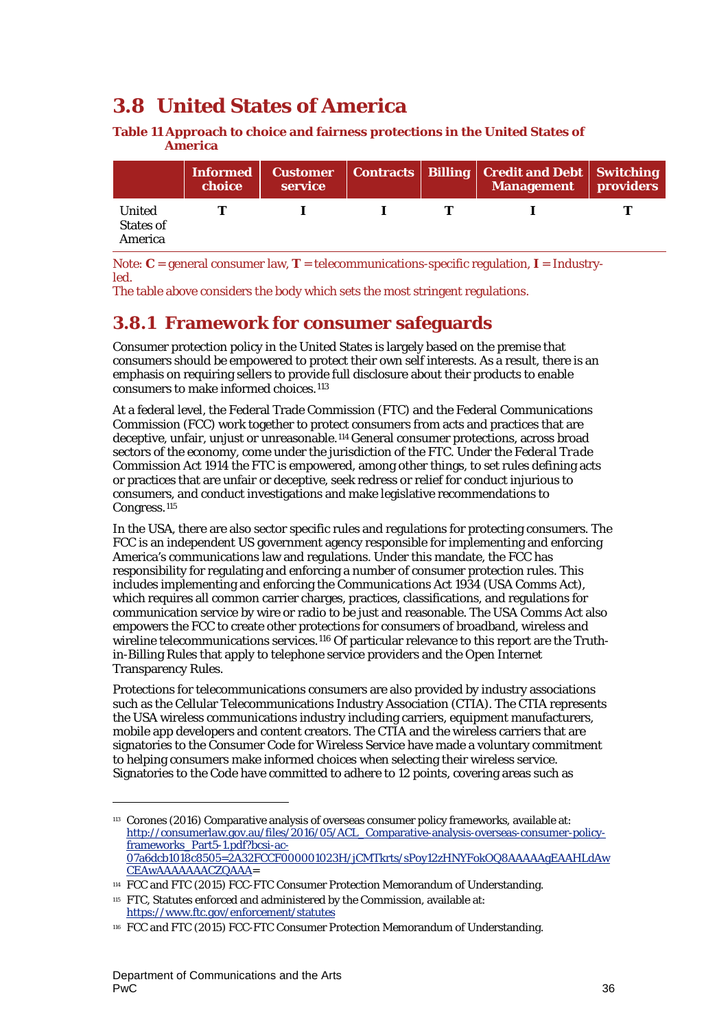## 3.8 United States of America

**Table 11 Approach to choice and fairness protections in the United States of America**

| | Informed choice | Customer service | Contracts | Billing | Credit and Debt Management | Switching providers |
|---|---|---|---|---|---|---|
| United States of America | **T** | **I** | **I** | **T** | **I** | **T** |

Note: **C** = general consumer law, **T** = telecommunications-specific regulation, **I** = Industry-led.
The table above considers the body which sets the most stringent regulations.

### 3.8.1 Framework for consumer safeguards

Consumer protection policy in the United States is largely based on the premise that consumers should be empowered to protect their own self interests. As a result, there is an emphasis on requiring sellers to provide full disclosure about their products to enable consumers to make informed choices.[113]

At a federal level, the Federal Trade Commission (FTC) and the Federal Communications Commission (FCC) work together to protect consumers from acts and practices that are deceptive, unfair, unjust or unreasonable.[114] General consumer protections, across broad sectors of the economy, come under the jurisdiction of the FTC. Under the *Federal Trade Commission Act 1914* the FTC is empowered, among other things, to set rules defining acts or practices that are unfair or deceptive, seek redress or relief for conduct injurious to consumers, and conduct investigations and make legislative recommendations to Congress.[115]

In the USA, there are also sector specific rules and regulations for protecting consumers. The FCC is an independent US government agency responsible for implementing and enforcing America's communications law and regulations. Under this mandate, the FCC has responsibility for regulating and enforcing a number of consumer protection rules. This includes implementing and enforcing the *Communications Act 1934* (USA Comms Act), which requires all common carrier charges, practices, classifications, and regulations for communication service by wire or radio to be just and reasonable. The USA Comms Act also empowers the FCC to create other protections for consumers of broadband, wireless and wireline telecommunications services.[116] Of particular relevance to this report are the Truth-in-Billing Rules that apply to telephone service providers and the Open Internet Transparency Rules.

Protections for telecommunications consumers are also provided by industry associations such as the Cellular Telecommunications Industry Association (CTIA). The CTIA represents the USA wireless communications industry including carriers, equipment manufacturers, mobile app developers and content creators. The CTIA and the wireless carriers that are signatories to the Consumer Code for Wireless Service have made a voluntary commitment to helping consumers make informed choices when selecting their wireless service. Signatories to the Code have committed to adhere to 12 points, covering areas such as

---

[113] Corones (2016) Comparative analysis of overseas consumer policy frameworks, available at: http://consumerlaw.gov.au/files/2016/05/ACL_Comparative-analysis-overseas-consumer-policy-frameworks_Part5-1.pdf?bcsi-ac-07a6dcb1018c8505=2A32FCCF000001023H/jCMTkrts/sPoy12zHNYFokOQ8AAAAAgEAAHLdAwCEAwAAAAAAACZQAAA=

[114] FCC and FTC (2015) FCC-FTC Consumer Protection Memorandum of Understanding.

[115] FTC, Statutes enforced and administered by the Commission, available at: https://www.ftc.gov/enforcement/statutes

[116] FCC and FTC (2015) FCC-FTC Consumer Protection Memorandum of Understanding.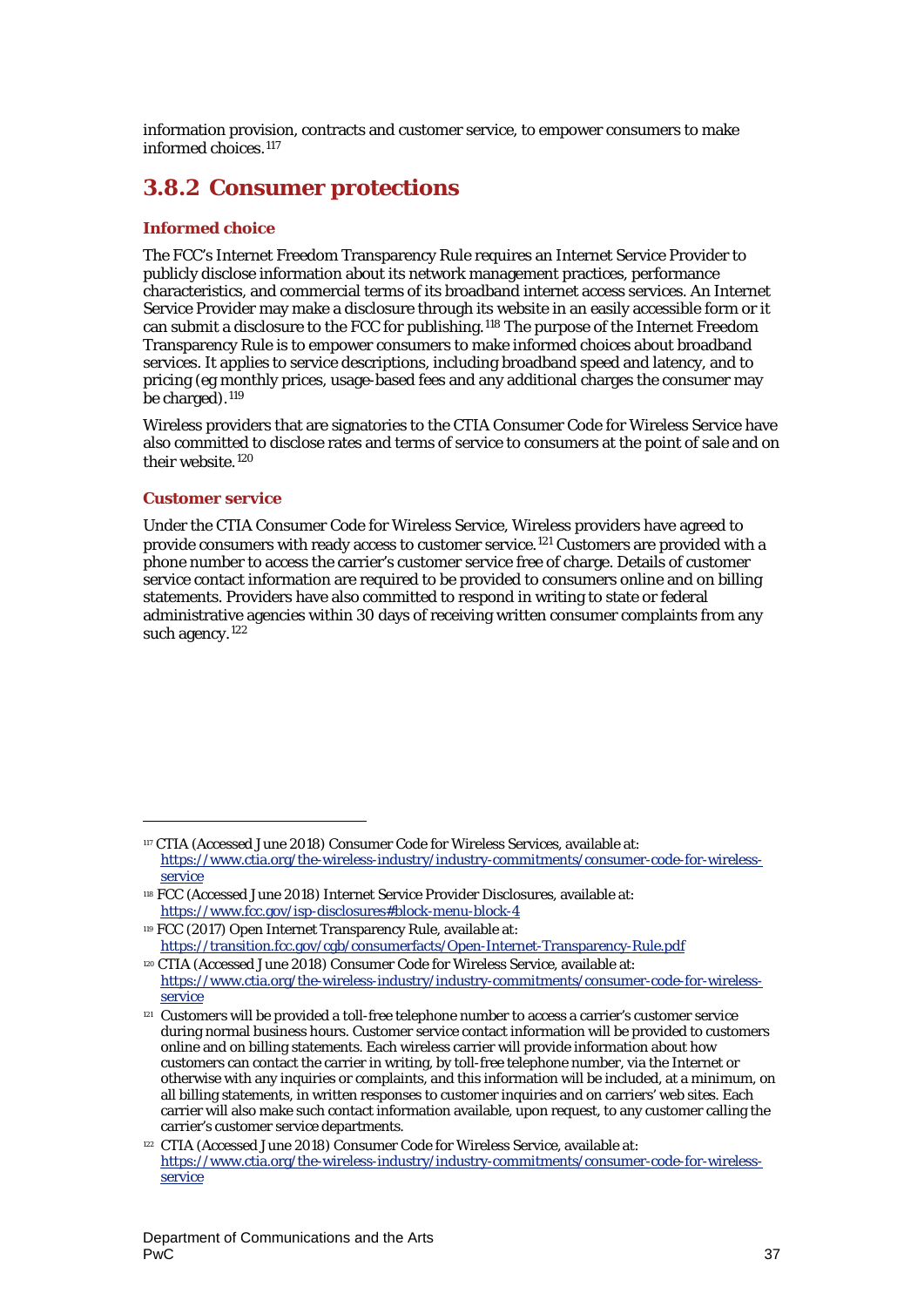information provision, contracts and customer service, to empower consumers to make informed choices.[117]

## 3.8.2 Consumer protections

### Informed choice

The FCC's Internet Freedom Transparency Rule requires an Internet Service Provider to publicly disclose information about its network management practices, performance characteristics, and commercial terms of its broadband internet access services. An Internet Service Provider may make a disclosure through its website in an easily accessible form or it can submit a disclosure to the FCC for publishing.[118] The purpose of the Internet Freedom Transparency Rule is to empower consumers to make informed choices about broadband services. It applies to service descriptions, including broadband speed and latency, and to pricing (eg monthly prices, usage-based fees and any additional charges the consumer may be charged).[119]

Wireless providers that are signatories to the CTIA Consumer Code for Wireless Service have also committed to disclose rates and terms of service to consumers at the point of sale and on their website.[120]

### Customer service

Under the CTIA Consumer Code for Wireless Service, Wireless providers have agreed to provide consumers with ready access to customer service.[121] Customers are provided with a phone number to access the carrier's customer service free of charge. Details of customer service contact information are required to be provided to consumers online and on billing statements. Providers have also committed to respond in writing to state or federal administrative agencies within 30 days of receiving written consumer complaints from any such agency.[122]

---

[117] CTIA (Accessed June 2018) Consumer Code for Wireless Services, available at: https://www.ctia.org/the-wireless-industry/industry-commitments/consumer-code-for-wireless-service

[118] FCC (Accessed June 2018) Internet Service Provider Disclosures, available at: https://www.fcc.gov/isp-disclosures#block-menu-block-4

[119] FCC (2017) Open Internet Transparency Rule, available at: https://transition.fcc.gov/cgb/consumerfacts/Open-Internet-Transparency-Rule.pdf

[120] CTIA (Accessed June 2018) Consumer Code for Wireless Service, available at: https://www.ctia.org/the-wireless-industry/industry-commitments/consumer-code-for-wireless-service

[121] Customers will be provided a toll-free telephone number to access a carrier's customer service during normal business hours. Customer service contact information will be provided to customers online and on billing statements. Each wireless carrier will provide information about how customers can contact the carrier in writing, by toll-free telephone number, via the Internet or otherwise with any inquiries or complaints, and this information will be included, at a minimum, on all billing statements, in written responses to customer inquiries and on carriers' web sites. Each carrier will also make such contact information available, upon request, to any customer calling the carrier's customer service departments.

[122] CTIA (Accessed June 2018) Consumer Code for Wireless Service, available at: https://www.ctia.org/the-wireless-industry/industry-commitments/consumer-code-for-wireless-service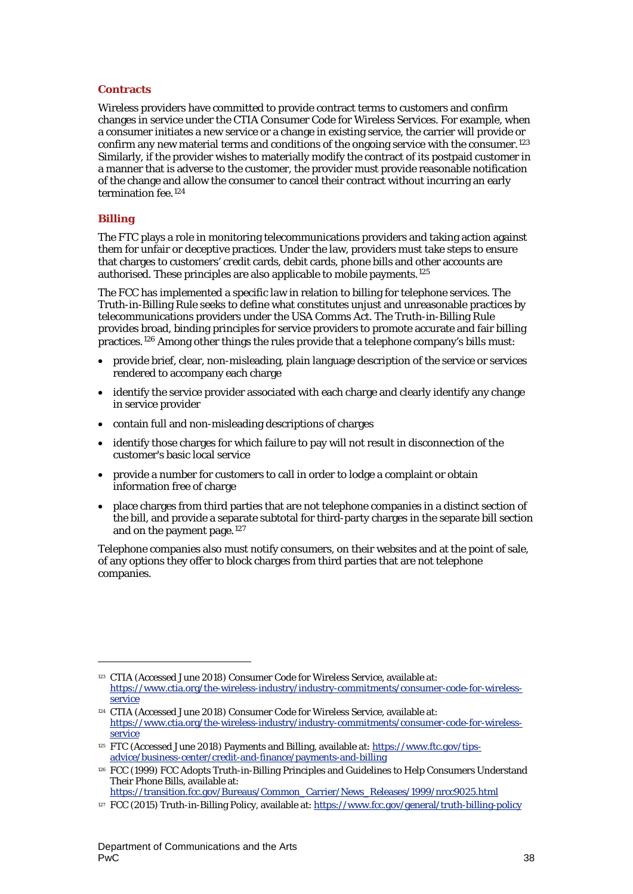### Contracts

Wireless providers have committed to provide contract terms to customers and confirm changes in service under the CTIA Consumer Code for Wireless Services. For example, when a consumer initiates a new service or a change in existing service, the carrier will provide or confirm any new material terms and conditions of the ongoing service with the consumer.[123] Similarly, if the provider wishes to materially modify the contract of its postpaid customer in a manner that is adverse to the customer, the provider must provide reasonable notification of the change and allow the consumer to cancel their contract without incurring an early termination fee.[124]

### Billing

The FTC plays a role in monitoring telecommunications providers and taking action against them for unfair or deceptive practices. Under the law, providers must take steps to ensure that charges to customers' credit cards, debit cards, phone bills and other accounts are authorised. These principles are also applicable to mobile payments.[125]

The FCC has implemented a specific law in relation to billing for telephone services. The Truth-in-Billing Rule seeks to define what constitutes unjust and unreasonable practices by telecommunications providers under the USA Comms Act. The Truth-in-Billing Rule provides broad, binding principles for service providers to promote accurate and fair billing practices.[126] Among other things the rules provide that a telephone company's bills must:

- provide brief, clear, non-misleading, plain language description of the service or services rendered to accompany each charge
- identify the service provider associated with each charge and clearly identify any change in service provider
- contain full and non-misleading descriptions of charges
- identify those charges for which failure to pay will not result in disconnection of the customer's basic local service
- provide a number for customers to call in order to lodge a complaint or obtain information free of charge
- place charges from third parties that are not telephone companies in a distinct section of the bill, and provide a separate subtotal for third-party charges in the separate bill section and on the payment page.[127]

Telephone companies also must notify consumers, on their websites and at the point of sale, of any options they offer to block charges from third parties that are not telephone companies.

---

[123] CTIA (Accessed June 2018) Consumer Code for Wireless Service, available at: https://www.ctia.org/the-wireless-industry/industry-commitments/consumer-code-for-wireless-service

[124] CTIA (Accessed June 2018) Consumer Code for Wireless Service, available at: https://www.ctia.org/the-wireless-industry/industry-commitments/consumer-code-for-wireless-service

[125] FTC (Accessed June 2018) Payments and Billing, available at: https://www.ftc.gov/tips-advice/business-center/credit-and-finance/payments-and-billing

[126] FCC (1999) FCC Adopts Truth-in-Billing Principles and Guidelines to Help Consumers Understand Their Phone Bills, available at: https://transition.fcc.gov/Bureaus/Common_Carrier/News_Releases/1999/nrcc9025.html

[127] FCC (2015) Truth-in-Billing Policy, available at: https://www.fcc.gov/general/truth-billing-policy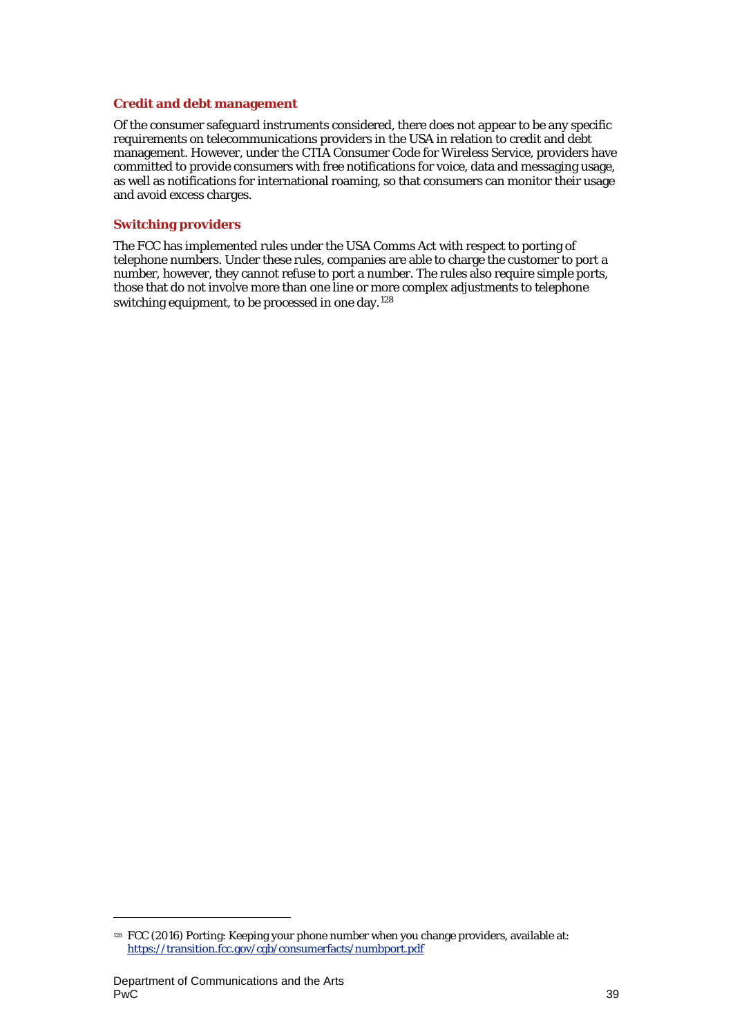### Credit and debt management

Of the consumer safeguard instruments considered, there does not appear to be any specific requirements on telecommunications providers in the USA in relation to credit and debt management. However, under the CTIA Consumer Code for Wireless Service, providers have committed to provide consumers with free notifications for voice, data and messaging usage, as well as notifications for international roaming, so that consumers can monitor their usage and avoid excess charges.

### Switching providers

The FCC has implemented rules under the USA Comms Act with respect to porting of telephone numbers. Under these rules, companies are able to charge the customer to port a number, however, they cannot refuse to port a number. The rules also require simple ports, those that do not involve more than one line or more complex adjustments to telephone switching equipment, to be processed in one day.[128]

---

[128] FCC (2016) Porting: Keeping your phone number when you change providers, available at: https://transition.fcc.gov/cgb/consumerfacts/numbport.pdf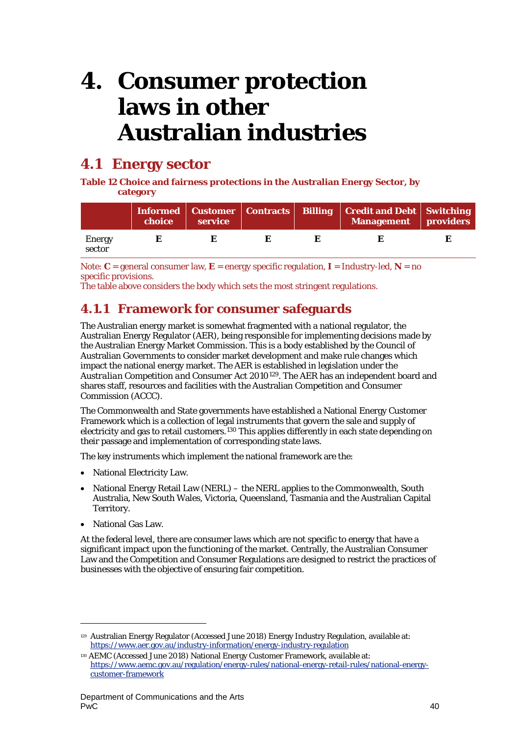# 4. Consumer protection laws in other Australian industries

## 4.1 Energy sector

**Table 12 Choice and fairness protections in the Australian Energy Sector, by category**

| | Informed choice | Customer service | Contracts | Billing | Credit and Debt Management | Switching providers |
|---|---|---|---|---|---|---|
| Energy sector | **E** | **E** | **E** | **E** | **E** | **E** |

Note: **C** = general consumer law, **E** = energy specific regulation, **I** = Industry-led, **N** = no specific provisions.
The table above considers the body which sets the most stringent regulations.

### 4.1.1 Framework for consumer safeguards

The Australian energy market is somewhat fragmented with a national regulator, the Australian Energy Regulator (AER), being responsible for implementing decisions made by the Australian Energy Market Commission. This is a body established by the Council of Australian Governments to consider market development and make rule changes which impact the national energy market. The AER is established in legislation under the *Australian Competition and Consumer Act 2010*[129]. The AER has an independent board and shares staff, resources and facilities with the Australian Competition and Consumer Commission (ACCC).

The Commonwealth and State governments have established a National Energy Customer Framework which is a collection of legal instruments that govern the sale and supply of electricity and gas to retail customers.[130] This applies differently in each state depending on their passage and implementation of corresponding state laws.

The key instruments which implement the national framework are the:

- National Electricity Law.
- National Energy Retail Law (NERL) – the NERL applies to the Commonwealth, South Australia, New South Wales, Victoria, Queensland, Tasmania and the Australian Capital Territory.
- National Gas Law.

At the federal level, there are consumer laws which are not specific to energy that have a significant impact upon the functioning of the market. Centrally, the Australian Consumer Law and the Competition and Consumer Regulations are designed to restrict the practices of businesses with the objective of ensuring fair competition.

---

[129] Australian Energy Regulator (Accessed June 2018) Energy Industry Regulation, available at: https://www.aer.gov.au/industry-information/energy-industry-regulation

[130] AEMC (Accessed June 2018) National Energy Customer Framework, available at: https://www.aemc.gov.au/regulation/energy-rules/national-energy-retail-rules/national-energy-customer-framework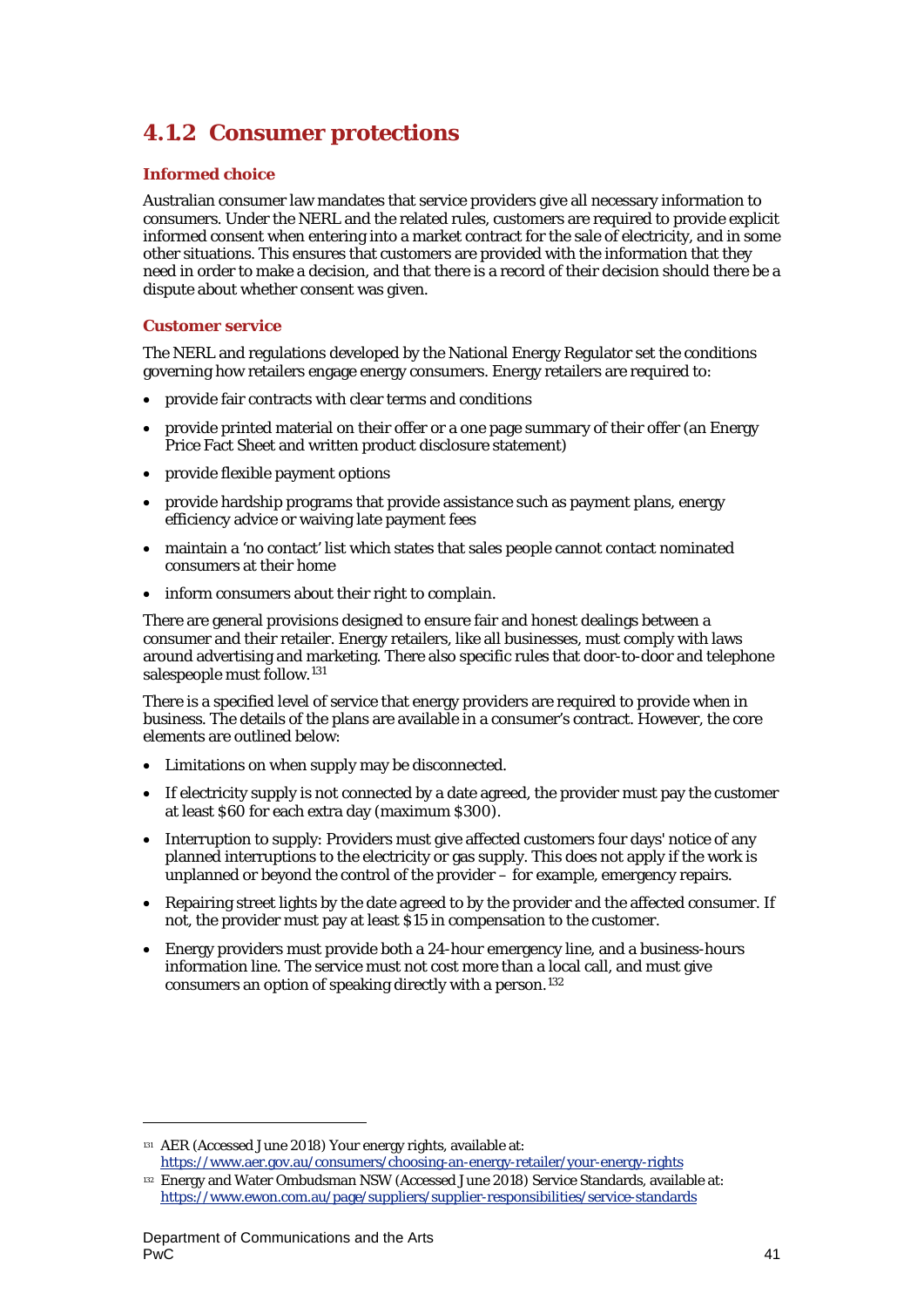## 4.1.2 Consumer protections

### Informed choice

Australian consumer law mandates that service providers give all necessary information to consumers. Under the NERL and the related rules, customers are required to provide explicit informed consent when entering into a market contract for the sale of electricity, and in some other situations. This ensures that customers are provided with the information that they need in order to make a decision, and that there is a record of their decision should there be a dispute about whether consent was given.

### Customer service

The NERL and regulations developed by the National Energy Regulator set the conditions governing how retailers engage energy consumers. Energy retailers are required to:

- provide fair contracts with clear terms and conditions
- provide printed material on their offer or a one page summary of their offer (an Energy Price Fact Sheet and written product disclosure statement)
- provide flexible payment options
- provide hardship programs that provide assistance such as payment plans, energy efficiency advice or waiving late payment fees
- maintain a 'no contact' list which states that sales people cannot contact nominated consumers at their home
- inform consumers about their right to complain.

There are general provisions designed to ensure fair and honest dealings between a consumer and their retailer. Energy retailers, like all businesses, must comply with laws around advertising and marketing. There also specific rules that door-to-door and telephone salespeople must follow.[131]

There is a specified level of service that energy providers are required to provide when in business. The details of the plans are available in a consumer's contract. However, the core elements are outlined below:

- Limitations on when supply may be disconnected.
- If electricity supply is not connected by a date agreed, the provider must pay the customer at least $60 for each extra day (maximum $300).
- Interruption to supply: Providers must give affected customers four days' notice of any planned interruptions to the electricity or gas supply. This does not apply if the work is unplanned or beyond the control of the provider – for example, emergency repairs.
- Repairing street lights by the date agreed to by the provider and the affected consumer. If not, the provider must pay at least $15 in compensation to the customer.
- Energy providers must provide both a 24-hour emergency line, and a business-hours information line. The service must not cost more than a local call, and must give consumers an option of speaking directly with a person.[132]

---

[131] AER (Accessed June 2018) Your energy rights, available at: https://www.aer.gov.au/consumers/choosing-an-energy-retailer/your-energy-rights

[132] Energy and Water Ombudsman NSW (Accessed June 2018) Service Standards, available at: https://www.ewon.com.au/page/suppliers/supplier-responsibilities/service-standards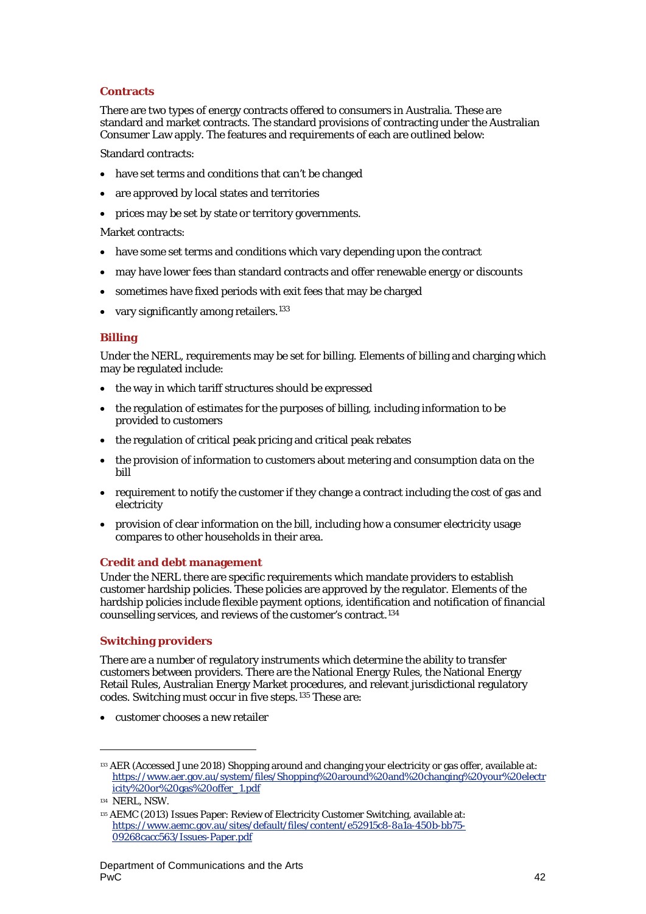### Contracts

There are two types of energy contracts offered to consumers in Australia. These are standard and market contracts. The standard provisions of contracting under the Australian Consumer Law apply. The features and requirements of each are outlined below:

Standard contracts:

- have set terms and conditions that can't be changed
- are approved by local states and territories
- prices may be set by state or territory governments.

Market contracts:

- have some set terms and conditions which vary depending upon the contract
- may have lower fees than standard contracts and offer renewable energy or discounts
- sometimes have fixed periods with exit fees that may be charged
- vary significantly among retailers.[133]

### Billing

Under the NERL, requirements may be set for billing. Elements of billing and charging which may be regulated include:

- the way in which tariff structures should be expressed
- the regulation of estimates for the purposes of billing, including information to be provided to customers
- the regulation of critical peak pricing and critical peak rebates
- the provision of information to customers about metering and consumption data on the bill
- requirement to notify the customer if they change a contract including the cost of gas and electricity
- provision of clear information on the bill, including how a consumer electricity usage compares to other households in their area.

### Credit and debt management

Under the NERL there are specific requirements which mandate providers to establish customer hardship policies. These policies are approved by the regulator. Elements of the hardship policies include flexible payment options, identification and notification of financial counselling services, and reviews of the customer's contract.[134]

### Switching providers

There are a number of regulatory instruments which determine the ability to transfer customers between providers. There are the National Energy Rules, the National Energy Retail Rules, Australian Energy Market procedures, and relevant jurisdictional regulatory codes. Switching must occur in five steps.[135] These are:

- customer chooses a new retailer

---

[133] AER (Accessed June 2018) Shopping around and changing your electricity or gas offer, available at: https://www.aer.gov.au/system/files/Shopping%20around%20and%20changing%20your%20electricity%20or%20gas%20offer_1.pdf

[134] NERL, NSW.

[135] AEMC (2013) Issues Paper: Review of Electricity Customer Switching, available at: https://www.aemc.gov.au/sites/default/files/content/e52915c8-8a1a-450b-bb75-09268cacc563/Issues-Paper.pdf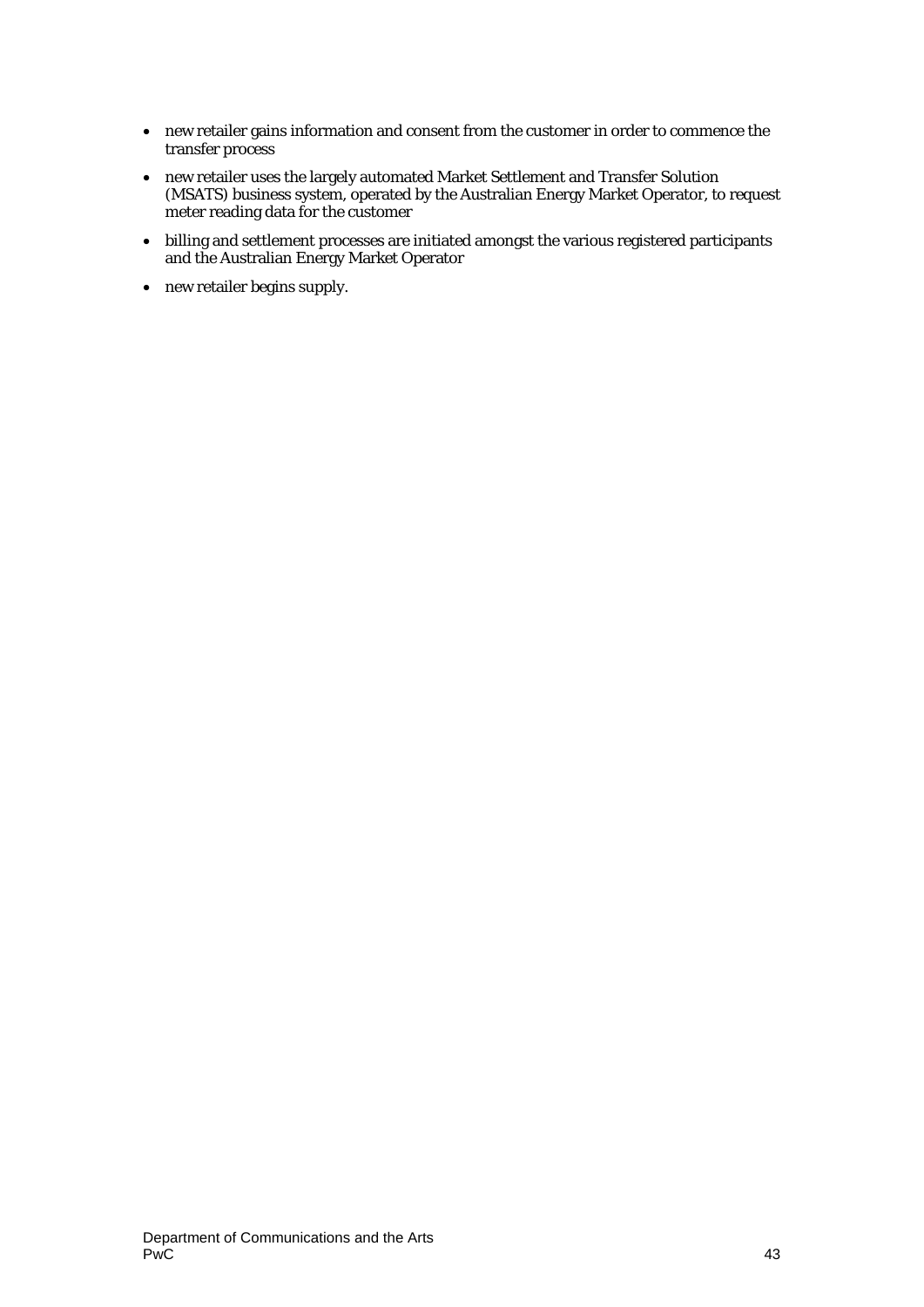- new retailer gains information and consent from the customer in order to commence the transfer process
- new retailer uses the largely automated Market Settlement and Transfer Solution (MSATS) business system, operated by the Australian Energy Market Operator, to request meter reading data for the customer
- billing and settlement processes are initiated amongst the various registered participants and the Australian Energy Market Operator
- new retailer begins supply.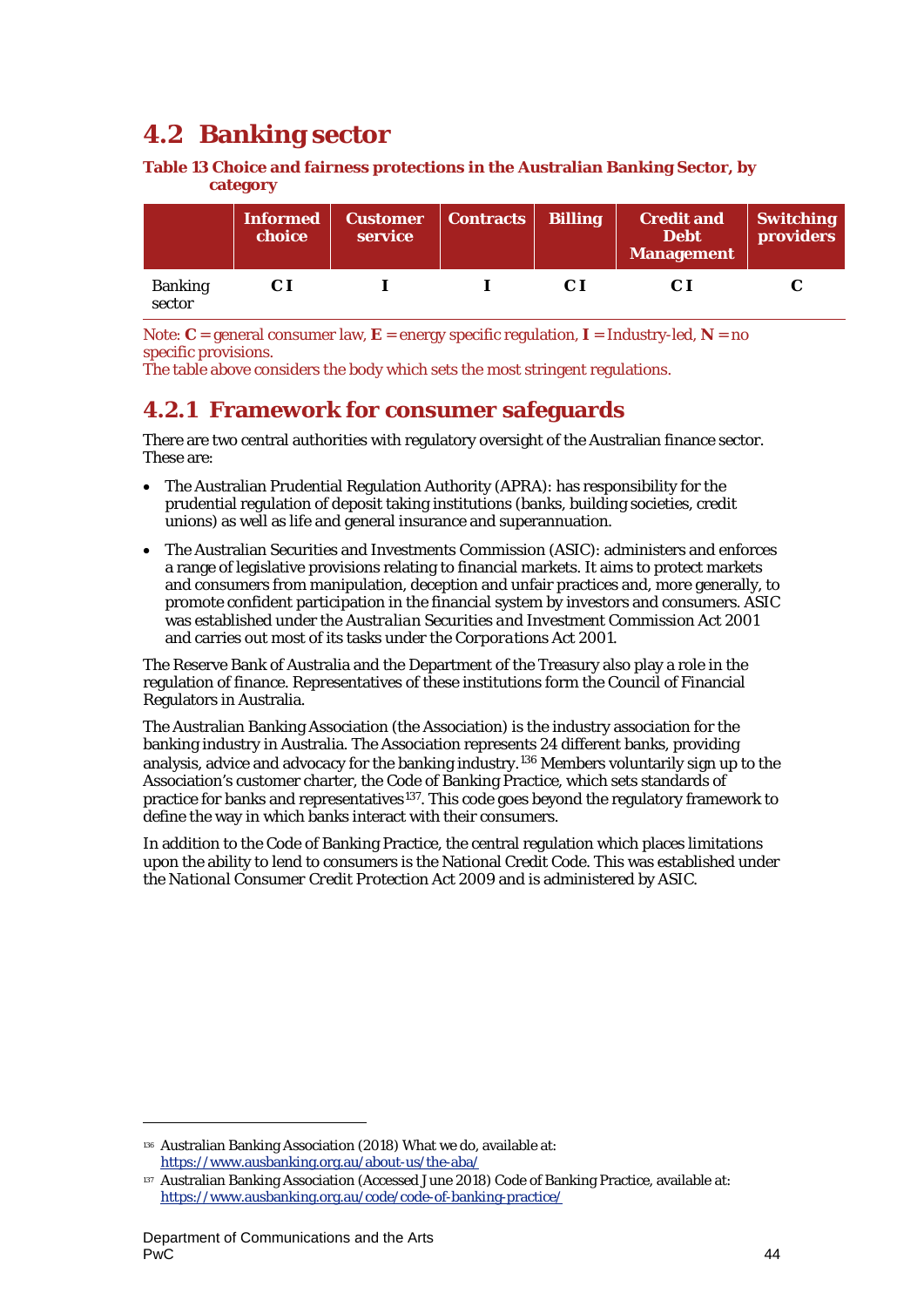## 4.2 Banking sector

**Table 13 Choice and fairness protections in the Australian Banking Sector, by category**

| | Informed choice | Customer service | Contracts | Billing | Credit and Debt Management | Switching providers |
|---|---|---|---|---|---|---|
| Banking sector | **C I** | **I** | **I** | **C I** | **C I** | **C** |

Note: **C** = general consumer law, **E** = energy specific regulation, **I** = Industry-led, **N** = no specific provisions.
The table above considers the body which sets the most stringent regulations.

### 4.2.1 Framework for consumer safeguards

There are two central authorities with regulatory oversight of the Australian finance sector. These are:

- The Australian Prudential Regulation Authority (APRA): has responsibility for the prudential regulation of deposit taking institutions (banks, building societies, credit unions) as well as life and general insurance and superannuation.
- The Australian Securities and Investments Commission (ASIC): administers and enforces a range of legislative provisions relating to financial markets. It aims to protect markets and consumers from manipulation, deception and unfair practices and, more generally, to promote confident participation in the financial system by investors and consumers. ASIC was established under the *Australian Securities and Investment Commission Act 2001* and carries out most of its tasks under the *Corporations Act 2001*.

The Reserve Bank of Australia and the Department of the Treasury also play a role in the regulation of finance. Representatives of these institutions form the Council of Financial Regulators in Australia.

The Australian Banking Association (the Association) is the industry association for the banking industry in Australia. The Association represents 24 different banks, providing analysis, advice and advocacy for the banking industry.[136] Members voluntarily sign up to the Association's customer charter, the Code of Banking Practice, which sets standards of practice for banks and representatives[137]. This code goes beyond the regulatory framework to define the way in which banks interact with their consumers.

In addition to the Code of Banking Practice, the central regulation which places limitations upon the ability to lend to consumers is the National Credit Code. This was established under the *National Consumer Credit Protection Act 2009* and is administered by ASIC.

---

[136] Australian Banking Association (2018) What we do, available at: https://www.ausbanking.org.au/about-us/the-aba/

[137] Australian Banking Association (Accessed June 2018) Code of Banking Practice, available at: https://www.ausbanking.org.au/code/code-of-banking-practice/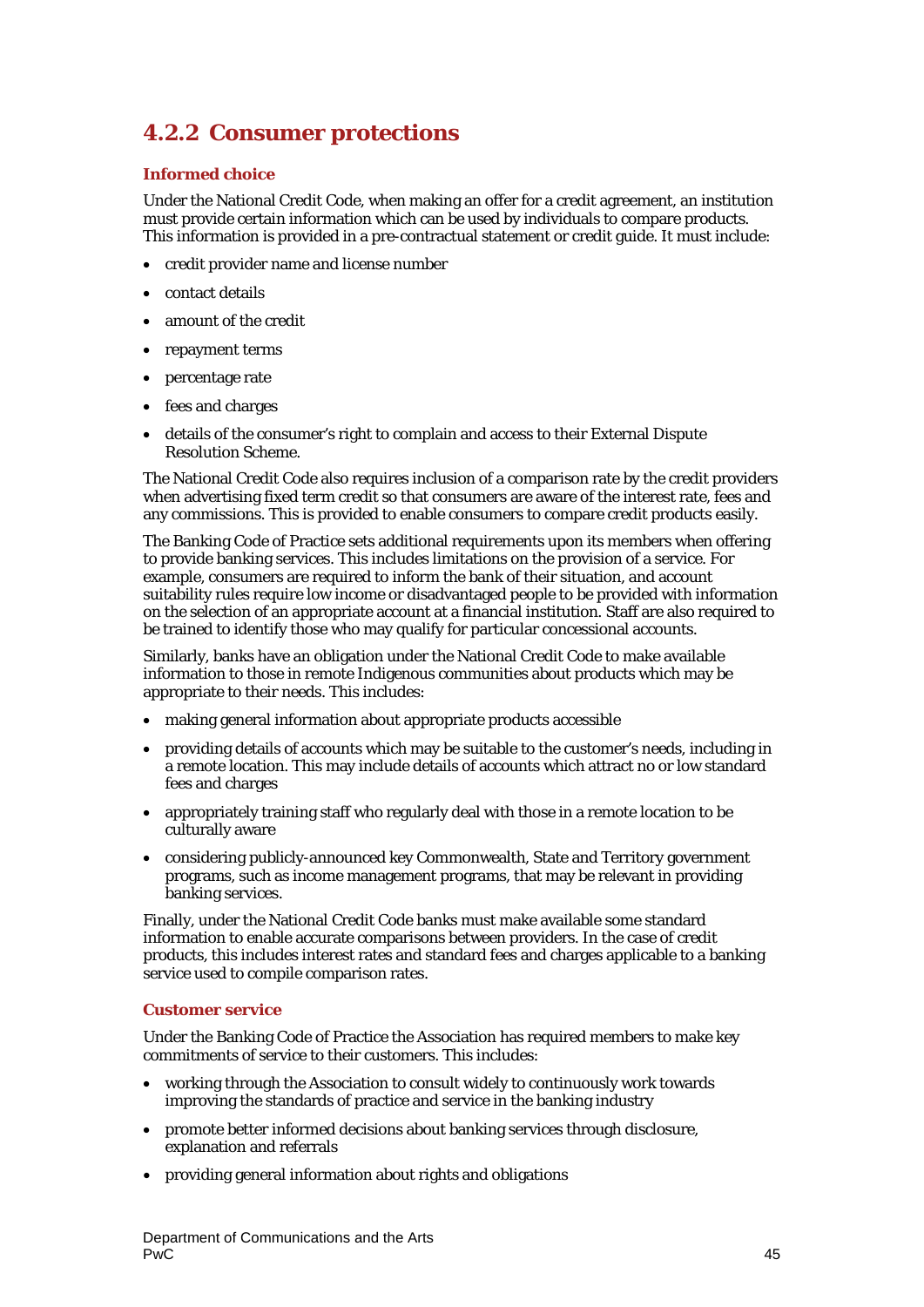## 4.2.2 Consumer protections

### Informed choice

Under the National Credit Code, when making an offer for a credit agreement, an institution must provide certain information which can be used by individuals to compare products. This information is provided in a pre-contractual statement or credit guide. It must include:

- credit provider name and license number
- contact details
- amount of the credit
- repayment terms
- percentage rate
- fees and charges
- details of the consumer's right to complain and access to their External Dispute Resolution Scheme.

The National Credit Code also requires inclusion of a comparison rate by the credit providers when advertising fixed term credit so that consumers are aware of the interest rate, fees and any commissions. This is provided to enable consumers to compare credit products easily.

The Banking Code of Practice sets additional requirements upon its members when offering to provide banking services. This includes limitations on the provision of a service. For example, consumers are required to inform the bank of their situation, and account suitability rules require low income or disadvantaged people to be provided with information on the selection of an appropriate account at a financial institution. Staff are also required to be trained to identify those who may qualify for particular concessional accounts.

Similarly, banks have an obligation under the National Credit Code to make available information to those in remote Indigenous communities about products which may be appropriate to their needs. This includes:

- making general information about appropriate products accessible
- providing details of accounts which may be suitable to the customer's needs, including in a remote location. This may include details of accounts which attract no or low standard fees and charges
- appropriately training staff who regularly deal with those in a remote location to be culturally aware
- considering publicly-announced key Commonwealth, State and Territory government programs, such as income management programs, that may be relevant in providing banking services.

Finally, under the National Credit Code banks must make available some standard information to enable accurate comparisons between providers. In the case of credit products, this includes interest rates and standard fees and charges applicable to a banking service used to compile comparison rates.

### Customer service

Under the Banking Code of Practice the Association has required members to make key commitments of service to their customers. This includes:

- working through the Association to consult widely to continuously work towards improving the standards of practice and service in the banking industry
- promote better informed decisions about banking services through disclosure, explanation and referrals
- providing general information about rights and obligations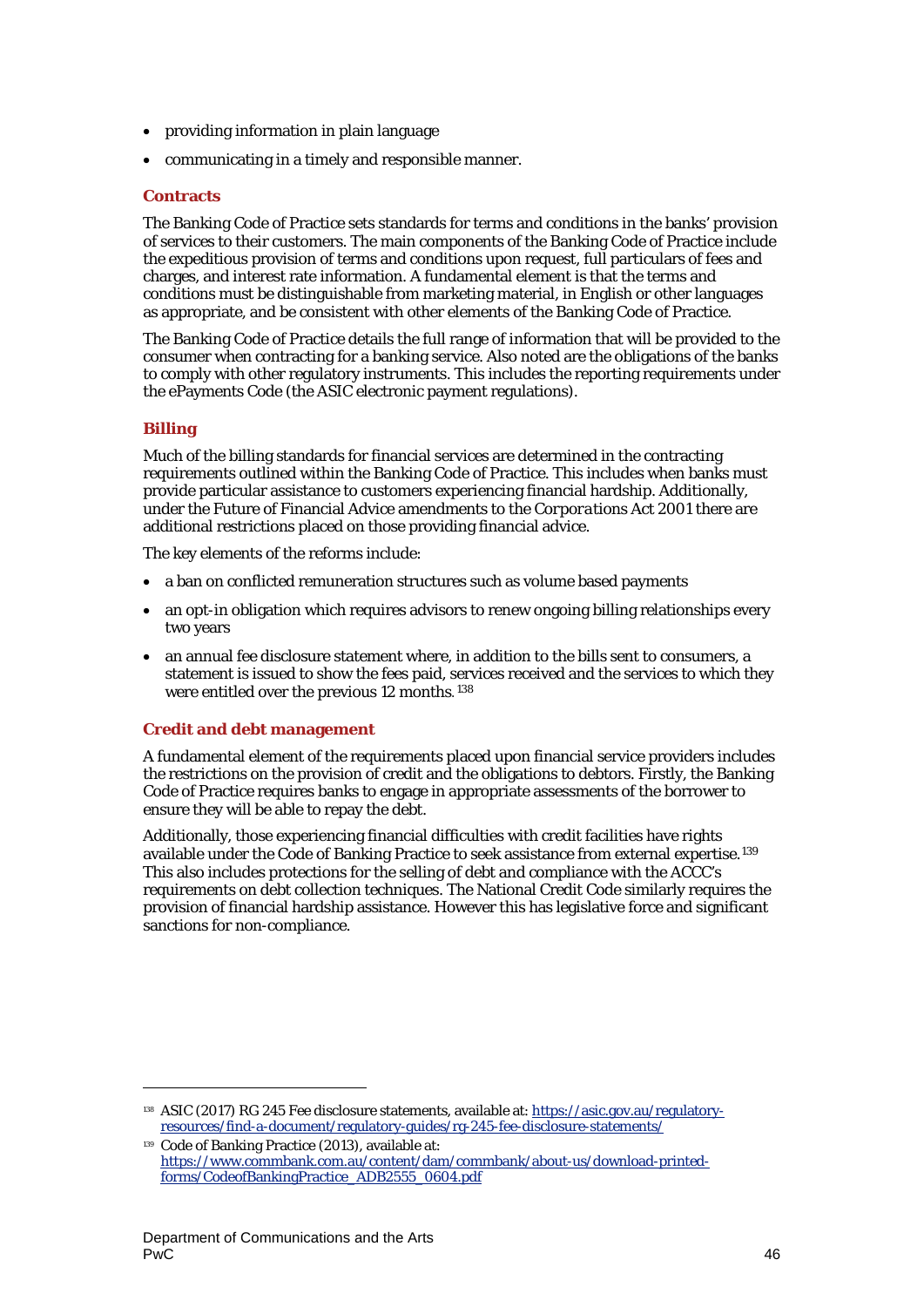- providing information in plain language
- communicating in a timely and responsible manner.

### Contracts

The Banking Code of Practice sets standards for terms and conditions in the banks' provision of services to their customers. The main components of the Banking Code of Practice include the expeditious provision of terms and conditions upon request, full particulars of fees and charges, and interest rate information. A fundamental element is that the terms and conditions must be distinguishable from marketing material, in English or other languages as appropriate, and be consistent with other elements of the Banking Code of Practice.

The Banking Code of Practice details the full range of information that will be provided to the consumer when contracting for a banking service. Also noted are the obligations of the banks to comply with other regulatory instruments. This includes the reporting requirements under the ePayments Code (the ASIC electronic payment regulations).

### Billing

Much of the billing standards for financial services are determined in the contracting requirements outlined within the Banking Code of Practice. This includes when banks must provide particular assistance to customers experiencing financial hardship. Additionally, under the Future of Financial Advice amendments to the *Corporations Act 2001* there are additional restrictions placed on those providing financial advice.

The key elements of the reforms include:

- a ban on conflicted remuneration structures such as volume based payments
- an opt-in obligation which requires advisors to renew ongoing billing relationships every two years
- an annual fee disclosure statement where, in addition to the bills sent to consumers, a statement is issued to show the fees paid, services received and the services to which they were entitled over the previous 12 months.[138]

### Credit and debt management

A fundamental element of the requirements placed upon financial service providers includes the restrictions on the provision of credit and the obligations to debtors. Firstly, the Banking Code of Practice requires banks to engage in appropriate assessments of the borrower to ensure they will be able to repay the debt.

Additionally, those experiencing financial difficulties with credit facilities have rights available under the Code of Banking Practice to seek assistance from external expertise.[139] This also includes protections for the selling of debt and compliance with the ACCC's requirements on debt collection techniques. The National Credit Code similarly requires the provision of financial hardship assistance. However this has legislative force and significant sanctions for non-compliance.

---

[138] ASIC (2017) RG 245 Fee disclosure statements, available at: https://asic.gov.au/regulatory-resources/find-a-document/regulatory-guides/rg-245-fee-disclosure-statements/

[139] Code of Banking Practice (2013), available at: https://www.commbank.com.au/content/dam/commbank/about-us/download-printed-forms/CodeofBankingPractice_ADB2555_0604.pdf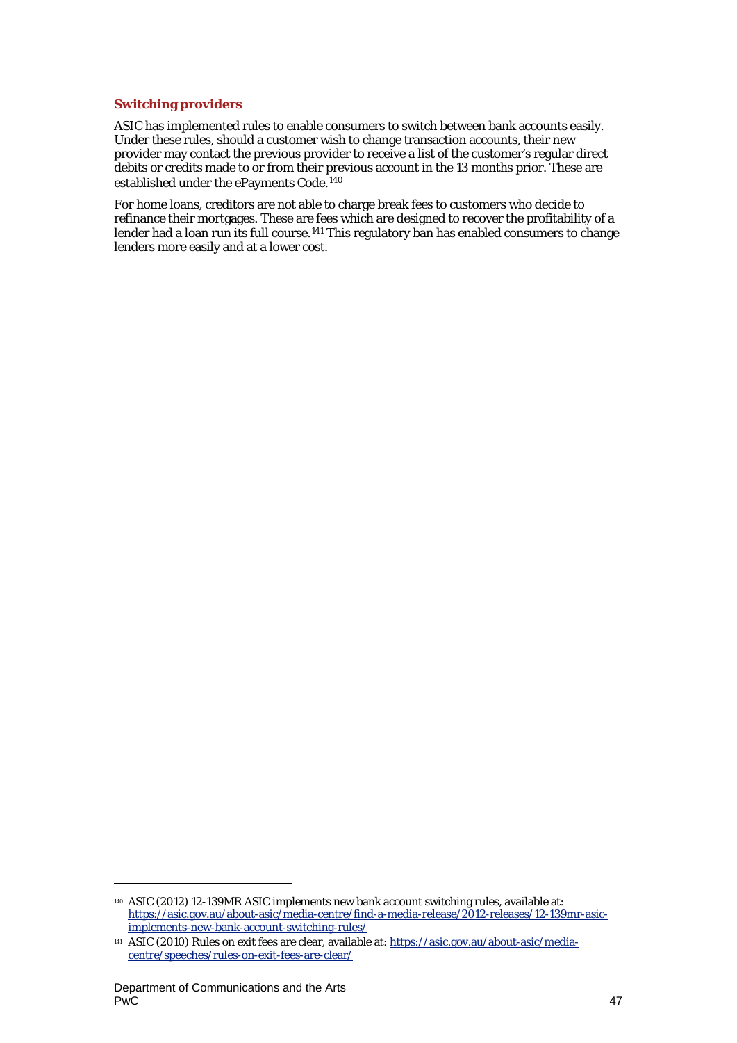### Switching providers

ASIC has implemented rules to enable consumers to switch between bank accounts easily. Under these rules, should a customer wish to change transaction accounts, their new provider may contact the previous provider to receive a list of the customer's regular direct debits or credits made to or from their previous account in the 13 months prior. These are established under the ePayments Code.[140]

For home loans, creditors are not able to charge break fees to customers who decide to refinance their mortgages. These are fees which are designed to recover the profitability of a lender had a loan run its full course.[141] This regulatory ban has enabled consumers to change lenders more easily and at a lower cost.

---

[140] ASIC (2012) 12-139MR ASIC implements new bank account switching rules, available at: https://asic.gov.au/about-asic/media-centre/find-a-media-release/2012-releases/12-139mr-asic-implements-new-bank-account-switching-rules/

[141] ASIC (2010) Rules on exit fees are clear, available at: https://asic.gov.au/about-asic/media-centre/speeches/rules-on-exit-fees-are-clear/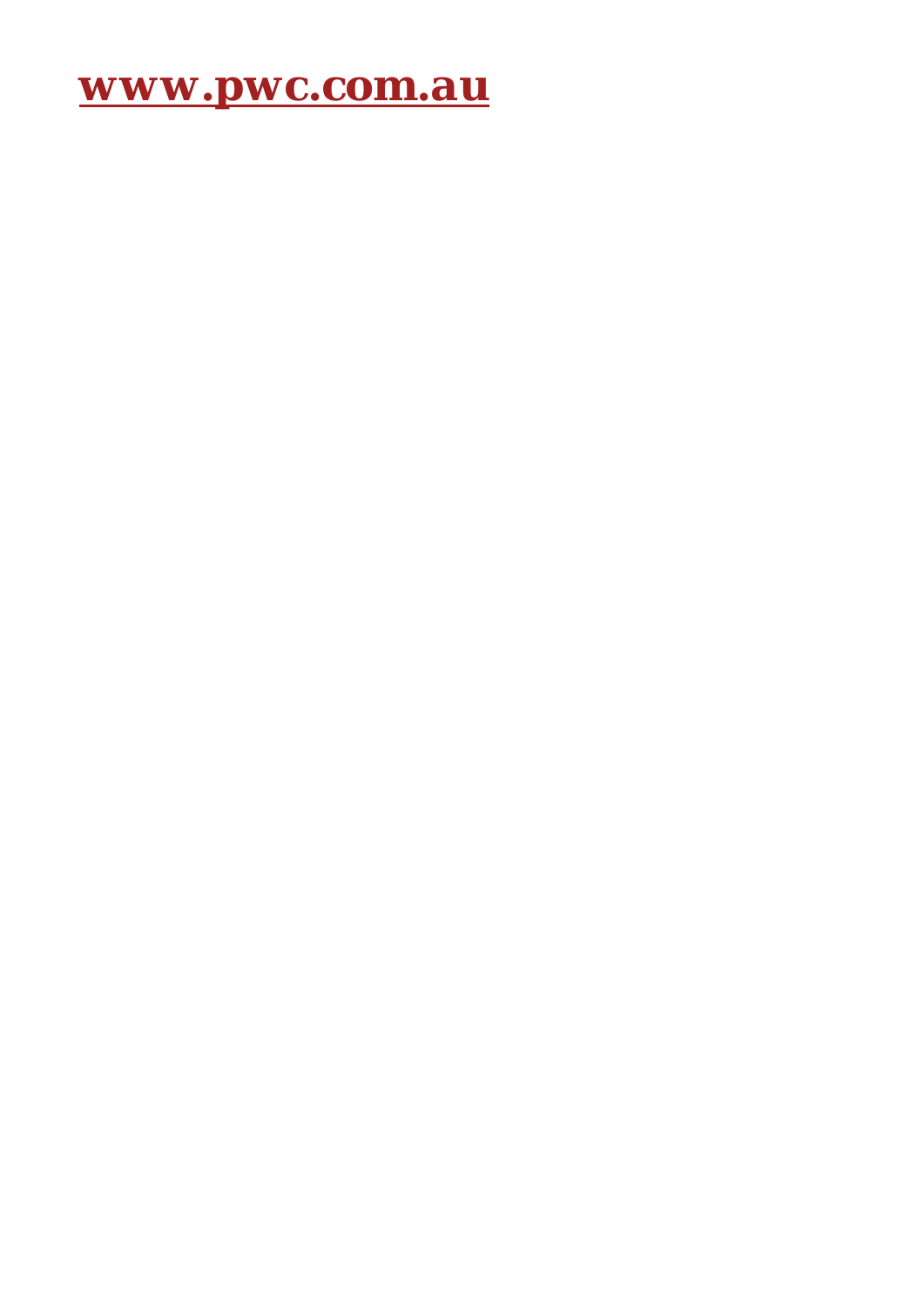**www.pwc.com.au**